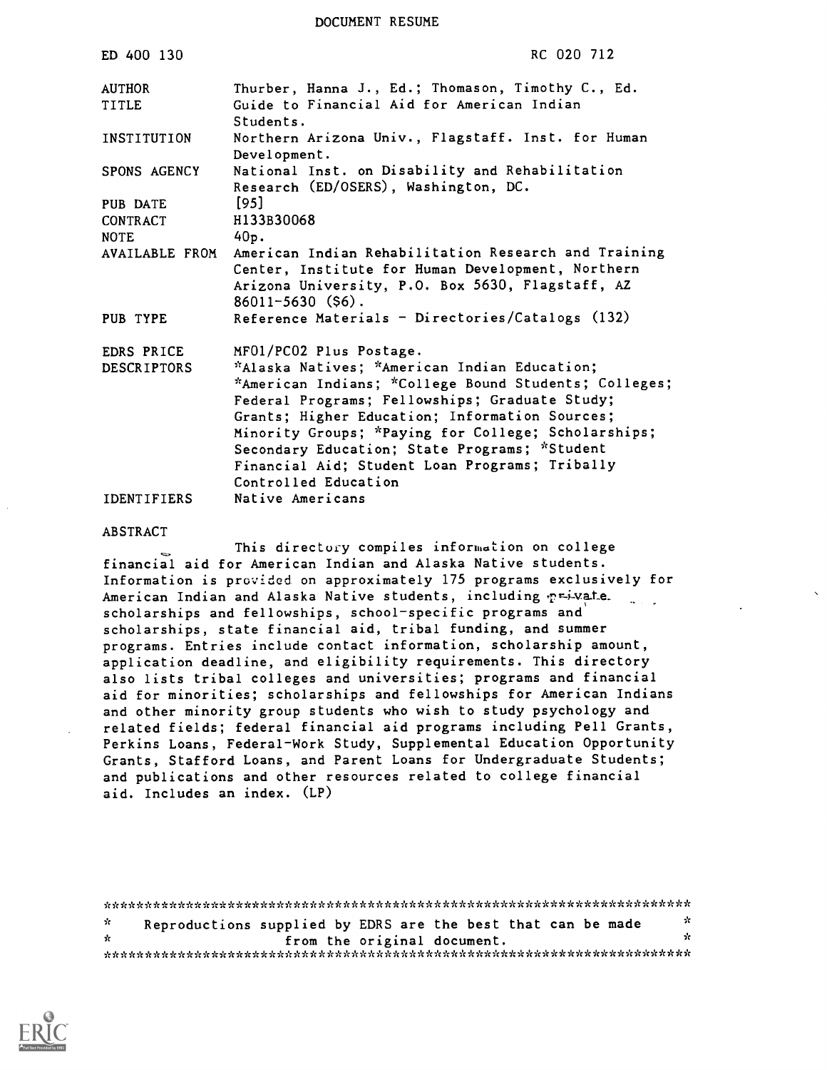DOCUMENT RESUME

| | |
|---|---|
| ED 400 130 | RC 020 712 |
| AUTHOR | Thurber, Hanna J., Ed.; Thomason, Timothy C., Ed. |
| TITLE | Guide to Financial Aid for American Indian Students. |
| INSTITUTION | Northern Arizona Univ., Flagstaff. Inst. for Human Development. |
| SPONS AGENCY | National Inst. on Disability and Rehabilitation Research (ED/OSERS), Washington, DC. |
| PUB DATE | [95] |
| CONTRACT | H133B30068 |
| NOTE | 40p. |
| AVAILABLE FROM | American Indian Rehabilitation Research and Training Center, Institute for Human Development, Northern Arizona University, P.O. Box 5630, Flagstaff, AZ 86011-5630 ($6). |
| PUB TYPE | Reference Materials - Directories/Catalogs (132) |
| EDRS PRICE | MF01/PC02 Plus Postage. |
| DESCRIPTORS | *Alaska Natives; *American Indian Education; *American Indians; *College Bound Students; Colleges; Federal Programs; Fellowships; Graduate Study; Grants; Higher Education; Information Sources; Minority Groups; *Paying for College; Scholarships; Secondary Education; State Programs; *Student Financial Aid; Student Loan Programs; Tribally Controlled Education |
| IDENTIFIERS | Native Americans |

ABSTRACT

This directory compiles information on college financial aid for American Indian and Alaska Native students. Information is provided on approximately 175 programs exclusively for American Indian and Alaska Native students, including private scholarships and fellowships, school-specific programs and scholarships, state financial aid, tribal funding, and summer programs. Entries include contact information, scholarship amount, application deadline, and eligibility requirements. This directory also lists tribal colleges and universities; programs and financial aid for minorities; scholarships and fellowships for American Indians and other minority group students who wish to study psychology and related fields; federal financial aid programs including Pell Grants, Perkins Loans, Federal-Work Study, Supplemental Education Opportunity Grants, Stafford Loans, and Parent Loans for Undergraduate Students; and publications and other resources related to college financial aid. Includes an index. (LP)

***********************************************************************
* Reproductions supplied by EDRS are the best that can be made *
* from the original document. *
***********************************************************************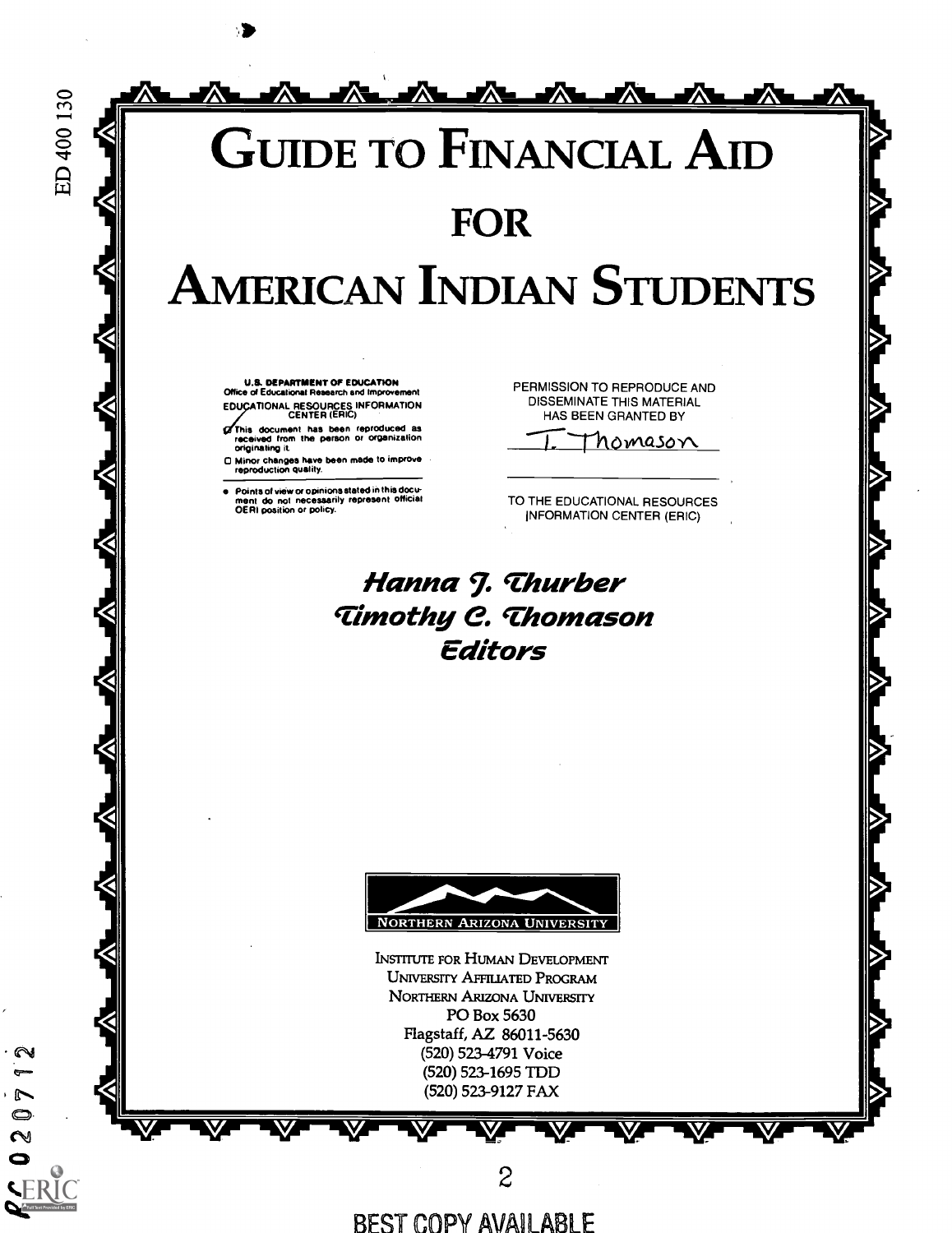# Guide to Financial Aid for American Indian Students

U.S. DEPARTMENT OF EDUCATION
Office of Educational Research and Improvement
EDUCATIONAL RESOURCES INFORMATION CENTER (ERIC)

- This document has been reproduced as received from the person or organization originating it.
- Minor changes have been made to improve reproduction quality.

- Points of view or opinions stated in this document do not necessarily represent official OERI position or policy.

PERMISSION TO REPRODUCE AND DISSEMINATE THIS MATERIAL HAS BEEN GRANTED BY

T. Thomason

TO THE EDUCATIONAL RESOURCES INFORMATION CENTER (ERIC)

***Hanna J. Thurber***
***Timothy C. Thomason***
***Editors***

NORTHERN ARIZONA UNIVERSITY

INSTITUTE FOR HUMAN DEVELOPMENT
UNIVERSITY AFFILIATED PROGRAM
NORTHERN ARIZONA UNIVERSITY
PO Box 5630
Flagstaff, AZ 86011-5630
(520) 523-4791 Voice
(520) 523-1695 TDD
(520) 523-9127 FAX

BEST COPY AVAILABLE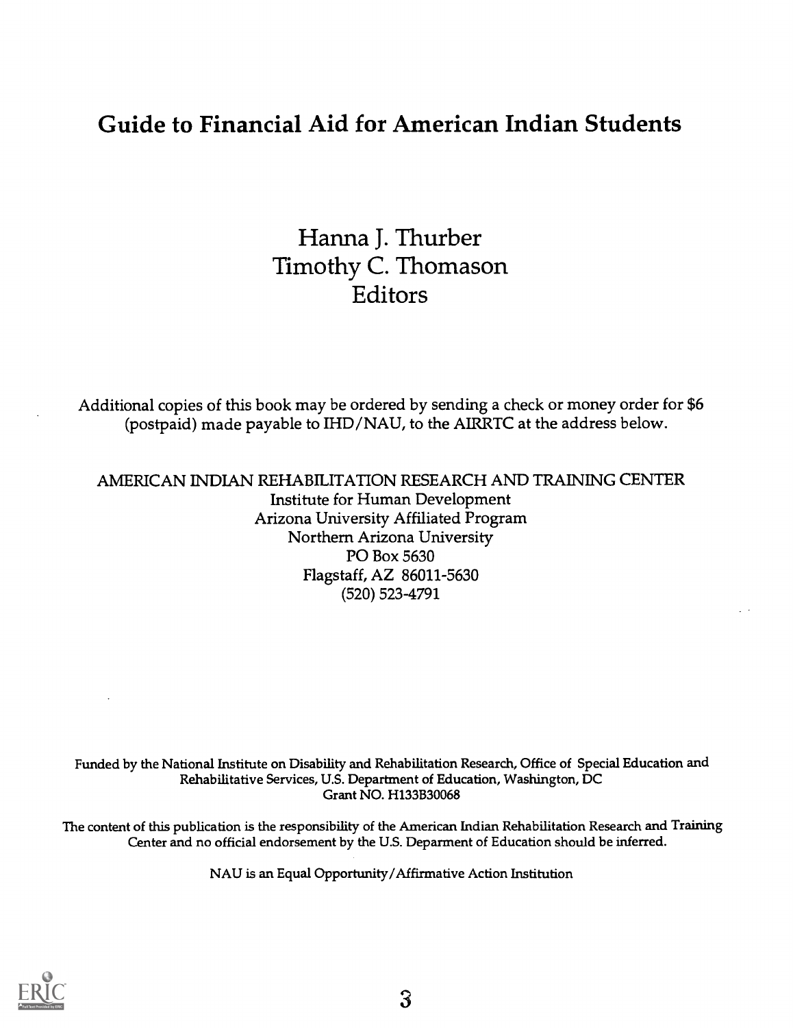# Guide to Financial Aid for American Indian Students

Hanna J. Thurber
Timothy C. Thomason
Editors

Additional copies of this book may be ordered by sending a check or money order for $6 (postpaid) made payable to IHD/NAU, to the AIRRTC at the address below.

AMERICAN INDIAN REHABILITATION RESEARCH AND TRAINING CENTER
Institute for Human Development
Arizona University Affiliated Program
Northern Arizona University
PO Box 5630
Flagstaff, AZ 86011-5630
(520) 523-4791

Funded by the National Institute on Disability and Rehabilitation Research, Office of Special Education and Rehabilitative Services, U.S. Department of Education, Washington, DC
Grant NO. H133B30068

The content of this publication is the responsibility of the American Indian Rehabilitation Research and Training Center and no official endorsement by the U.S. Deparment of Education should be inferred.

NAU is an Equal Opportunity/Affirmative Action Institution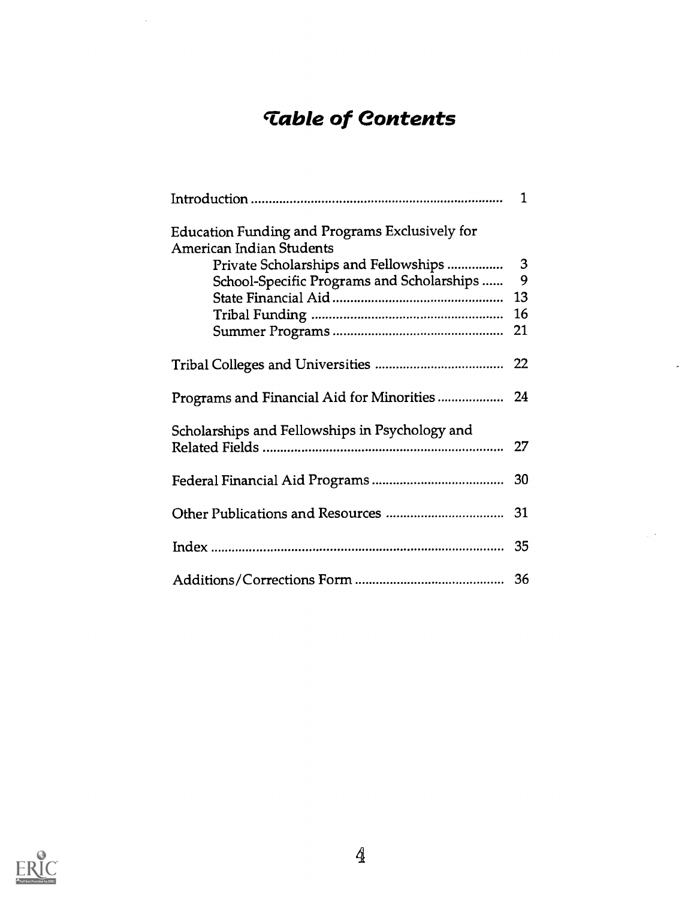# Table of Contents

| | |
|---|---|
| Introduction | 1 |
| Education Funding and Programs Exclusively for American Indian Students | |
| Private Scholarships and Fellowships | 3 |
| School-Specific Programs and Scholarships | 9 |
| State Financial Aid | 13 |
| Tribal Funding | 16 |
| Summer Programs | 21 |
| Tribal Colleges and Universities | 22 |
| Programs and Financial Aid for Minorities | 24 |
| Scholarships and Fellowships in Psychology and Related Fields | 27 |
| Federal Financial Aid Programs | 30 |
| Other Publications and Resources | 31 |
| Index | 35 |
| Additions/Corrections Form | 36 |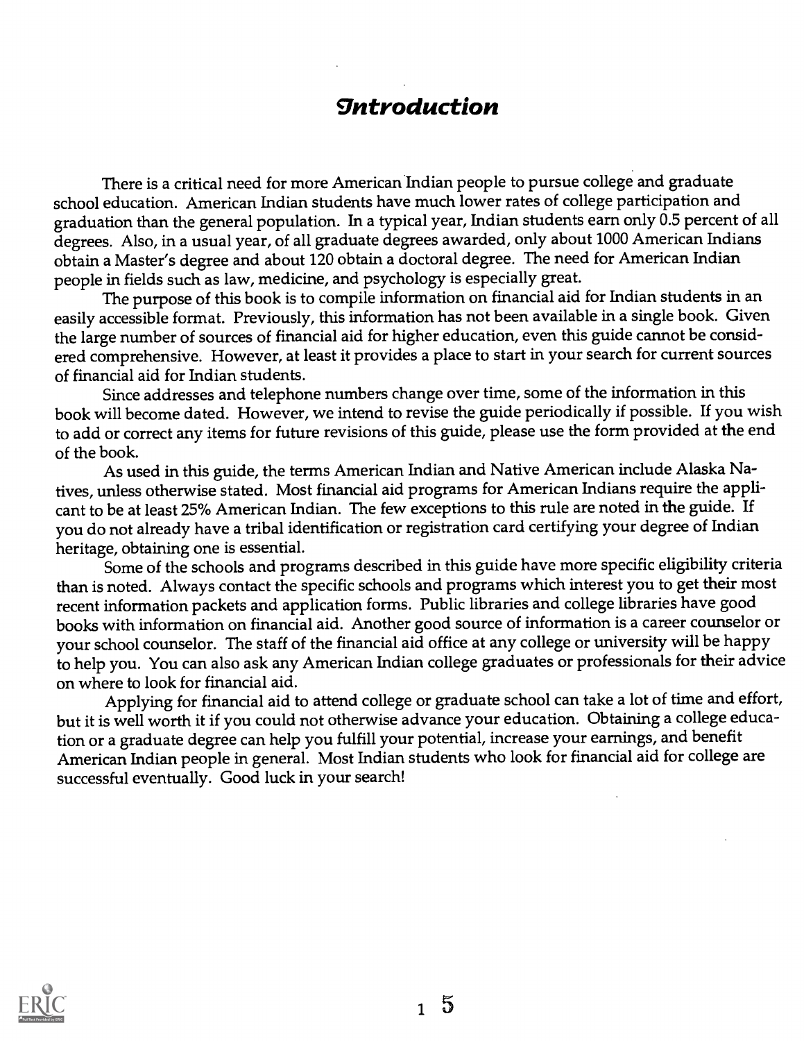# Introduction

There is a critical need for more American Indian people to pursue college and graduate school education. American Indian students have much lower rates of college participation and graduation than the general population. In a typical year, Indian students earn only 0.5 percent of all degrees. Also, in a usual year, of all graduate degrees awarded, only about 1000 American Indians obtain a Master's degree and about 120 obtain a doctoral degree. The need for American Indian people in fields such as law, medicine, and psychology is especially great.

The purpose of this book is to compile information on financial aid for Indian students in an easily accessible format. Previously, this information has not been available in a single book. Given the large number of sources of financial aid for higher education, even this guide cannot be considered comprehensive. However, at least it provides a place to start in your search for current sources of financial aid for Indian students.

Since addresses and telephone numbers change over time, some of the information in this book will become dated. However, we intend to revise the guide periodically if possible. If you wish to add or correct any items for future revisions of this guide, please use the form provided at the end of the book.

As used in this guide, the terms American Indian and Native American include Alaska Natives, unless otherwise stated. Most financial aid programs for American Indians require the applicant to be at least 25% American Indian. The few exceptions to this rule are noted in the guide. If you do not already have a tribal identification or registration card certifying your degree of Indian heritage, obtaining one is essential.

Some of the schools and programs described in this guide have more specific eligibility criteria than is noted. Always contact the specific schools and programs which interest you to get their most recent information packets and application forms. Public libraries and college libraries have good books with information on financial aid. Another good source of information is a career counselor or your school counselor. The staff of the financial aid office at any college or university will be happy to help you. You can also ask any American Indian college graduates or professionals for their advice on where to look for financial aid.

Applying for financial aid to attend college or graduate school can take a lot of time and effort, but it is well worth it if you could not otherwise advance your education. Obtaining a college education or a graduate degree can help you fulfill your potential, increase your earnings, and benefit American Indian people in general. Most Indian students who look for financial aid for college are successful eventually. Good luck in your search!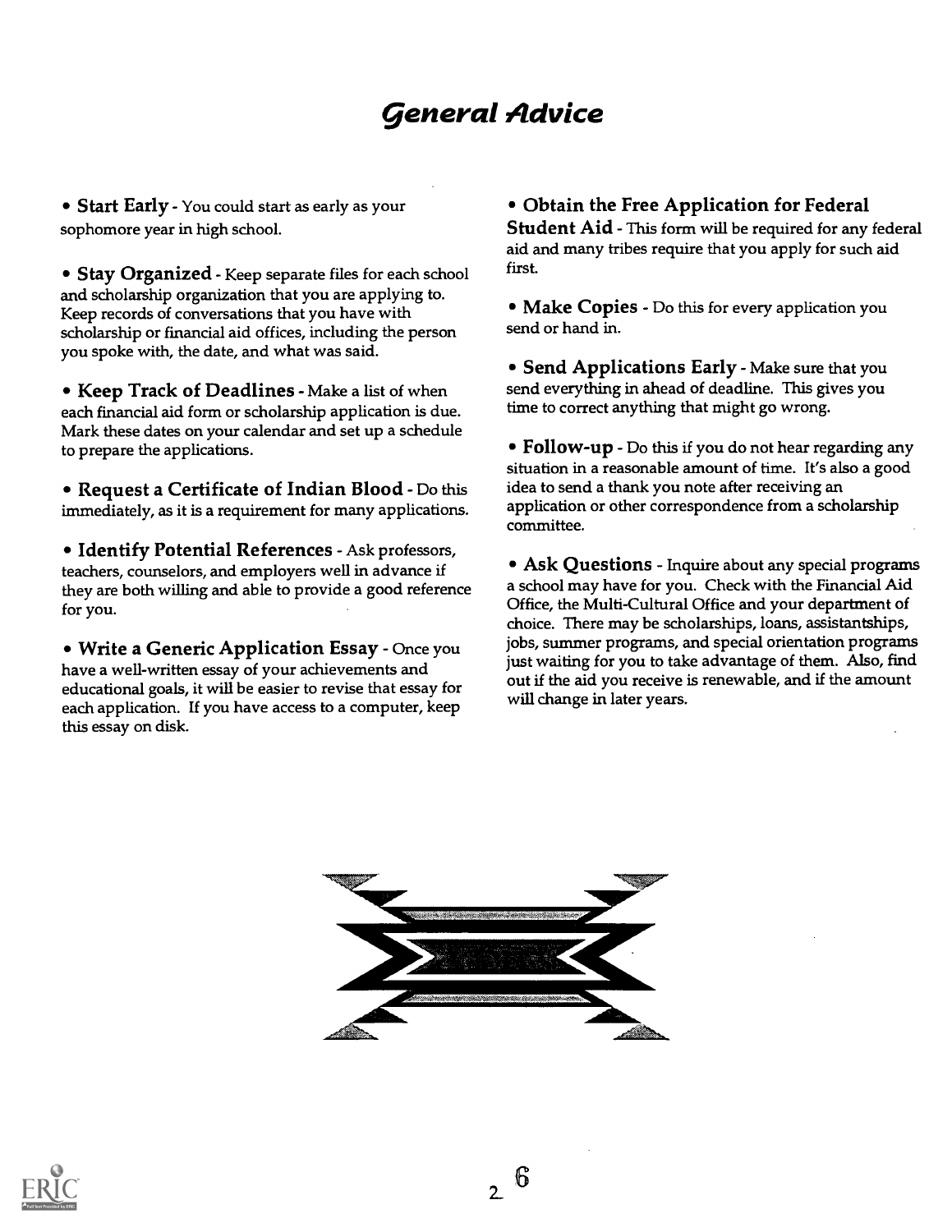# General Advice

- **Start Early** - You could start as early as your sophomore year in high school.

- **Stay Organized** - Keep separate files for each school and scholarship organization that you are applying to. Keep records of conversations that you have with scholarship or financial aid offices, including the person you spoke with, the date, and what was said.

- **Keep Track of Deadlines** - Make a list of when each financial aid form or scholarship application is due. Mark these dates on your calendar and set up a schedule to prepare the applications.

- **Request a Certificate of Indian Blood** - Do this immediately, as it is a requirement for many applications.

- **Identify Potential References** - Ask professors, teachers, counselors, and employers well in advance if they are both willing and able to provide a good reference for you.

- **Write a Generic Application Essay** - Once you have a well-written essay of your achievements and educational goals, it will be easier to revise that essay for each application. If you have access to a computer, keep this essay on disk.

- **Obtain the Free Application for Federal Student Aid** - This form will be required for any federal aid and many tribes require that you apply for such aid first.

- **Make Copies** - Do this for every application you send or hand in.

- **Send Applications Early** - Make sure that you send everything in ahead of deadline. This gives you time to correct anything that might go wrong.

- **Follow-up** - Do this if you do not hear regarding any situation in a reasonable amount of time. It's also a good idea to send a thank you note after receiving an application or other correspondence from a scholarship committee.

- **Ask Questions** - Inquire about any special programs a school may have for you. Check with the Financial Aid Office, the Multi-Cultural Office and your department of choice. There may be scholarships, loans, assistantships, jobs, summer programs, and special orientation programs just waiting for you to take advantage of them. Also, find out if the aid you receive is renewable, and if the amount will change in later years.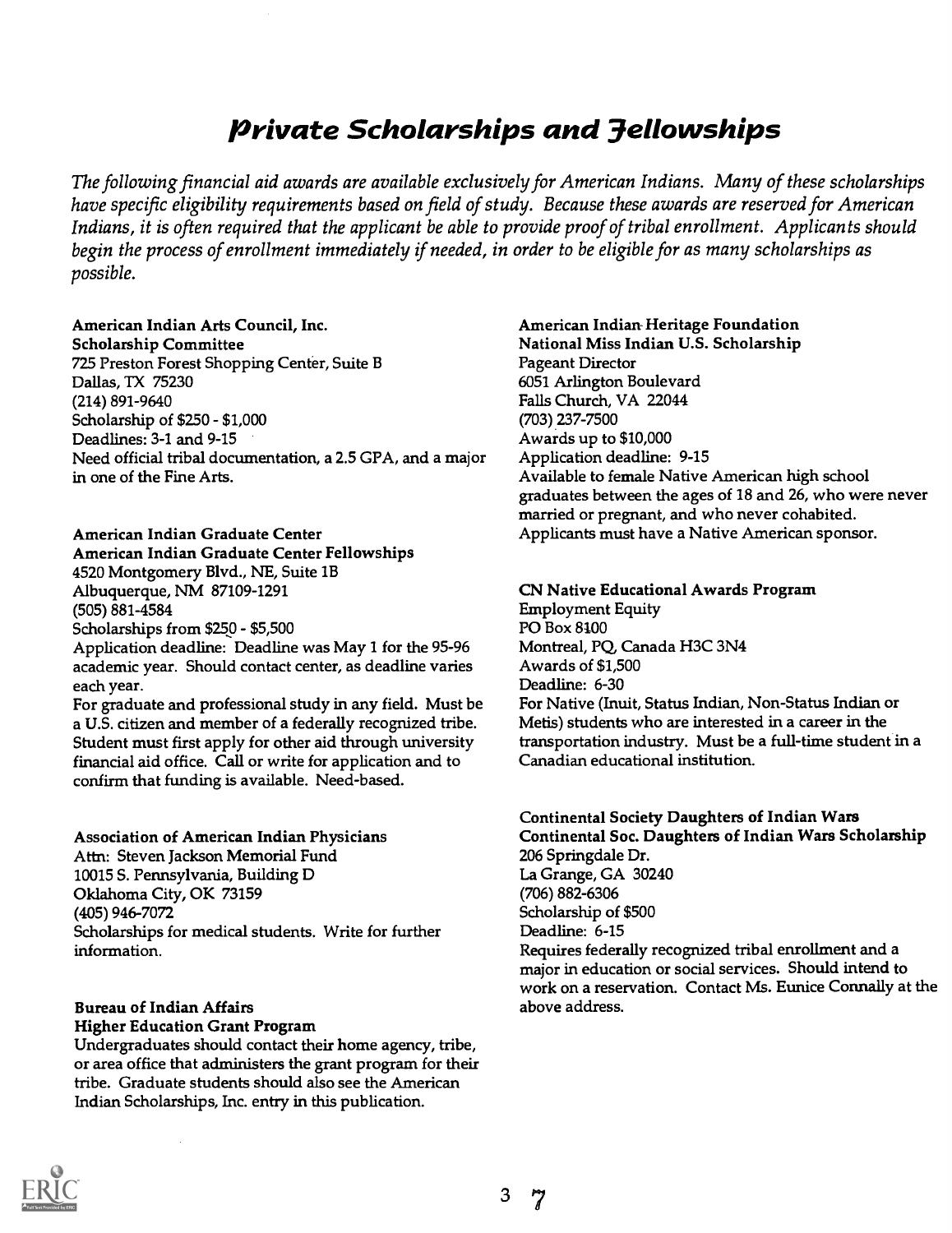# Private Scholarships and Fellowships

*The following financial aid awards are available exclusively for American Indians. Many of these scholarships have specific eligibility requirements based on field of study. Because these awards are reserved for American Indians, it is often required that the applicant be able to provide proof of tribal enrollment. Applicants should begin the process of enrollment immediately if needed, in order to be eligible for as many scholarships as possible.*

**American Indian Arts Council, Inc.**
**Scholarship Committee**
725 Preston Forest Shopping Center, Suite B
Dallas, TX 75230
(214) 891-9640
Scholarship of $250 - $1,000
Deadlines: 3-1 and 9-15
Need official tribal documentation, a 2.5 GPA, and a major in one of the Fine Arts.

**American Indian Graduate Center**
**American Indian Graduate Center Fellowships**
4520 Montgomery Blvd., NE, Suite 1B
Albuquerque, NM 87109-1291
(505) 881-4584
Scholarships from $250 - $5,500
Application deadline: Deadline was May 1 for the 95-96 academic year. Should contact center, as deadline varies each year.
For graduate and professional study in any field. Must be a U.S. citizen and member of a federally recognized tribe. Student must first apply for other aid through university financial aid office. Call or write for application and to confirm that funding is available. Need-based.

**Association of American Indian Physicians**
Attn: Steven Jackson Memorial Fund
10015 S. Pennsylvania, Building D
Oklahoma City, OK 73159
(405) 946-7072
Scholarships for medical students. Write for further information.

**Bureau of Indian Affairs**
**Higher Education Grant Program**
Undergraduates should contact their home agency, tribe, or area office that administers the grant program for their tribe. Graduate students should also see the American Indian Scholarships, Inc. entry in this publication.

**American Indian Heritage Foundation**
**National Miss Indian U.S. Scholarship**
Pageant Director
6051 Arlington Boulevard
Falls Church, VA 22044
(703) 237-7500
Awards up to $10,000
Application deadline: 9-15
Available to female Native American high school graduates between the ages of 18 and 26, who were never married or pregnant, and who never cohabited. Applicants must have a Native American sponsor.

**CN Native Educational Awards Program**
Employment Equity
PO Box 8100
Montreal, PQ, Canada H3C 3N4
Awards of $1,500
Deadline: 6-30
For Native (Inuit, Status Indian, Non-Status Indian or Metis) students who are interested in a career in the transportation industry. Must be a full-time student in a Canadian educational institution.

**Continental Society Daughters of Indian Wars**
**Continental Soc. Daughters of Indian Wars Scholarship**
206 Springdale Dr.
La Grange, GA 30240
(706) 882-6306
Scholarship of $500
Deadline: 6-15
Requires federally recognized tribal enrollment and a major in education or social services. Should intend to work on a reservation. Contact Ms. Eunice Connally at the above address.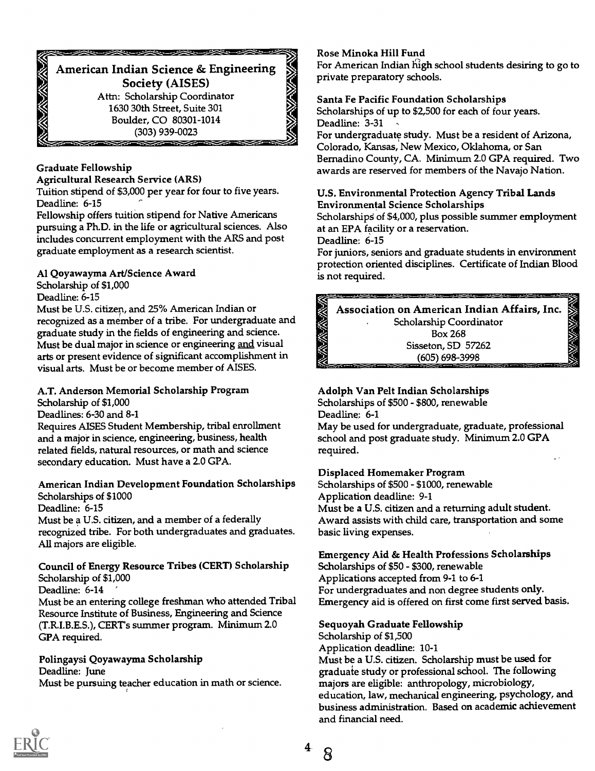## American Indian Science & Engineering Society (AISES)

Attn: Scholarship Coordinator
1630 30th Street, Suite 301
Boulder, CO 80301-1014
(303) 939-0023

**Graduate Fellowship**
**Agricultural Research Service (ARS)**
Tuition stipend of $3,000 per year for four to five years.
Deadline: 6-15
Fellowship offers tuition stipend for Native Americans pursuing a Ph.D. in the life or agricultural sciences. Also includes concurrent employment with the ARS and post graduate employment as a research scientist.

**Al Qoyawayma Art/Science Award**
Scholarship of $1,000
Deadline: 6-15
Must be U.S. citizen, and 25% American Indian or recognized as a member of a tribe. For undergraduate and graduate study in the fields of engineering and science. Must be dual major in science or engineering and visual arts or present evidence of significant accomplishment in visual arts. Must be or become member of AISES.

**A.T. Anderson Memorial Scholarship Program**
Scholarship of $1,000
Deadlines: 6-30 and 8-1
Requires AISES Student Membership, tribal enrollment and a major in science, engineering, business, health related fields, natural resources, or math and science secondary education. Must have a 2.0 GPA.

**American Indian Development Foundation Scholarships**
Scholarships of $1000
Deadline: 6-15
Must be a U.S. citizen, and a member of a federally recognized tribe. For both undergraduates and graduates. All majors are eligible.

**Council of Energy Resource Tribes (CERT) Scholarship**
Scholarship of $1,000
Deadline: 6-14
Must be an entering college freshman who attended Tribal Resource Institute of Business, Engineering and Science (T.R.I.B.E.S.), CERT's summer program. Minimum 2.0 GPA required.

**Polingaysi Qoyawayma Scholarship**
Deadline: June
Must be pursuing teacher education in math or science.

**Rose Minoka Hill Fund**
For American Indian high school students desiring to go to private preparatory schools.

**Santa Fe Pacific Foundation Scholarships**
Scholarships of up to $2,500 for each of four years.
Deadline: 3-31
For undergraduate study. Must be a resident of Arizona, Colorado, Kansas, New Mexico, Oklahoma, or San Bernadino County, CA. Minimum 2.0 GPA required. Two awards are reserved for members of the Navajo Nation.

**U.S. Environmental Protection Agency Tribal Lands Environmental Science Scholarships**
Scholarships of $4,000, plus possible summer employment at an EPA facility or a reservation.
Deadline: 6-15
For juniors, seniors and graduate students in environment protection oriented disciplines. Certificate of Indian Blood is not required.

## Association on American Indian Affairs, Inc.

Scholarship Coordinator
Box 268
Sisseton, SD 57262
(605) 698-3998

**Adolph Van Pelt Indian Scholarships**
Scholarships of $500 - $800, renewable
Deadline: 6-1
May be used for undergraduate, graduate, professional school and post graduate study. Minimum 2.0 GPA required.

**Displaced Homemaker Program**
Scholarships of $500 - $1000, renewable
Application deadline: 9-1
Must be a U.S. citizen and a returning adult student. Award assists with child care, transportation and some basic living expenses.

**Emergency Aid & Health Professions Scholarships**
Scholarships of $50 - $300, renewable
Applications accepted from 9-1 to 6-1
For undergraduates and non degree students only. Emergency aid is offered on first come first served basis.

**Sequoyah Graduate Fellowship**
Scholarship of $1,500
Application deadline: 10-1
Must be a U.S. citizen. Scholarship must be used for graduate study or professional school. The following majors are eligible: anthropology, microbiology, education, law, mechanical engineering, psychology, and business administration. Based on academic achievement and financial need.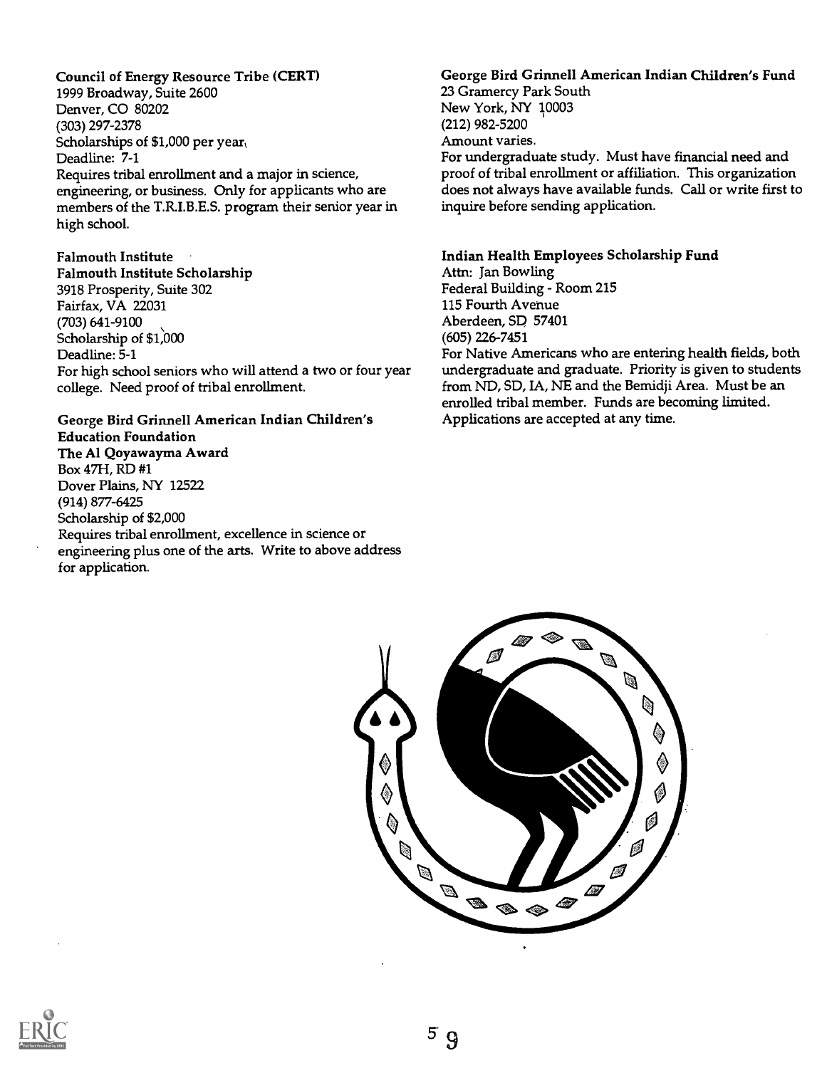**Council of Energy Resource Tribe (CERT)**
1999 Broadway, Suite 2600
Denver, CO 80202
(303) 297-2378
Scholarships of $1,000 per year
Deadline: 7-1
Requires tribal enrollment and a major in science, engineering, or business. Only for applicants who are members of the T.R.I.B.E.S. program their senior year in high school.

**Falmouth Institute**
**Falmouth Institute Scholarship**
3918 Prosperity, Suite 302
Fairfax, VA 22031
(703) 641-9100
Scholarship of $1,000
Deadline: 5-1
For high school seniors who will attend a two or four year college. Need proof of tribal enrollment.

**George Bird Grinnell American Indian Children's Education Foundation**
**The Al Qoyawayma Award**
Box 47H, RD #1
Dover Plains, NY 12522
(914) 877-6425
Scholarship of $2,000
Requires tribal enrollment, excellence in science or engineering plus one of the arts. Write to above address for application.

**George Bird Grinnell American Indian Children's Fund**
23 Gramercy Park South
New York, NY 10003
(212) 982-5200
Amount varies.
For undergraduate study. Must have financial need and proof of tribal enrollment or affiliation. This organization does not always have available funds. Call or write first to inquire before sending application.

**Indian Health Employees Scholarship Fund**
Attn: Jan Bowling
Federal Building - Room 215
115 Fourth Avenue
Aberdeen, SD 57401
(605) 226-7451
For Native Americans who are entering health fields, both undergraduate and graduate. Priority is given to students from ND, SD, IA, NE and the Bemidji Area. Must be an enrolled tribal member. Funds are becoming limited. Applications are accepted at any time.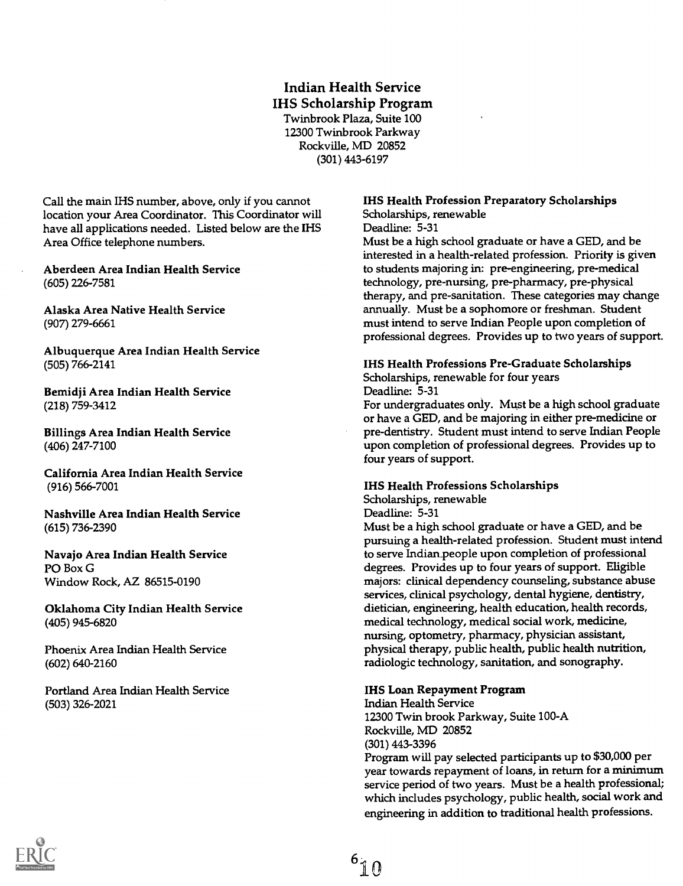## Indian Health Service
## IHS Scholarship Program

Twinbrook Plaza, Suite 100
12300 Twinbrook Parkway
Rockville, MD 20852
(301) 443-6197

Call the main IHS number, above, only if you cannot location your Area Coordinator. This Coordinator will have all applications needed. Listed below are the IHS Area Office telephone numbers.

**Aberdeen Area Indian Health Service**
(605) 226-7581

**Alaska Area Native Health Service**
(907) 279-6661

**Albuquerque Area Indian Health Service**
(505) 766-2141

**Bemidji Area Indian Health Service**
(218) 759-3412

**Billings Area Indian Health Service**
(406) 247-7100

**California Area Indian Health Service**
(916) 566-7001

**Nashville Area Indian Health Service**
(615) 736-2390

**Navajo Area Indian Health Service**
PO Box G
Window Rock, AZ 86515-0190

**Oklahoma City Indian Health Service**
(405) 945-6820

Phoenix Area Indian Health Service
(602) 640-2160

Portland Area Indian Health Service
(503) 326-2021

**IHS Health Profession Preparatory Scholarships**
Scholarships, renewable
Deadline: 5-31
Must be a high school graduate or have a GED, and be interested in a health-related profession. Priority is given to students majoring in: pre-engineering, pre-medical technology, pre-nursing, pre-pharmacy, pre-physical therapy, and pre-sanitation. These categories may change annually. Must be a sophomore or freshman. Student must intend to serve Indian People upon completion of professional degrees. Provides up to two years of support.

**IHS Health Professions Pre-Graduate Scholarships**
Scholarships, renewable for four years
Deadline: 5-31
For undergraduates only. Must be a high school graduate or have a GED, and be majoring in either pre-medicine or pre-dentistry. Student must intend to serve Indian People upon completion of professional degrees. Provides up to four years of support.

**IHS Health Professions Scholarships**
Scholarships, renewable
Deadline: 5-31
Must be a high school graduate or have a GED, and be pursuing a health-related profession. Student must intend to serve Indian people upon completion of professional degrees. Provides up to four years of support. Eligible majors: clinical dependency counseling, substance abuse services, clinical psychology, dental hygiene, dentistry, dietician, engineering, health education, health records, medical technology, medical social work, medicine, nursing, optometry, pharmacy, physician assistant, physical therapy, public health, public health nutrition, radiologic technology, sanitation, and sonography.

**IHS Loan Repayment Program**
Indian Health Service
12300 Twin brook Parkway, Suite 100-A
Rockville, MD 20852
(301) 443-3396
Program will pay selected participants up to $30,000 per year towards repayment of loans, in return for a minimum service period of two years. Must be a health professional; which includes psychology, public health, social work and engineering in addition to traditional health professions.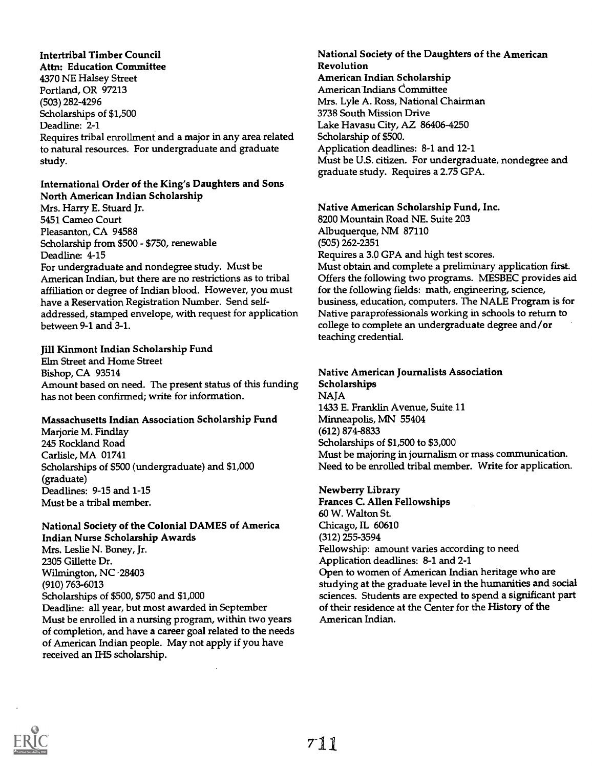**Intertribal Timber Council**
**Attn: Education Committee**
4370 NE Halsey Street
Portland, OR 97213
(503) 282-4296
Scholarships of $1,500
Deadline: 2-1
Requires tribal enrollment and a major in any area related to natural resources. For undergraduate and graduate study.

**International Order of the King's Daughters and Sons**
**North American Indian Scholarship**
Mrs. Harry E. Stuard Jr.
5451 Cameo Court
Pleasanton, CA 94588
Scholarship from $500 - $750, renewable
Deadline: 4-15
For undergraduate and nondegree study. Must be American Indian, but there are no restrictions as to tribal affiliation or degree of Indian blood. However, you must have a Reservation Registration Number. Send self-addressed, stamped envelope, with request for application between 9-1 and 3-1.

**Jill Kinmont Indian Scholarship Fund**
Elm Street and Home Street
Bishop, CA 93514
Amount based on need. The present status of this funding has not been confirmed; write for information.

**Massachusetts Indian Association Scholarship Fund**
Marjorie M. Findlay
245 Rockland Road
Carlisle, MA 01741
Scholarships of $500 (undergraduate) and $1,000 (graduate)
Deadlines: 9-15 and 1-15
Must be a tribal member.

**National Society of the Colonial DAMES of America**
**Indian Nurse Scholarship Awards**
Mrs. Leslie N. Boney, Jr.
2305 Gillette Dr.
Wilmington, NC 28403
(910) 763-6013
Scholarships of $500, $750 and $1,000
Deadline: all year, but most awarded in September
Must be enrolled in a nursing program, within two years of completion, and have a career goal related to the needs of American Indian people. May not apply if you have received an IHS scholarship.

**National Society of the Daughters of the American Revolution**
**American Indian Scholarship**
American Indians Committee
Mrs. Lyle A. Ross, National Chairman
3738 South Mission Drive
Lake Havasu City, AZ 86406-4250
Scholarship of $500.
Application deadlines: 8-1 and 12-1
Must be U.S. citizen. For undergraduate, nondegree and graduate study. Requires a 2.75 GPA.

**Native American Scholarship Fund, Inc.**
8200 Mountain Road NE. Suite 203
Albuquerque, NM 87110
(505) 262-2351
Requires a 3.0 GPA and high test scores.
Must obtain and complete a preliminary application first. Offers the following two programs. MESBEC provides aid for the following fields: math, engineering, science, business, education, computers. The NALE Program is for Native paraprofessionals working in schools to return to college to complete an undergraduate degree and/or teaching credential.

**Native American Journalists Association**
**Scholarships**
NAJA
1433 E. Franklin Avenue, Suite 11
Minneapolis, MN 55404
(612) 874-8833
Scholarships of $1,500 to $3,000
Must be majoring in journalism or mass communication. Need to be enrolled tribal member. Write for application.

**Newberry Library**
**Frances C. Allen Fellowships**
60 W. Walton St.
Chicago, IL 60610
(312) 255-3594
Fellowship: amount varies according to need
Application deadlines: 8-1 and 2-1
Open to women of American Indian heritage who are studying at the graduate level in the humanities and social sciences. Students are expected to spend a significant part of their residence at the Center for the History of the American Indian.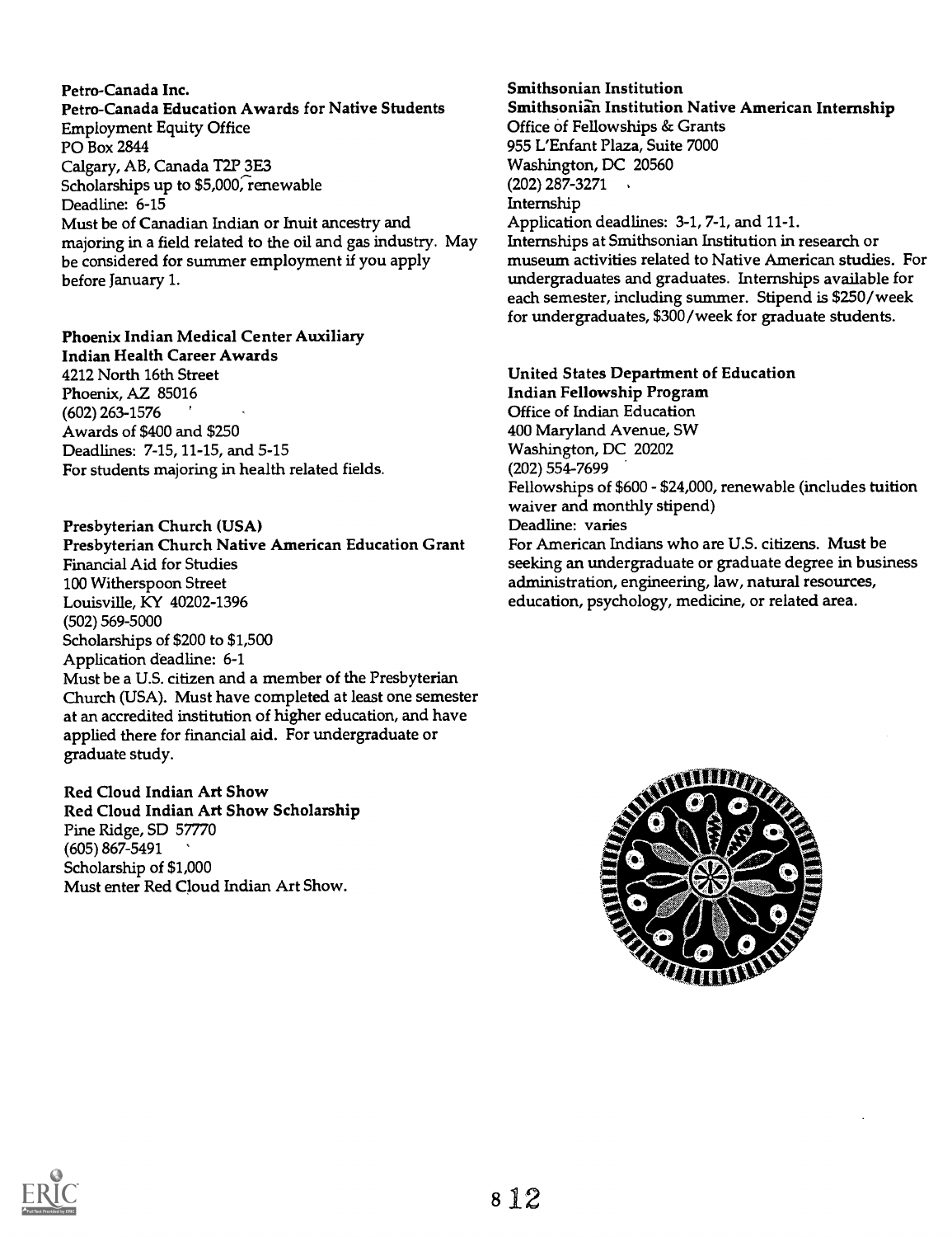**Petro-Canada Inc.**
**Petro-Canada Education Awards for Native Students**
Employment Equity Office
PO Box 2844
Calgary, AB, Canada T2P 3E3
Scholarships up to $5,000, renewable
Deadline: 6-15
Must be of Canadian Indian or Inuit ancestry and majoring in a field related to the oil and gas industry. May be considered for summer employment if you apply before January 1.

**Phoenix Indian Medical Center Auxiliary**
**Indian Health Career Awards**
4212 North 16th Street
Phoenix, AZ 85016
(602) 263-1576
Awards of $400 and $250
Deadlines: 7-15, 11-15, and 5-15
For students majoring in health related fields.

**Presbyterian Church (USA)**
**Presbyterian Church Native American Education Grant**
Financial Aid for Studies
100 Witherspoon Street
Louisville, KY 40202-1396
(502) 569-5000
Scholarships of $200 to $1,500
Application deadline: 6-1
Must be a U.S. citizen and a member of the Presbyterian Church (USA). Must have completed at least one semester at an accredited institution of higher education, and have applied there for financial aid. For undergraduate or graduate study.

**Red Cloud Indian Art Show**
**Red Cloud Indian Art Show Scholarship**
Pine Ridge, SD 57770
(605) 867-5491
Scholarship of $1,000
Must enter Red Cloud Indian Art Show.

**Smithsonian Institution**
**Smithsonian Institution Native American Internship**
Office of Fellowships & Grants
955 L'Enfant Plaza, Suite 7000
Washington, DC 20560
(202) 287-3271
Internship
Application deadlines: 3-1, 7-1, and 11-1.
Internships at Smithsonian Institution in research or museum activities related to Native American studies. For undergraduates and graduates. Internships available for each semester, including summer. Stipend is $250/week for undergraduates, $300/week for graduate students.

**United States Department of Education**
**Indian Fellowship Program**
Office of Indian Education
400 Maryland Avenue, SW
Washington, DC 20202
(202) 554-7699
Fellowships of $600 - $24,000, renewable (includes tuition waiver and monthly stipend)
Deadline: varies
For American Indians who are U.S. citizens. Must be seeking an undergraduate or graduate degree in business administration, engineering, law, natural resources, education, psychology, medicine, or related area.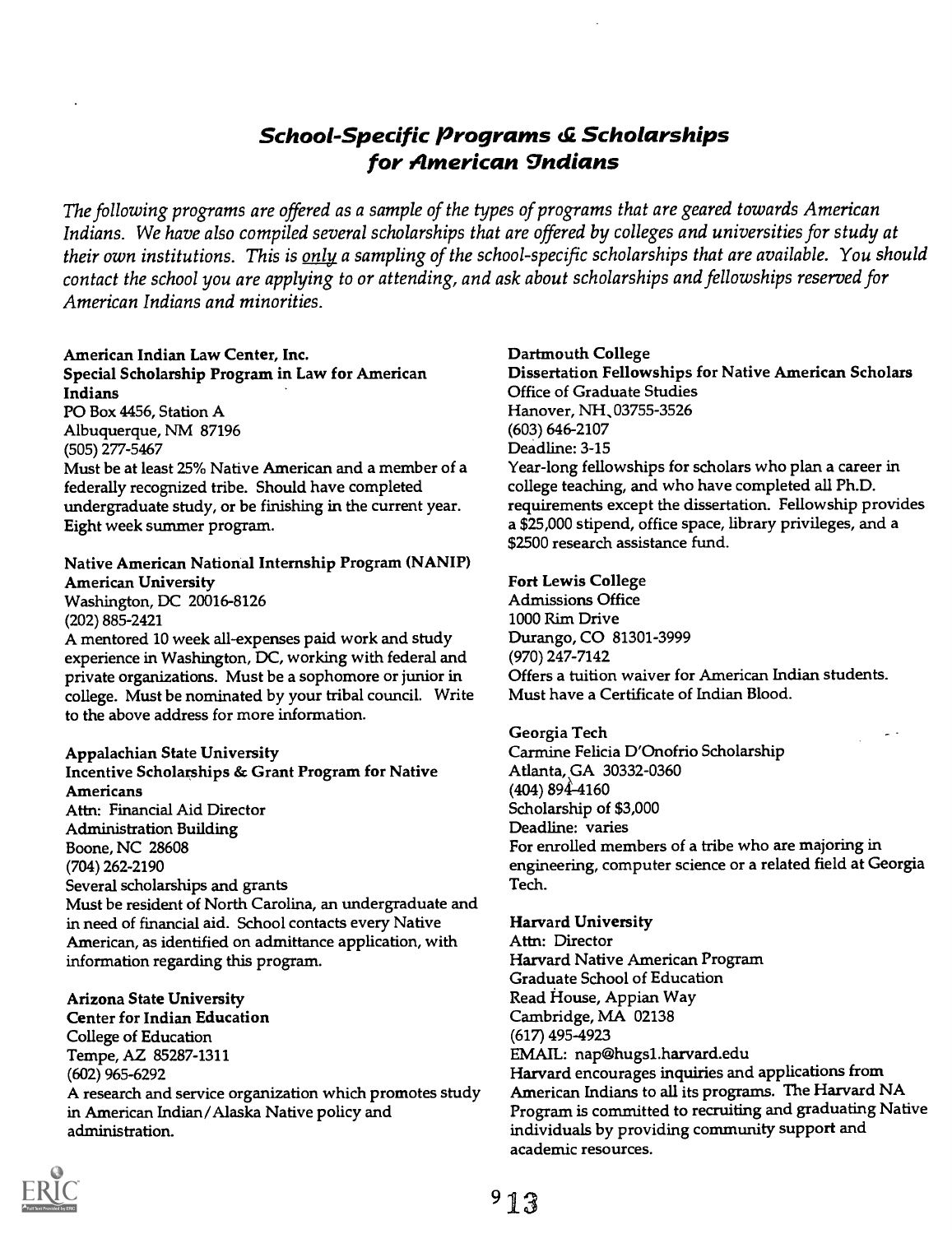# School-Specific Programs & Scholarships for American Indians

*The following programs are offered as a sample of the types of programs that are geared towards American Indians. We have also compiled several scholarships that are offered by colleges and universities for study at their own institutions. This is only a sampling of the school-specific scholarships that are available. You should contact the school you are applying to or attending, and ask about scholarships and fellowships reserved for American Indians and minorities.*

**American Indian Law Center, Inc.**
**Special Scholarship Program in Law for American Indians**
PO Box 4456, Station A
Albuquerque, NM 87196
(505) 277-5467
Must be at least 25% Native American and a member of a federally recognized tribe. Should have completed undergraduate study, or be finishing in the current year. Eight week summer program.

**Native American National Internship Program (NANIP)**
**American University**
Washington, DC 20016-8126
(202) 885-2421
A mentored 10 week all-expenses paid work and study experience in Washington, DC, working with federal and private organizations. Must be a sophomore or junior in college. Must be nominated by your tribal council. Write to the above address for more information.

**Appalachian State University**
**Incentive Scholarships & Grant Program for Native Americans**
Attn: Financial Aid Director
Administration Building
Boone, NC 28608
(704) 262-2190
Several scholarships and grants
Must be resident of North Carolina, an undergraduate and in need of financial aid. School contacts every Native American, as identified on admittance application, with information regarding this program.

**Arizona State University**
**Center for Indian Education**
College of Education
Tempe, AZ 85287-1311
(602) 965-6292
A research and service organization which promotes study in American Indian/Alaska Native policy and administration.

**Dartmouth College**
**Dissertation Fellowships for Native American Scholars**
Office of Graduate Studies
Hanover, NH 03755-3526
(603) 646-2107
Deadline: 3-15
Year-long fellowships for scholars who plan a career in college teaching, and who have completed all Ph.D. requirements except the dissertation. Fellowship provides a $25,000 stipend, office space, library privileges, and a $2500 research assistance fund.

**Fort Lewis College**
Admissions Office
1000 Rim Drive
Durango, CO 81301-3999
(970) 247-7142
Offers a tuition waiver for American Indian students. Must have a Certificate of Indian Blood.

**Georgia Tech**
Carmine Felicia D'Onofrio Scholarship
Atlanta, GA 30332-0360
(404) 894-4160
Scholarship of $3,000
Deadline: varies
For enrolled members of a tribe who are majoring in engineering, computer science or a related field at Georgia Tech.

**Harvard University**
Attn: Director
Harvard Native American Program
Graduate School of Education
Read House, Appian Way
Cambridge, MA 02138
(617) 495-4923
EMAIL: nap@hugs1.harvard.edu
Harvard encourages inquiries and applications from American Indians to all its programs. The Harvard NA Program is committed to recruiting and graduating Native individuals by providing community support and academic resources.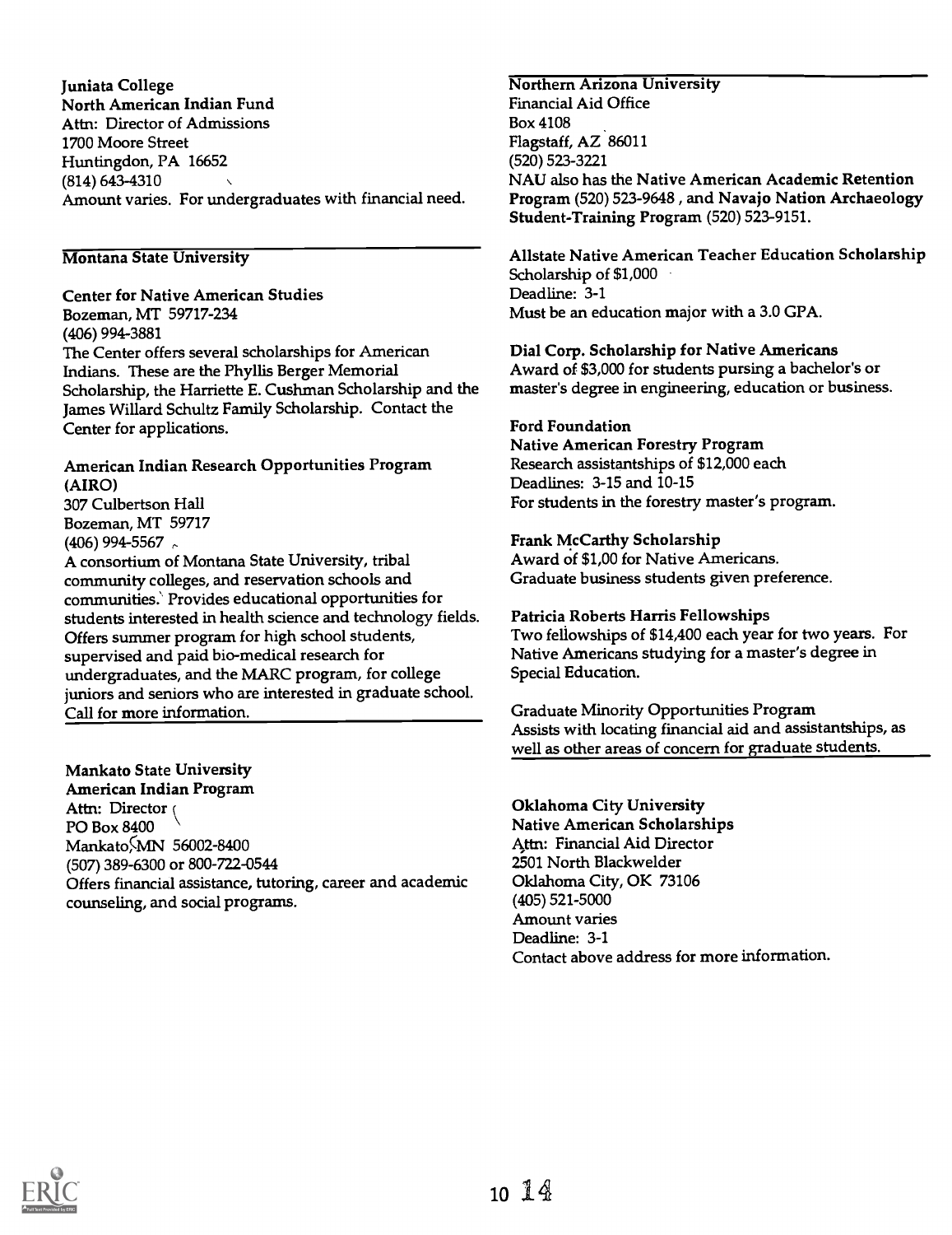**Juniata College**
**North American Indian Fund**
Attn: Director of Admissions
1700 Moore Street
Huntingdon, PA 16652
(814) 643-4310
Amount varies. For undergraduates with financial need.

---

**Montana State University**

**Center for Native American Studies**
Bozeman, MT 59717-234
(406) 994-3881
The Center offers several scholarships for American Indians. These are the Phyllis Berger Memorial Scholarship, the Harriette E. Cushman Scholarship and the James Willard Schultz Family Scholarship. Contact the Center for applications.

**American Indian Research Opportunities Program (AIRO)**
307 Culbertson Hall
Bozeman, MT 59717
(406) 994-5567
A consortium of Montana State University, tribal community colleges, and reservation schools and communities. Provides educational opportunities for students interested in health science and technology fields. Offers summer program for high school students, supervised and paid bio-medical research for undergraduates, and the MARC program, for college juniors and seniors who are interested in graduate school. Call for more information.

---

**Mankato State University**
**American Indian Program**
Attn: Director
PO Box 8400
Mankato, MN 56002-8400
(507) 389-6300 or 800-722-0544
Offers financial assistance, tutoring, career and academic counseling, and social programs.

---

**Northern Arizona University**
Financial Aid Office
Box 4108
Flagstaff, AZ 86011
(520) 523-3221
NAU also has the **Native American Academic Retention Program** (520) 523-9648 , and **Navajo Nation Archaeology Student-Training Program** (520) 523-9151.

**Allstate Native American Teacher Education Scholarship**
Scholarship of $1,000
Deadline: 3-1
Must be an education major with a 3.0 GPA.

**Dial Corp. Scholarship for Native Americans**
Award of $3,000 for students pursing a bachelor's or master's degree in engineering, education or business.

**Ford Foundation**
**Native American Forestry Program**
Research assistantships of $12,000 each
Deadlines: 3-15 and 10-15
For students in the forestry master's program.

**Frank McCarthy Scholarship**
Award of $1,00 for Native Americans.
Graduate business students given preference.

**Patricia Roberts Harris Fellowships**
Two fellowships of $14,400 each year for two years. For Native Americans studying for a master's degree in Special Education.

**Graduate Minority Opportunities Program**
Assists with locating financial aid and assistantships, as well as other areas of concern for graduate students.

---

**Oklahoma City University**
**Native American Scholarships**
Attn: Financial Aid Director
2501 North Blackwelder
Oklahoma City, OK 73106
(405) 521-5000
Amount varies
Deadline: 3-1
Contact above address for more information.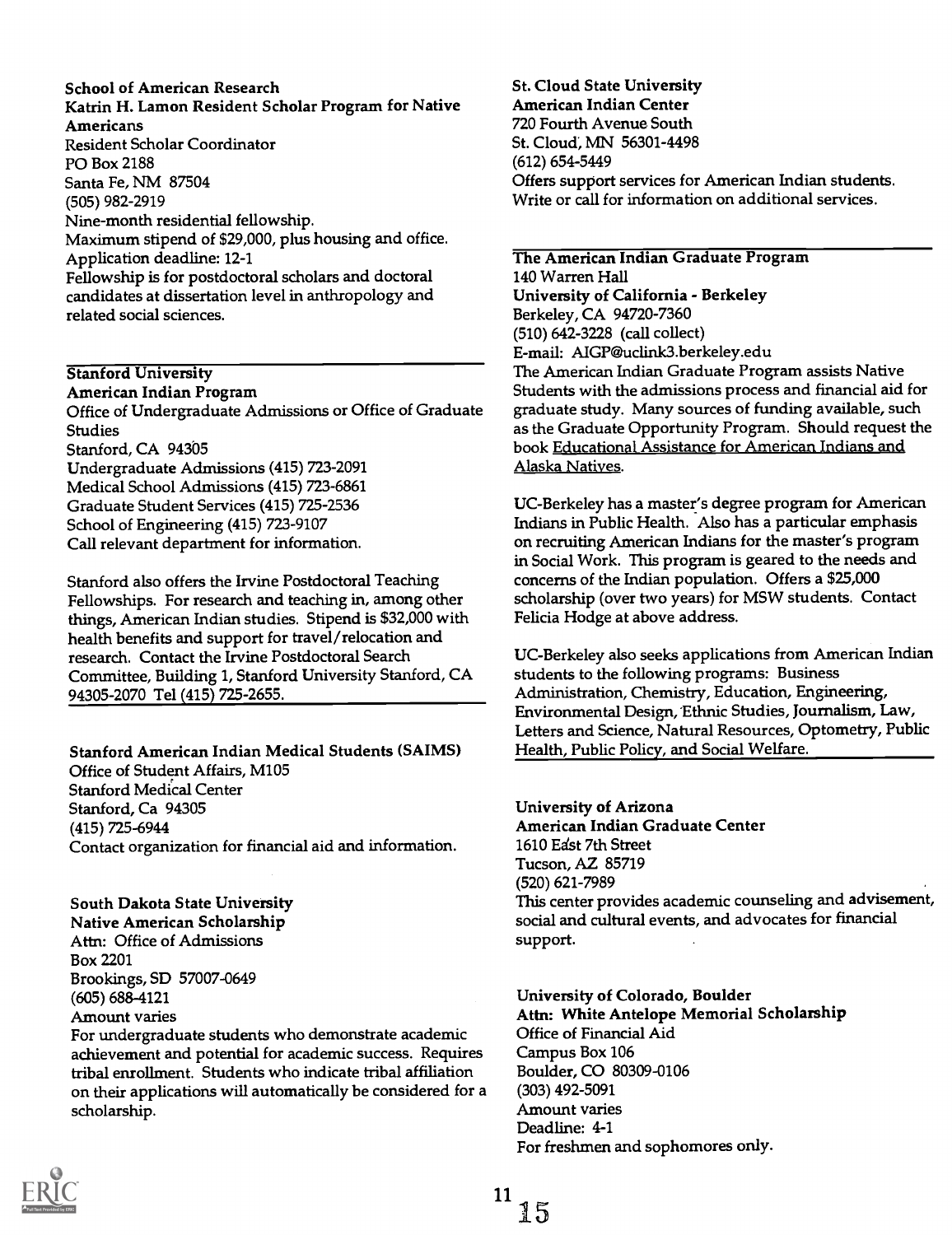**School of American Research**
**Katrin H. Lamon Resident Scholar Program for Native Americans**
Resident Scholar Coordinator
PO Box 2188
Santa Fe, NM 87504
(505) 982-2919
Nine-month residential fellowship.
Maximum stipend of $29,000, plus housing and office.
Application deadline: 12-1
Fellowship is for postdoctoral scholars and doctoral candidates at dissertation level in anthropology and related social sciences.

---

**Stanford University**
**American Indian Program**
Office of Undergraduate Admissions or Office of Graduate Studies
Stanford, CA 94305
Undergraduate Admissions (415) 723-2091
Medical School Admissions (415) 723-6861
Graduate Student Services (415) 725-2536
School of Engineering (415) 723-9107
Call relevant department for information.

Stanford also offers the Irvine Postdoctoral Teaching Fellowships. For research and teaching in, among other things, American Indian studies. Stipend is $32,000 with health benefits and support for travel/relocation and research. Contact the Irvine Postdoctoral Search Committee, Building 1, Stanford University Stanford, CA 94305-2070 Tel (415) 725-2655.

---

**Stanford American Indian Medical Students (SAIMS)**
Office of Student Affairs, M105
Stanford Medical Center
Stanford, Ca 94305
(415) 725-6944
Contact organization for financial aid and information.

**South Dakota State University**
**Native American Scholarship**
Attn: Office of Admissions
Box 2201
Brookings, SD 57007-0649
(605) 688-4121
Amount varies
For undergraduate students who demonstrate academic achievement and potential for academic success. Requires tribal enrollment. Students who indicate tribal affiliation on their applications will automatically be considered for a scholarship.

**St. Cloud State University**
**American Indian Center**
720 Fourth Avenue South
St. Cloud, MN 56301-4498
(612) 654-5449
Offers support services for American Indian students. Write or call for information on additional services.

---

**The American Indian Graduate Program**
140 Warren Hall
**University of California - Berkeley**
Berkeley, CA 94720-7360
(510) 642-3228 (call collect)
E-mail: AIGP@uclink3.berkeley.edu
The American Indian Graduate Program assists Native Students with the admissions process and financial aid for graduate study. Many sources of funding available, such as the Graduate Opportunity Program. Should request the book Educational Assistance for American Indians and Alaska Natives.

UC-Berkeley has a master's degree program for American Indians in Public Health. Also has a particular emphasis on recruiting American Indians for the master's program in Social Work. This program is geared to the needs and concerns of the Indian population. Offers a $25,000 scholarship (over two years) for MSW students. Contact Felicia Hodge at above address.

UC-Berkeley also seeks applications from American Indian students to the following programs: Business Administration, Chemistry, Education, Engineering, Environmental Design, Ethnic Studies, Journalism, Law, Letters and Science, Natural Resources, Optometry, Public Health, Public Policy, and Social Welfare.

---

**University of Arizona**
**American Indian Graduate Center**
1610 East 7th Street
Tucson, AZ 85719
(520) 621-7989
This center provides academic counseling and advisement, social and cultural events, and advocates for financial support.

**University of Colorado, Boulder**
**Attn: White Antelope Memorial Scholarship**
Office of Financial Aid
Campus Box 106
Boulder, CO 80309-0106
(303) 492-5091
Amount varies
Deadline: 4-1
For freshmen and sophomores only.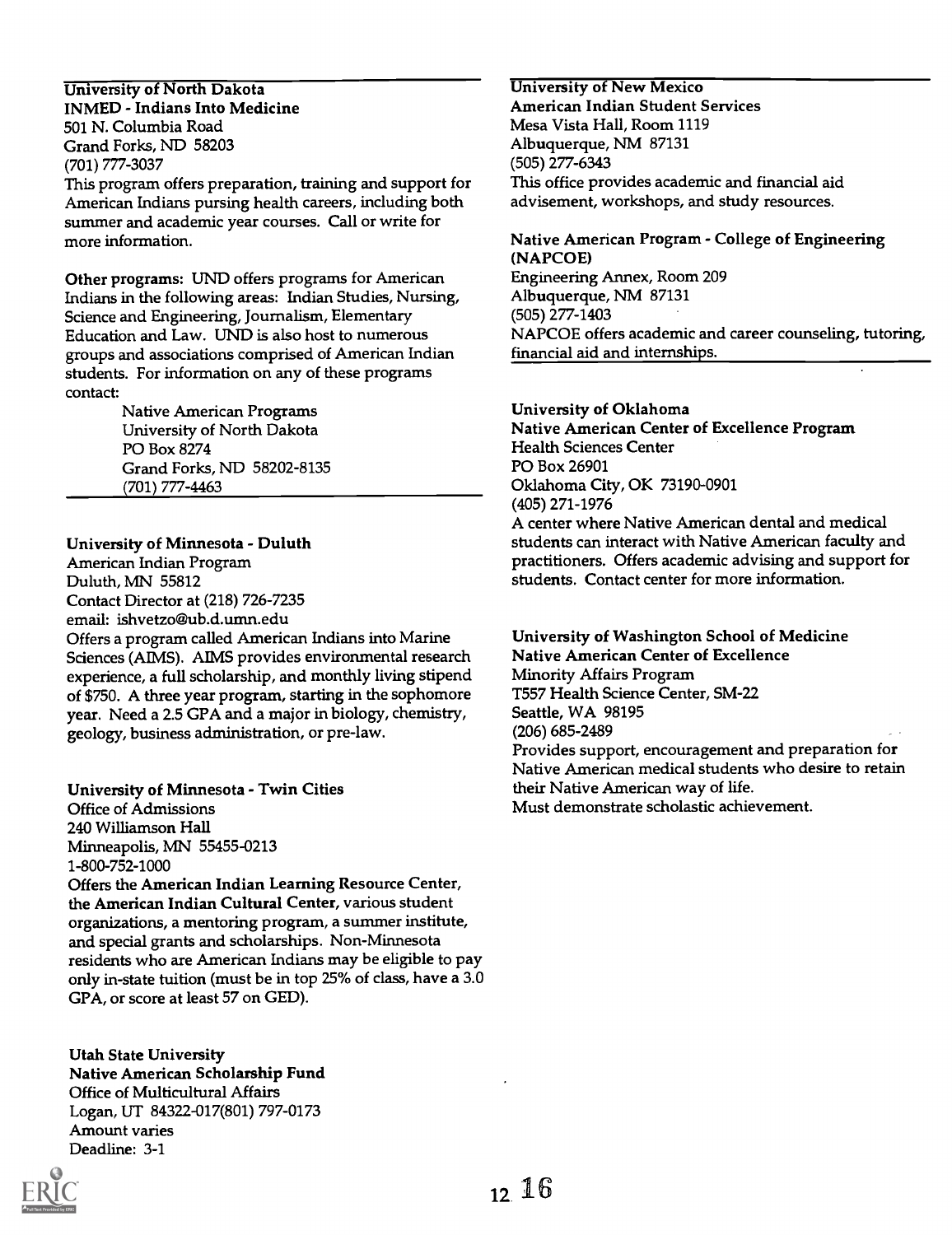**University of North Dakota**
**INMED - Indians Into Medicine**
501 N. Columbia Road
Grand Forks, ND 58203
(701) 777-3037
This program offers preparation, training and support for American Indians pursing health careers, including both summer and academic year courses. Call or write for more information.

**Other programs:** UND offers programs for American Indians in the following areas: Indian Studies, Nursing, Science and Engineering, Journalism, Elementary Education and Law. UND is also host to numerous groups and associations comprised of American Indian students. For information on any of these programs contact:

> Native American Programs
> University of North Dakota
> PO Box 8274
> Grand Forks, ND 58202-8135
> (701) 777-4463

**University of Minnesota - Duluth**
American Indian Program
Duluth, MN 55812
Contact Director at (218) 726-7235
email: ishvetzo@ub.d.umn.edu
Offers a program called American Indians into Marine Sciences (AIMS). AIMS provides environmental research experience, a full scholarship, and monthly living stipend of $750. A three year program, starting in the sophomore year. Need a 2.5 GPA and a major in biology, chemistry, geology, business administration, or pre-law.

**University of Minnesota - Twin Cities**
Office of Admissions
240 Williamson Hall
Minneapolis, MN 55455-0213
1-800-752-1000
Offers the **American Indian Learning Resource Center**, the **American Indian Cultural Center**, various student organizations, a mentoring program, a summer institute, and special grants and scholarships. Non-Minnesota residents who are American Indians may be eligible to pay only in-state tuition (must be in top 25% of class, have a 3.0 GPA, or score at least 57 on GED).

**Utah State University**
**Native American Scholarship Fund**
Office of Multicultural Affairs
Logan, UT 84322-017(801) 797-0173
Amount varies
Deadline: 3-1

**University of New Mexico**
**American Indian Student Services**
Mesa Vista Hall, Room 1119
Albuquerque, NM 87131
(505) 277-6343
This office provides academic and financial aid advisement, workshops, and study resources.

**Native American Program - College of Engineering (NAPCOE)**
Engineering Annex, Room 209
Albuquerque, NM 87131
(505) 277-1403
NAPCOE offers academic and career counseling, tutoring, financial aid and internships.

**University of Oklahoma**
**Native American Center of Excellence Program**
Health Sciences Center
PO Box 26901
Oklahoma City, OK 73190-0901
(405) 271-1976
A center where Native American dental and medical students can interact with Native American faculty and practitioners. Offers academic advising and support for students. Contact center for more information.

**University of Washington School of Medicine**
**Native American Center of Excellence**
Minority Affairs Program
T557 Health Science Center, SM-22
Seattle, WA 98195
(206) 685-2489
Provides support, encouragement and preparation for Native American medical students who desire to retain their Native American way of life.
Must demonstrate scholastic achievement.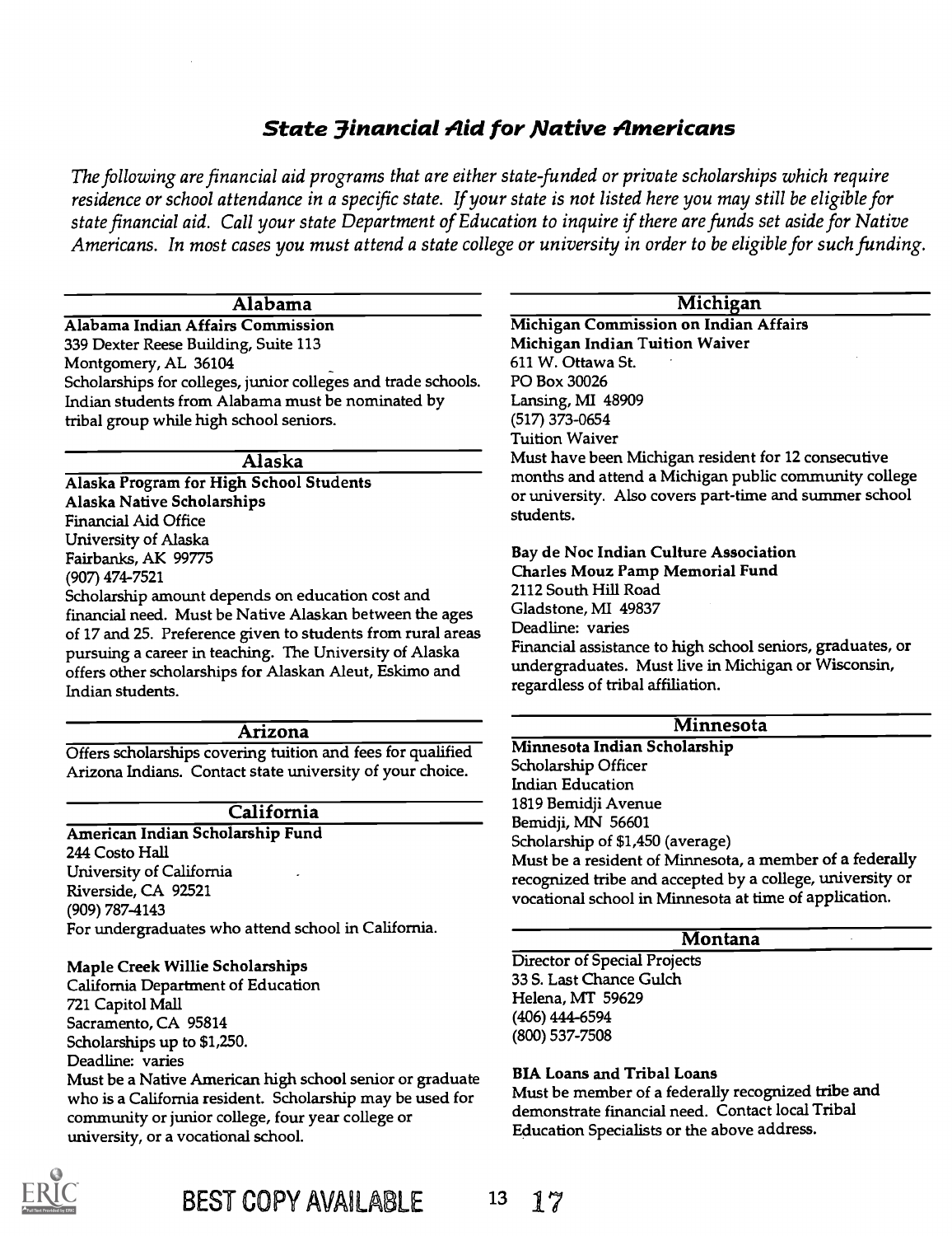# *State Financial Aid for Native Americans*

*The following are financial aid programs that are either state-funded or private scholarships which require residence or school attendance in a specific state. If your state is not listed here you may still be eligible for state financial aid. Call your state Department of Education to inquire if there are funds set aside for Native Americans. In most cases you must attend a state college or university in order to be eligible for such funding.*

## Alabama

**Alabama Indian Affairs Commission**
339 Dexter Reese Building, Suite 113
Montgomery, AL 36104
Scholarships for colleges, junior colleges and trade schools. Indian students from Alabama must be nominated by tribal group while high school seniors.

## Alaska

**Alaska Program for High School Students**
**Alaska Native Scholarships**
Financial Aid Office
University of Alaska
Fairbanks, AK 99775
(907) 474-7521
Scholarship amount depends on education cost and financial need. Must be Native Alaskan between the ages of 17 and 25. Preference given to students from rural areas pursuing a career in teaching. The University of Alaska offers other scholarships for Alaskan Aleut, Eskimo and Indian students.

## Arizona

Offers scholarships covering tuition and fees for qualified Arizona Indians. Contact state university of your choice.

## California

**American Indian Scholarship Fund**
244 Costo Hall
University of California
Riverside, CA 92521
(909) 787-4143
For undergraduates who attend school in California.

**Maple Creek Willie Scholarships**
California Department of Education
721 Capitol Mall
Sacramento, CA 95814
Scholarships up to $1,250.
Deadline: varies
Must be a Native American high school senior or graduate who is a California resident. Scholarship may be used for community or junior college, four year college or university, or a vocational school.

## Michigan

**Michigan Commission on Indian Affairs**
**Michigan Indian Tuition Waiver**
611 W. Ottawa St.
PO Box 30026
Lansing, MI 48909
(517) 373-0654
Tuition Waiver
Must have been Michigan resident for 12 consecutive months and attend a Michigan public community college or university. Also covers part-time and summer school students.

**Bay de Noc Indian Culture Association**
**Charles Mouz Pamp Memorial Fund**
2112 South Hill Road
Gladstone, MI 49837
Deadline: varies
Financial assistance to high school seniors, graduates, or undergraduates. Must live in Michigan or Wisconsin, regardless of tribal affiliation.

## Minnesota

**Minnesota Indian Scholarship**
Scholarship Officer
Indian Education
1819 Bemidji Avenue
Bemidji, MN 56601
Scholarship of $1,450 (average)
Must be a resident of Minnesota, a member of a federally recognized tribe and accepted by a college, university or vocational school in Minnesota at time of application.

## Montana

Director of Special Projects
33 S. Last Chance Gulch
Helena, MT 59629
(406) 444-6594
(800) 537-7508

**BIA Loans and Tribal Loans**
Must be member of a federally recognized tribe and demonstrate financial need. Contact local Tribal Education Specialists or the above address.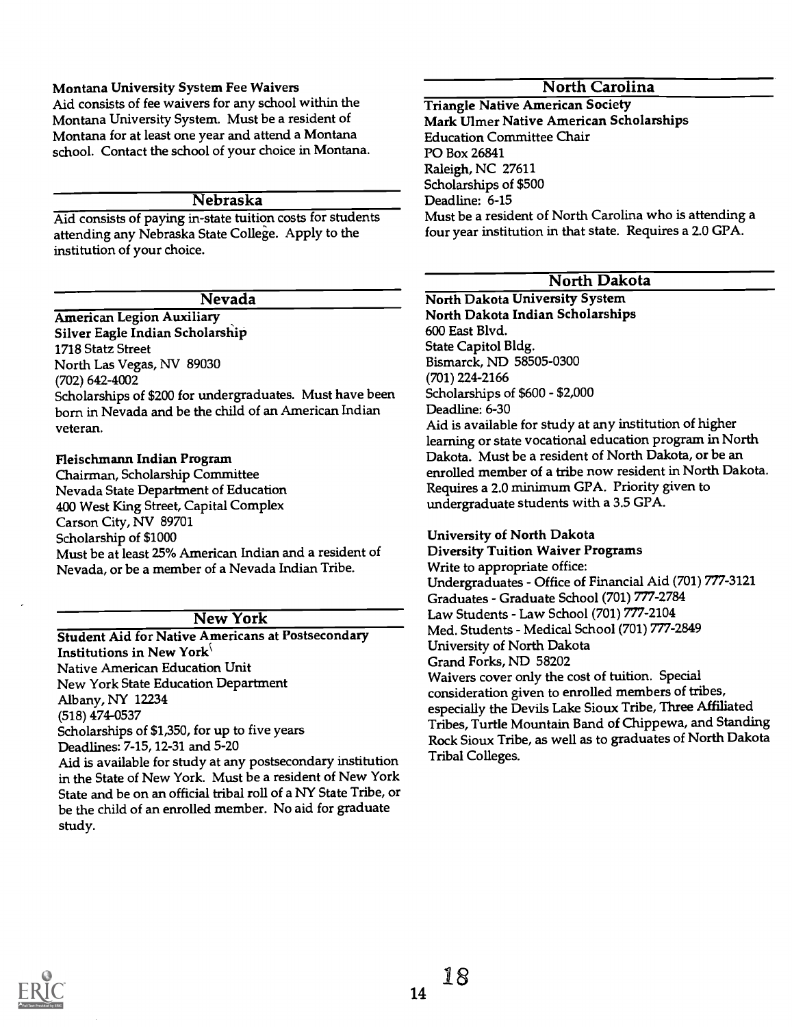**Montana University System Fee Waivers**
Aid consists of fee waivers for any school within the Montana University System. Must be a resident of Montana for at least one year and attend a Montana school. Contact the school of your choice in Montana.

## Nebraska

Aid consists of paying in-state tuition costs for students attending any Nebraska State College. Apply to the institution of your choice.

## Nevada

**American Legion Auxiliary**
**Silver Eagle Indian Scholarship**
1718 Statz Street
North Las Vegas, NV 89030
(702) 642-4002
Scholarships of $200 for undergraduates. Must have been born in Nevada and be the child of an American Indian veteran.

**Fleischmann Indian Program**
Chairman, Scholarship Committee
Nevada State Department of Education
400 West King Street, Capital Complex
Carson City, NV 89701
Scholarship of $1000
Must be at least 25% American Indian and a resident of Nevada, or be a member of a Nevada Indian Tribe.

## New York

**Student Aid for Native Americans at Postsecondary Institutions in New York**
Native American Education Unit
New York State Education Department
Albany, NY 12234
(518) 474-0537
Scholarships of $1,350, for up to five years
Deadlines: 7-15, 12-31 and 5-20
Aid is available for study at any postsecondary institution in the State of New York. Must be a resident of New York State and be on an official tribal roll of a NY State Tribe, or be the child of an enrolled member. No aid for graduate study.

## North Carolina

**Triangle Native American Society**
**Mark Ulmer Native American Scholarships**
Education Committee Chair
PO Box 26841
Raleigh, NC 27611
Scholarships of $500
Deadline: 6-15
Must be a resident of North Carolina who is attending a four year institution in that state. Requires a 2.0 GPA.

## North Dakota

**North Dakota University System**
**North Dakota Indian Scholarships**
600 East Blvd.
State Capitol Bldg.
Bismarck, ND 58505-0300
(701) 224-2166
Scholarships of $600 - $2,000
Deadline: 6-30
Aid is available for study at any institution of higher learning or state vocational education program in North Dakota. Must be a resident of North Dakota, or be an enrolled member of a tribe now resident in North Dakota. Requires a 2.0 minimum GPA. Priority given to undergraduate students with a 3.5 GPA.

**University of North Dakota**
**Diversity Tuition Waiver Programs**
Write to appropriate office:
Undergraduates - Office of Financial Aid (701) 777-3121
Graduates - Graduate School (701) 777-2784
Law Students - Law School (701) 777-2104
Med. Students - Medical School (701) 777-2849
University of North Dakota
Grand Forks, ND 58202
Waivers cover only the cost of tuition. Special consideration given to enrolled members of tribes, especially the Devils Lake Sioux Tribe, Three Affiliated Tribes, Turtle Mountain Band of Chippewa, and Standing Rock Sioux Tribe, as well as to graduates of North Dakota Tribal Colleges.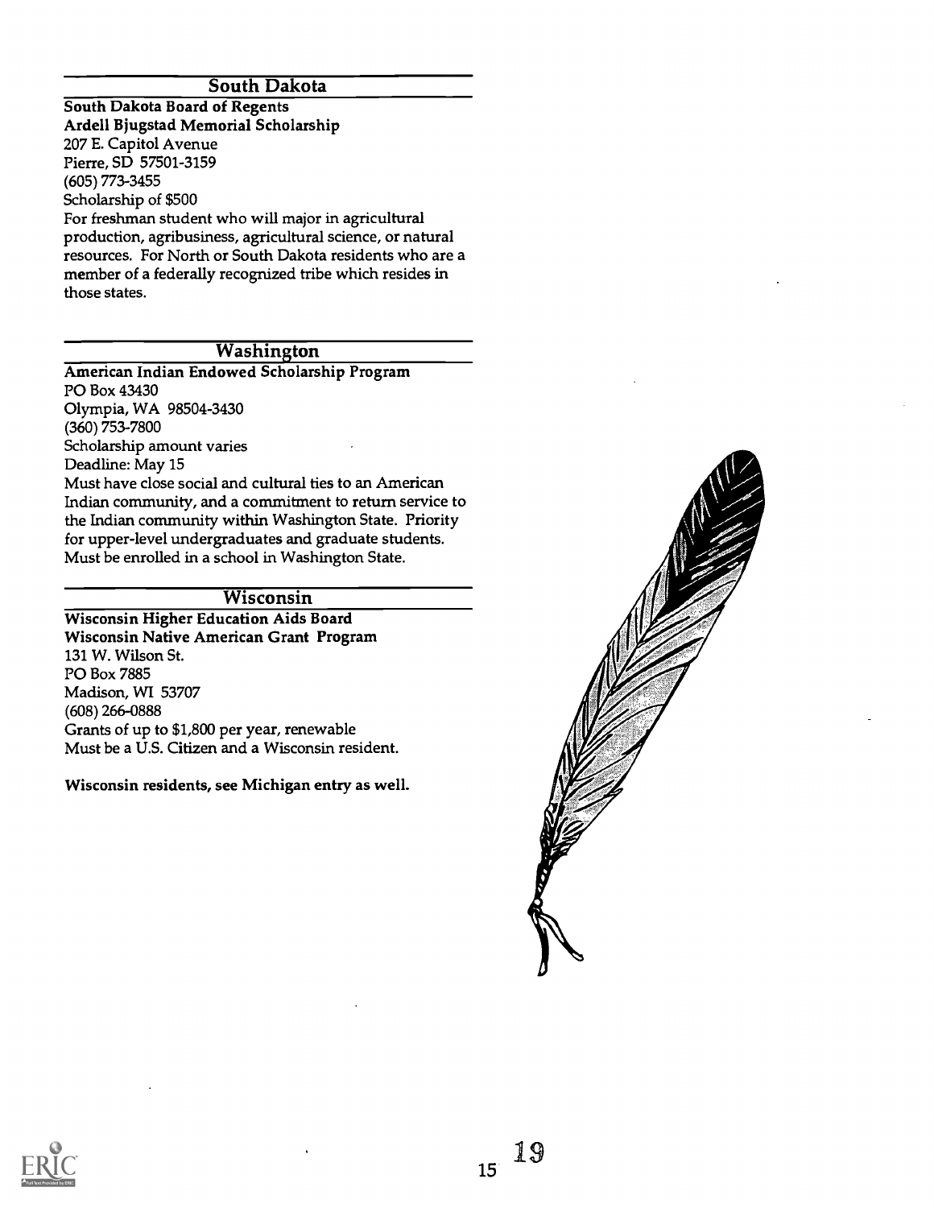## South Dakota

**South Dakota Board of Regents**
**Ardell Bjugstad Memorial Scholarship**
207 E. Capitol Avenue
Pierre, SD 57501-3159
(605) 773-3455
Scholarship of $500
For freshman student who will major in agricultural production, agribusiness, agricultural science, or natural resources. For North or South Dakota residents who are a member of a federally recognized tribe which resides in those states.

## Washington

**American Indian Endowed Scholarship Program**
PO Box 43430
Olympia, WA 98504-3430
(360) 753-7800
Scholarship amount varies
Deadline: May 15
Must have close social and cultural ties to an American Indian community, and a commitment to return service to the Indian community within Washington State. Priority for upper-level undergraduates and graduate students. Must be enrolled in a school in Washington State.

## Wisconsin

**Wisconsin Higher Education Aids Board**
**Wisconsin Native American Grant Program**
131 W. Wilson St.
PO Box 7885
Madison, WI 53707
(608) 266-0888
Grants of up to $1,800 per year, renewable
Must be a U.S. Citizen and a Wisconsin resident.

**Wisconsin residents, see Michigan entry as well.**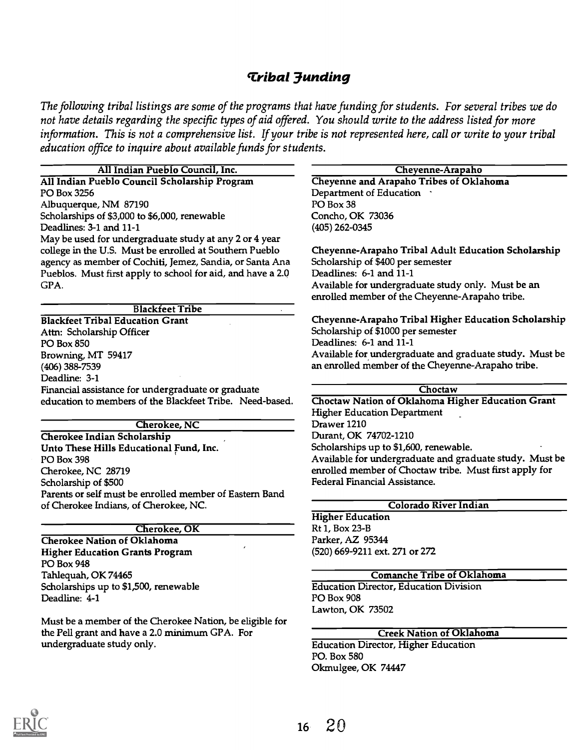# *Tribal Funding*

*The following tribal listings are some of the programs that have funding for students. For several tribes we do not have details regarding the specific types of aid offered. You should write to the address listed for more information. This is not a comprehensive list. If your tribe is not represented here, call or write to your tribal education office to inquire about available funds for students.*

### All Indian Pueblo Council, Inc.

**All Indian Pueblo Council Scholarship Program**
PO Box 3256
Albuquerque, NM 87190
Scholarships of $3,000 to $6,000, renewable
Deadlines: 3-1 and 11-1
May be used for undergraduate study at any 2 or 4 year college in the U.S. Must be enrolled at Southern Pueblo agency as member of Cochiti, Jemez, Sandia, or Santa Ana Pueblos. Must first apply to school for aid, and have a 2.0 GPA.

### Blackfeet Tribe

**Blackfeet Tribal Education Grant**
Attn: Scholarship Officer
PO Box 850
Browning, MT 59417
(406) 388-7539
Deadline: 3-1
Financial assistance for undergraduate or graduate education to members of the Blackfeet Tribe. Need-based.

### Cherokee, NC

**Cherokee Indian Scholarship**
**Unto These Hills Educational Fund, Inc.**
PO Box 398
Cherokee, NC 28719
Scholarship of $500
Parents or self must be enrolled member of Eastern Band of Cherokee Indians, of Cherokee, NC.

### Cherokee, OK

**Cherokee Nation of Oklahoma**
**Higher Education Grants Program**
PO Box 948
Tahlequah, OK 74465
Scholarships up to $1,500, renewable
Deadline: 4-1

Must be a member of the Cherokee Nation, be eligible for the Pell grant and have a 2.0 minimum GPA. For undergraduate study only.

### Cheyenne-Arapaho

**Cheyenne and Arapaho Tribes of Oklahoma**
Department of Education
PO Box 38
Concho, OK 73036
(405) 262-0345

**Cheyenne-Arapaho Tribal Adult Education Scholarship**
Scholarship of $400 per semester
Deadlines: 6-1 and 11-1
Available for undergraduate study only. Must be an enrolled member of the Cheyenne-Arapaho tribe.

**Cheyenne-Arapaho Tribal Higher Education Scholarship**
Scholarship of $1000 per semester
Deadlines: 6-1 and 11-1
Available for undergraduate and graduate study. Must be an enrolled member of the Cheyenne-Arapaho tribe.

### Choctaw

**Choctaw Nation of Oklahoma Higher Education Grant**
Higher Education Department
Drawer 1210
Durant, OK 74702-1210
Scholarships up to $1,600, renewable.
Available for undergraduate and graduate study. Must be enrolled member of Choctaw tribe. Must first apply for Federal Financial Assistance.

### Colorado River Indian

**Higher Education**
Rt 1, Box 23-B
Parker, AZ 95344
(520) 669-9211 ext. 271 or 272

### Comanche Tribe of Oklahoma

Education Director, Education Division
PO Box 908
Lawton, OK 73502

### Creek Nation of Oklahoma

Education Director, Higher Education
PO. Box 580
Okmulgee, OK 74447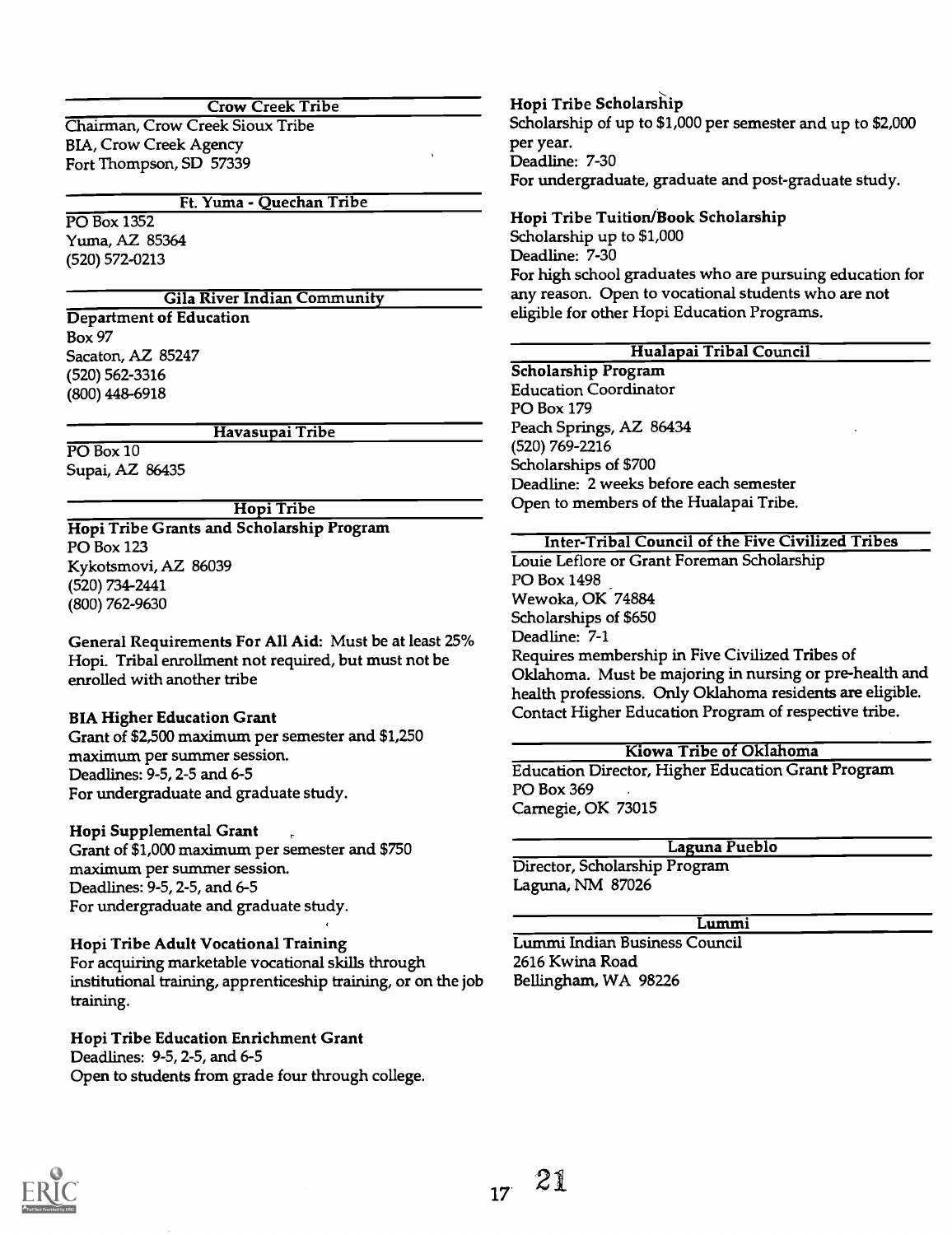### Crow Creek Tribe

Chairman, Crow Creek Sioux Tribe
BIA, Crow Creek Agency
Fort Thompson, SD 57339

### Ft. Yuma - Quechan Tribe

PO Box 1352
Yuma, AZ 85364
(520) 572-0213

### Gila River Indian Community

**Department of Education**
Box 97
Sacaton, AZ 85247
(520) 562-3316
(800) 448-6918

### Havasupai Tribe

PO Box 10
Supai, AZ 86435

### Hopi Tribe

**Hopi Tribe Grants and Scholarship Program**
PO Box 123
Kykotsmovi, AZ 86039
(520) 734-2441
(800) 762-9630

**General Requirements For All Aid:** Must be at least 25% Hopi. Tribal enrollment not required, but must not be enrolled with another tribe

**BIA Higher Education Grant**
Grant of $2,500 maximum per semester and $1,250 maximum per summer session.
Deadlines: 9-5, 2-5 and 6-5
For undergraduate and graduate study.

**Hopi Supplemental Grant**
Grant of $1,000 maximum per semester and $750 maximum per summer session.
Deadlines: 9-5, 2-5, and 6-5
For undergraduate and graduate study.

**Hopi Tribe Adult Vocational Training**
For acquiring marketable vocational skills through institutional training, apprenticeship training, or on the job training.

**Hopi Tribe Education Enrichment Grant**
Deadlines: 9-5, 2-5, and 6-5
Open to students from grade four through college.

**Hopi Tribe Scholarship**
Scholarship of up to $1,000 per semester and up to $2,000 per year.
Deadline: 7-30
For undergraduate, graduate and post-graduate study.

**Hopi Tribe Tuition/Book Scholarship**
Scholarship up to $1,000
Deadline: 7-30
For high school graduates who are pursuing education for any reason. Open to vocational students who are not eligible for other Hopi Education Programs.

### Hualapai Tribal Council

**Scholarship Program**
Education Coordinator
PO Box 179
Peach Springs, AZ 86434
(520) 769-2216
Scholarships of $700
Deadline: 2 weeks before each semester
Open to members of the Hualapai Tribe.

### Inter-Tribal Council of the Five Civilized Tribes

Louie Leflore or Grant Foreman Scholarship
PO Box 1498
Wewoka, OK 74884
Scholarships of $650
Deadline: 7-1
Requires membership in Five Civilized Tribes of Oklahoma. Must be majoring in nursing or pre-health and health professions. Only Oklahoma residents are eligible. Contact Higher Education Program of respective tribe.

### Kiowa Tribe of Oklahoma

Education Director, Higher Education Grant Program
PO Box 369
Carnegie, OK 73015

### Laguna Pueblo

Director, Scholarship Program
Laguna, NM 87026

### Lummi

Lummi Indian Business Council
2616 Kwina Road
Bellingham, WA 98226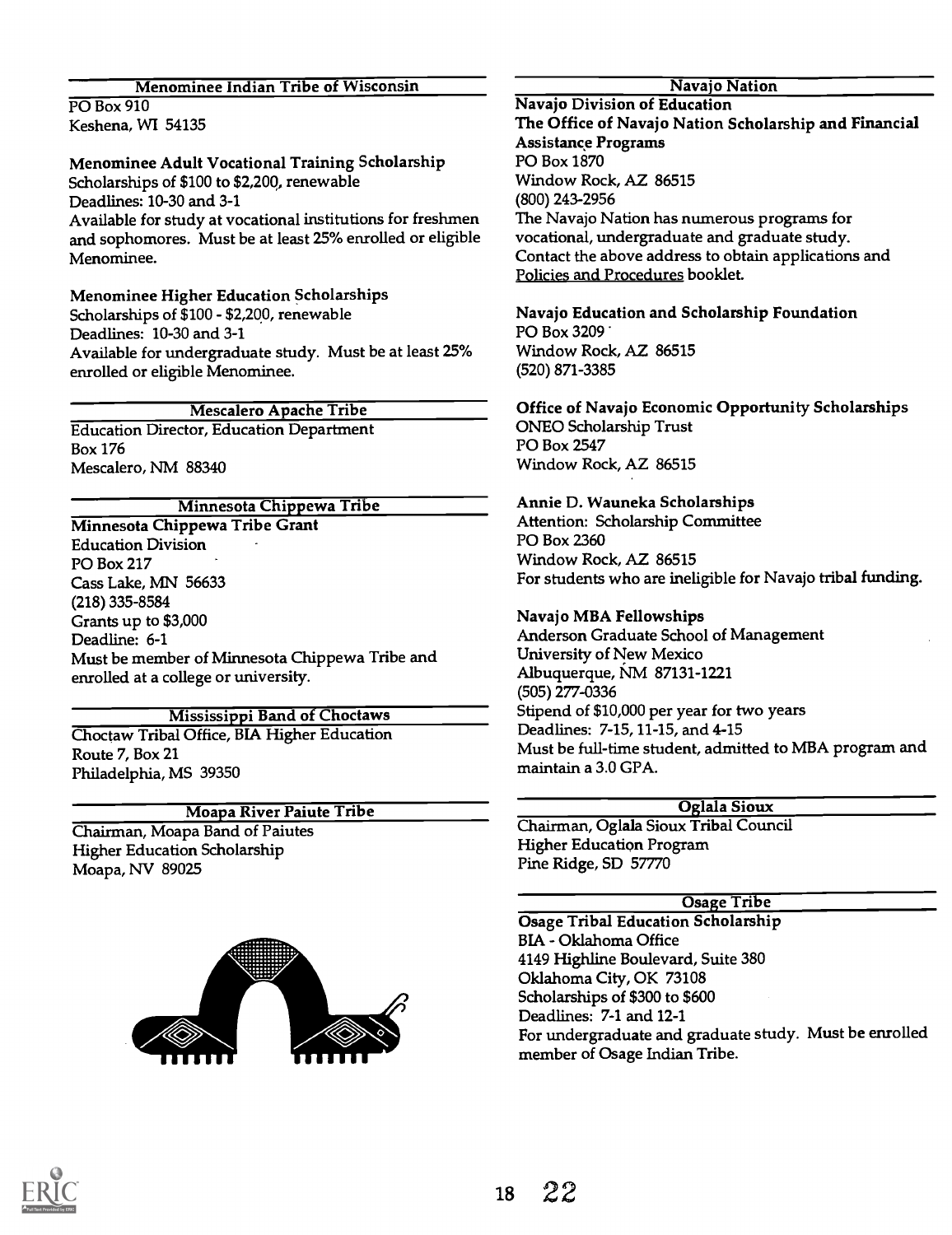## Menominee Indian Tribe of Wisconsin

PO Box 910
Keshena, WI 54135

**Menominee Adult Vocational Training Scholarship**
Scholarships of $100 to $2,200, renewable
Deadlines: 10-30 and 3-1
Available for study at vocational institutions for freshmen and sophomores. Must be at least 25% enrolled or eligible Menominee.

**Menominee Higher Education Scholarships**
Scholarships of $100 - $2,200, renewable
Deadlines: 10-30 and 3-1
Available for undergraduate study. Must be at least 25% enrolled or eligible Menominee.

## Mescalero Apache Tribe

Education Director, Education Department
Box 176
Mescalero, NM 88340

## Minnesota Chippewa Tribe

**Minnesota Chippewa Tribe Grant**
Education Division
PO Box 217
Cass Lake, MN 56633
(218) 335-8584
Grants up to $3,000
Deadline: 6-1
Must be member of Minnesota Chippewa Tribe and enrolled at a college or university.

## Mississippi Band of Choctaws

Choctaw Tribal Office, BIA Higher Education
Route 7, Box 21
Philadelphia, MS 39350

## Moapa River Paiute Tribe

Chairman, Moapa Band of Paiutes
Higher Education Scholarship
Moapa, NV 89025

## Navajo Nation

**Navajo Division of Education**
**The Office of Navajo Nation Scholarship and Financial Assistance Programs**
PO Box 1870
Window Rock, AZ 86515
(800) 243-2956
The Navajo Nation has numerous programs for vocational, undergraduate and graduate study. Contact the above address to obtain applications and Policies and Procedures booklet.

**Navajo Education and Scholarship Foundation**
PO Box 3209
Window Rock, AZ 86515
(520) 871-3385

**Office of Navajo Economic Opportunity Scholarships**
ONEO Scholarship Trust
PO Box 2547
Window Rock, AZ 86515

**Annie D. Wauneka Scholarships**
Attention: Scholarship Committee
PO Box 2360
Window Rock, AZ 86515
For students who are ineligible for Navajo tribal funding.

**Navajo MBA Fellowships**
Anderson Graduate School of Management
University of New Mexico
Albuquerque, NM 87131-1221
(505) 277-0336
Stipend of $10,000 per year for two years
Deadlines: 7-15, 11-15, and 4-15
Must be full-time student, admitted to MBA program and maintain a 3.0 GPA.

## Oglala Sioux

Chairman, Oglala Sioux Tribal Council
Higher Education Program
Pine Ridge, SD 57770

## Osage Tribe

**Osage Tribal Education Scholarship**
BIA - Oklahoma Office
4149 Highline Boulevard, Suite 380
Oklahoma City, OK 73108
Scholarships of $300 to $600
Deadlines: 7-1 and 12-1
For undergraduate and graduate study. Must be enrolled member of Osage Indian Tribe.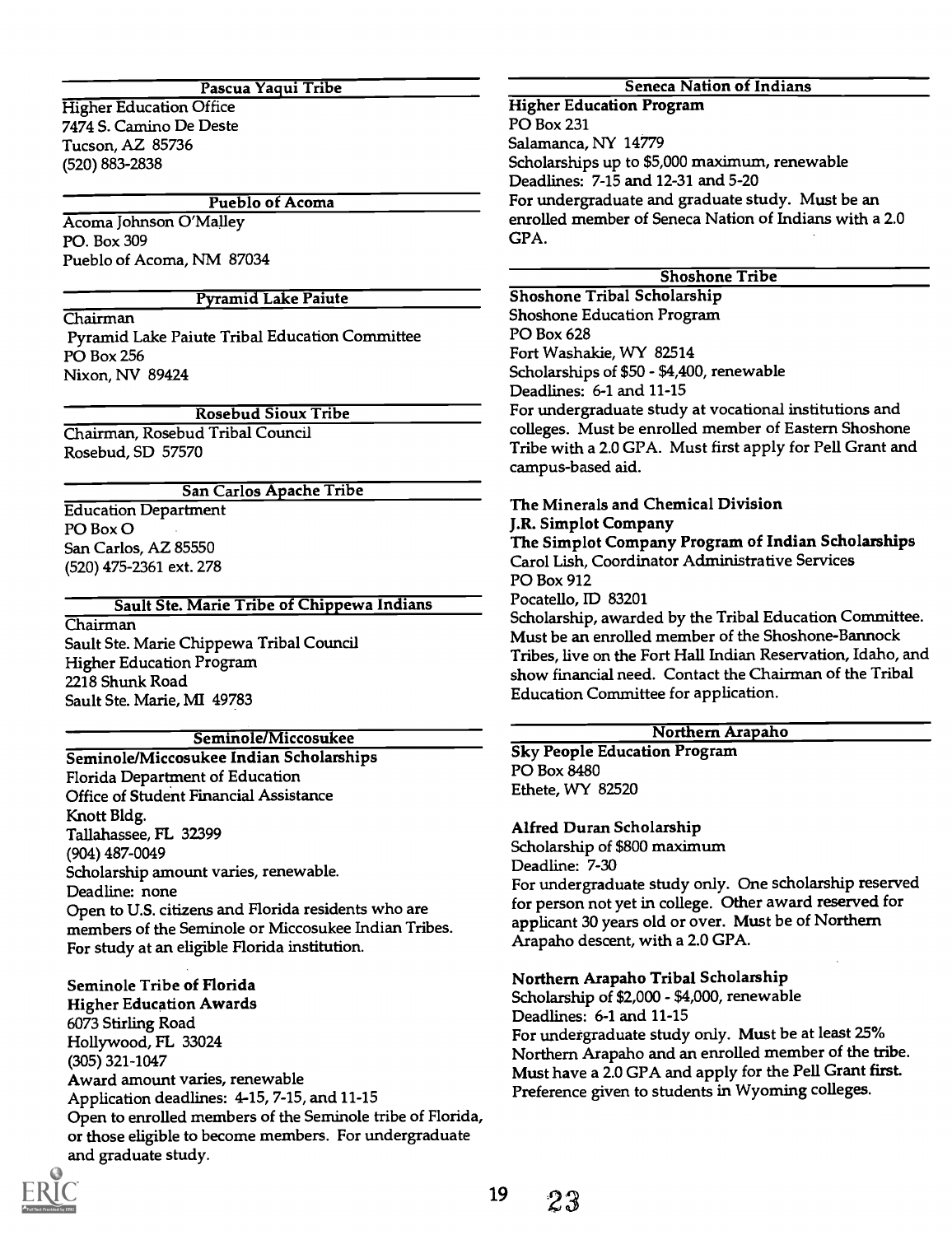### Pascua Yaqui Tribe

Higher Education Office
7474 S. Camino De Deste
Tucson, AZ 85736
(520) 883-2838

### Pueblo of Acoma

Acoma Johnson O'Malley
PO. Box 309
Pueblo of Acoma, NM 87034

### Pyramid Lake Paiute

Chairman
Pyramid Lake Paiute Tribal Education Committee
PO Box 256
Nixon, NV 89424

### Rosebud Sioux Tribe

Chairman, Rosebud Tribal Council
Rosebud, SD 57570

### San Carlos Apache Tribe

Education Department
PO Box O
San Carlos, AZ 85550
(520) 475-2361 ext. 278

### Sault Ste. Marie Tribe of Chippewa Indians

Chairman
Sault Ste. Marie Chippewa Tribal Council
Higher Education Program
2218 Shunk Road
Sault Ste. Marie, MI 49783

### Seminole/Miccosukee

**Seminole/Miccosukee Indian Scholarships**
Florida Department of Education
Office of Student Financial Assistance
Knott Bldg.
Tallahassee, FL 32399
(904) 487-0049
Scholarship amount varies, renewable.
Deadline: none
Open to U.S. citizens and Florida residents who are members of the Seminole or Miccosukee Indian Tribes. For study at an eligible Florida institution.

**Seminole Tribe of Florida**
**Higher Education Awards**
6073 Stirling Road
Hollywood, FL 33024
(305) 321-1047
Award amount varies, renewable
Application deadlines: 4-15, 7-15, and 11-15
Open to enrolled members of the Seminole tribe of Florida, or those eligible to become members. For undergraduate and graduate study.

### Seneca Nation of Indians

**Higher Education Program**
PO Box 231
Salamanca, NY 14779
Scholarships up to $5,000 maximum, renewable
Deadlines: 7-15 and 12-31 and 5-20
For undergraduate and graduate study. Must be an enrolled member of Seneca Nation of Indians with a 2.0 GPA.

### Shoshone Tribe

**Shoshone Tribal Scholarship**
Shoshone Education Program
PO Box 628
Fort Washakie, WY 82514
Scholarships of $50 - $4,400, renewable
Deadlines: 6-1 and 11-15
For undergraduate study at vocational institutions and colleges. Must be enrolled member of Eastern Shoshone Tribe with a 2.0 GPA. Must first apply for Pell Grant and campus-based aid.

**The Minerals and Chemical Division**
**J.R. Simplot Company**
**The Simplot Company Program of Indian Scholarships**
Carol Lish, Coordinator Administrative Services
PO Box 912
Pocatello, ID 83201
Scholarship, awarded by the Tribal Education Committee. Must be an enrolled member of the Shoshone-Bannock Tribes, live on the Fort Hall Indian Reservation, Idaho, and show financial need. Contact the Chairman of the Tribal Education Committee for application.

### Northern Arapaho

**Sky People Education Program**
PO Box 8480
Ethete, WY 82520

**Alfred Duran Scholarship**
Scholarship of $800 maximum
Deadline: 7-30
For undergraduate study only. One scholarship reserved for person not yet in college. Other award reserved for applicant 30 years old or over. Must be of Northern Arapaho descent, with a 2.0 GPA.

**Northern Arapaho Tribal Scholarship**
Scholarship of $2,000 - $4,000, renewable
Deadlines: 6-1 and 11-15
For undergraduate study only. Must be at least 25% Northern Arapaho and an enrolled member of the tribe. Must have a 2.0 GPA and apply for the Pell Grant first. Preference given to students in Wyoming colleges.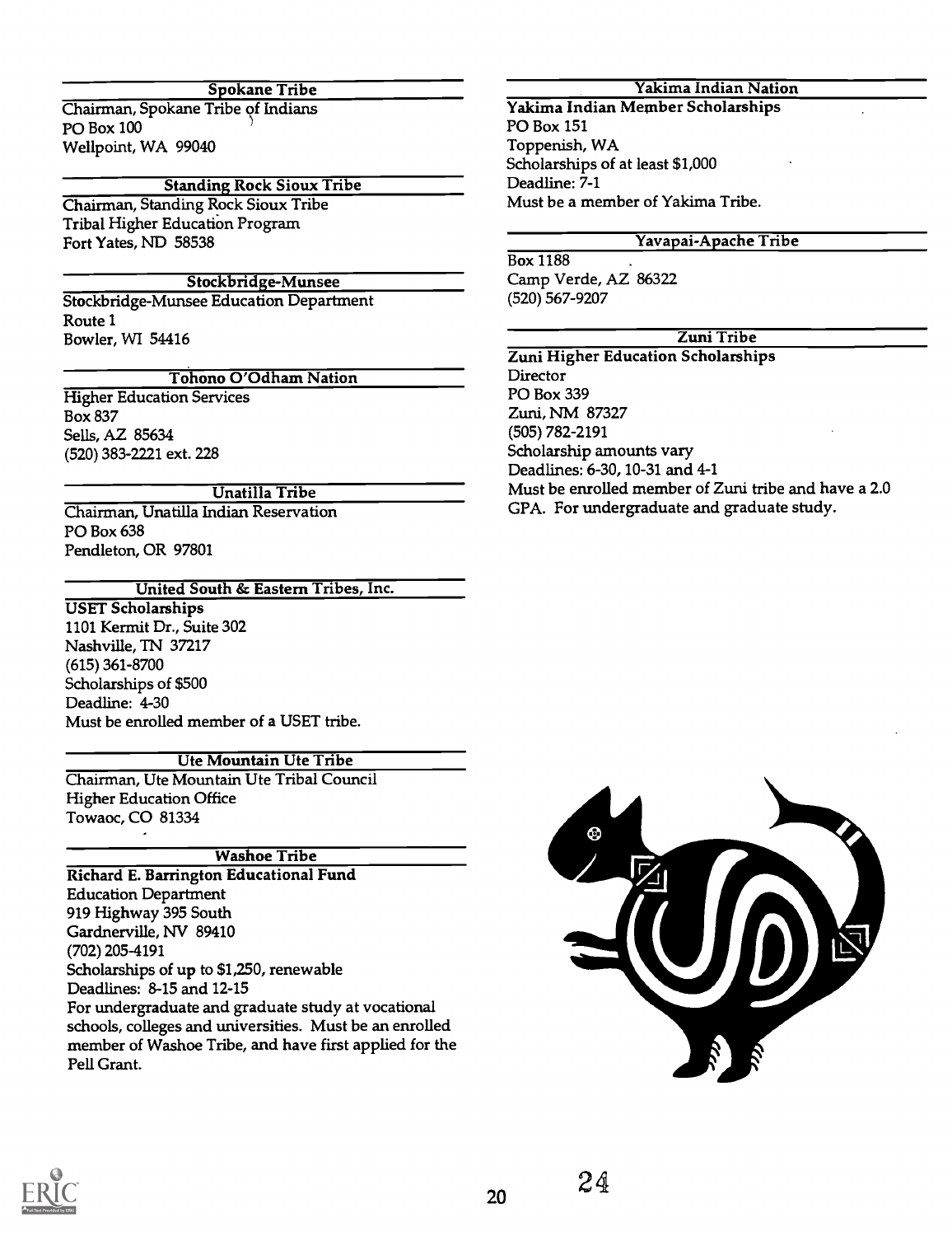### Spokane Tribe

Chairman, Spokane Tribe of Indians
PO Box 100
Wellpoint, WA 99040

### Standing Rock Sioux Tribe

Chairman, Standing Rock Sioux Tribe
Tribal Higher Education Program
Fort Yates, ND 58538

### Stockbridge-Munsee

Stockbridge-Munsee Education Department
Route 1
Bowler, WI 54416

### Tohono O'Odham Nation

Higher Education Services
Box 837
Sells, AZ 85634
(520) 383-2221 ext. 228

### Unatilla Tribe

Chairman, Unatilla Indian Reservation
PO Box 638
Pendleton, OR 97801

### United South & Eastern Tribes, Inc.

**USET Scholarships**
1101 Kermit Dr., Suite 302
Nashville, TN 37217
(615) 361-8700
Scholarships of $500
Deadline: 4-30
Must be enrolled member of a USET tribe.

### Ute Mountain Ute Tribe

Chairman, Ute Mountain Ute Tribal Council
Higher Education Office
Towaoc, CO 81334

### Washoe Tribe

**Richard E. Barrington Educational Fund**
Education Department
919 Highway 395 South
Gardnerville, NV 89410
(702) 205-4191
Scholarships of up to $1,250, renewable
Deadlines: 8-15 and 12-15
For undergraduate and graduate study at vocational schools, colleges and universities. Must be an enrolled member of Washoe Tribe, and have first applied for the Pell Grant.

### Yakima Indian Nation

**Yakima Indian Member Scholarships**
PO Box 151
Toppenish, WA
Scholarships of at least $1,000
Deadline: 7-1
Must be a member of Yakima Tribe.

### Yavapai-Apache Tribe

Box 1188
Camp Verde, AZ 86322
(520) 567-9207

### Zuni Tribe

**Zuni Higher Education Scholarships**
Director
PO Box 339
Zuni, NM 87327
(505) 782-2191
Scholarship amounts vary
Deadlines: 6-30, 10-31 and 4-1
Must be enrolled member of Zuni tribe and have a 2.0 GPA. For undergraduate and graduate study.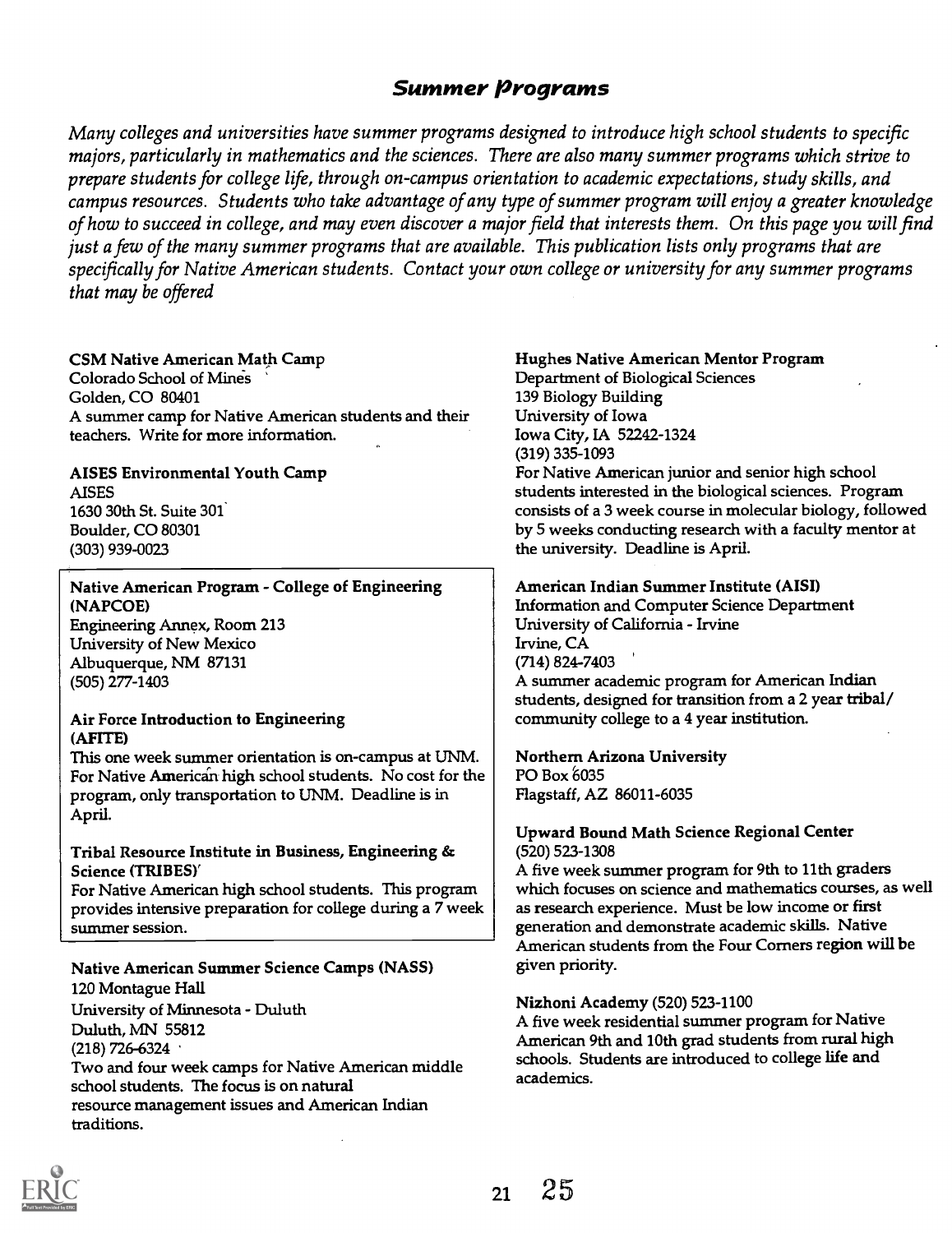## Summer Programs

*Many colleges and universities have summer programs designed to introduce high school students to specific majors, particularly in mathematics and the sciences. There are also many summer programs which strive to prepare students for college life, through on-campus orientation to academic expectations, study skills, and campus resources. Students who take advantage of any type of summer program will enjoy a greater knowledge of how to succeed in college, and may even discover a major field that interests them. On this page you will find just a few of the many summer programs that are available. This publication lists only programs that are specifically for Native American students. Contact your own college or university for any summer programs that may be offered*

**CSM Native American Math Camp**
Colorado School of Mines
Golden, CO 80401
A summer camp for Native American students and their teachers. Write for more information.

**AISES Environmental Youth Camp**
AISES
1630 30th St. Suite 301
Boulder, CO 80301
(303) 939-0023

**Native American Program - College of Engineering (NAPCOE)**
Engineering Annex, Room 213
University of New Mexico
Albuquerque, NM 87131
(505) 277-1403

**Air Force Introduction to Engineering (AFITE)**
This one week summer orientation is on-campus at UNM. For Native American high school students. No cost for the program, only transportation to UNM. Deadline is in April.

**Tribal Resource Institute in Business, Engineering & Science (TRIBES)**
For Native American high school students. This program provides intensive preparation for college during a 7 week summer session.

**Native American Summer Science Camps (NASS)**
120 Montague Hall
University of Minnesota - Duluth
Duluth, MN 55812
(218) 726-6324
Two and four week camps for Native American middle school students. The focus is on natural resource management issues and American Indian traditions.

**Hughes Native American Mentor Program**
Department of Biological Sciences
139 Biology Building
University of Iowa
Iowa City, IA 52242-1324
(319) 335-1093
For Native American junior and senior high school students interested in the biological sciences. Program consists of a 3 week course in molecular biology, followed by 5 weeks conducting research with a faculty mentor at the university. Deadline is April.

**American Indian Summer Institute (AISI)**
Information and Computer Science Department
University of California - Irvine
Irvine, CA
(714) 824-7403
A summer academic program for American Indian students, designed for transition from a 2 year tribal/community college to a 4 year institution.

**Northern Arizona University**
PO Box 6035
Flagstaff, AZ 86011-6035

**Upward Bound Math Science Regional Center**
(520) 523-1308
A five week summer program for 9th to 11th graders which focuses on science and mathematics courses, as well as research experience. Must be low income or first generation and demonstrate academic skills. Native American students from the Four Corners region will be given priority.

**Nizhoni Academy** (520) 523-1100
A five week residential summer program for Native American 9th and 10th grad students from rural high schools. Students are introduced to college life and academics.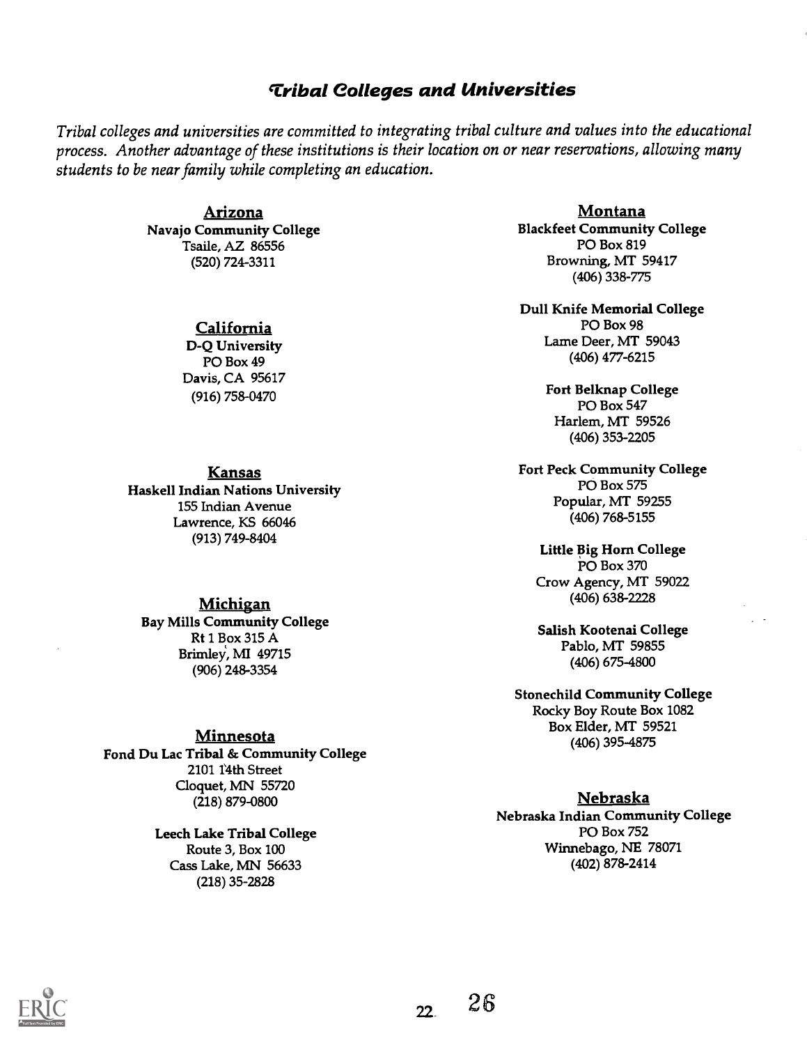# Tribal Colleges and Universities

*Tribal colleges and universities are committed to integrating tribal culture and values into the educational process. Another advantage of these institutions is their location on or near reservations, allowing many students to be near family while completing an education.*

## Arizona

**Navajo Community College**
Tsaile, AZ 86556
(520) 724-3311

## California

**D-Q University**
PO Box 49
Davis, CA 95617
(916) 758-0470

## Kansas

**Haskell Indian Nations University**
155 Indian Avenue
Lawrence, KS 66046
(913) 749-8404

## Michigan

**Bay Mills Community College**
Rt 1 Box 315 A
Brimley, MI 49715
(906) 248-3354

## Minnesota

**Fond Du Lac Tribal & Community College**
2101 14th Street
Cloquet, MN 55720
(218) 879-0800

**Leech Lake Tribal College**
Route 3, Box 100
Cass Lake, MN 56633
(218) 35-2828

## Montana

**Blackfeet Community College**
PO Box 819
Browning, MT 59417
(406) 338-775

**Dull Knife Memorial College**
PO Box 98
Lame Deer, MT 59043
(406) 477-6215

**Fort Belknap College**
PO Box 547
Harlem, MT 59526
(406) 353-2205

**Fort Peck Community College**
PO Box 575
Popular, MT 59255
(406) 768-5155

**Little Big Horn College**
PO Box 370
Crow Agency, MT 59022
(406) 638-2228

**Salish Kootenai College**
Pablo, MT 59855
(406) 675-4800

**Stonechild Community College**
Rocky Boy Route Box 1082
Box Elder, MT 59521
(406) 395-4875

## Nebraska

**Nebraska Indian Community College**
PO Box 752
Winnebago, NE 78071
(402) 878-2414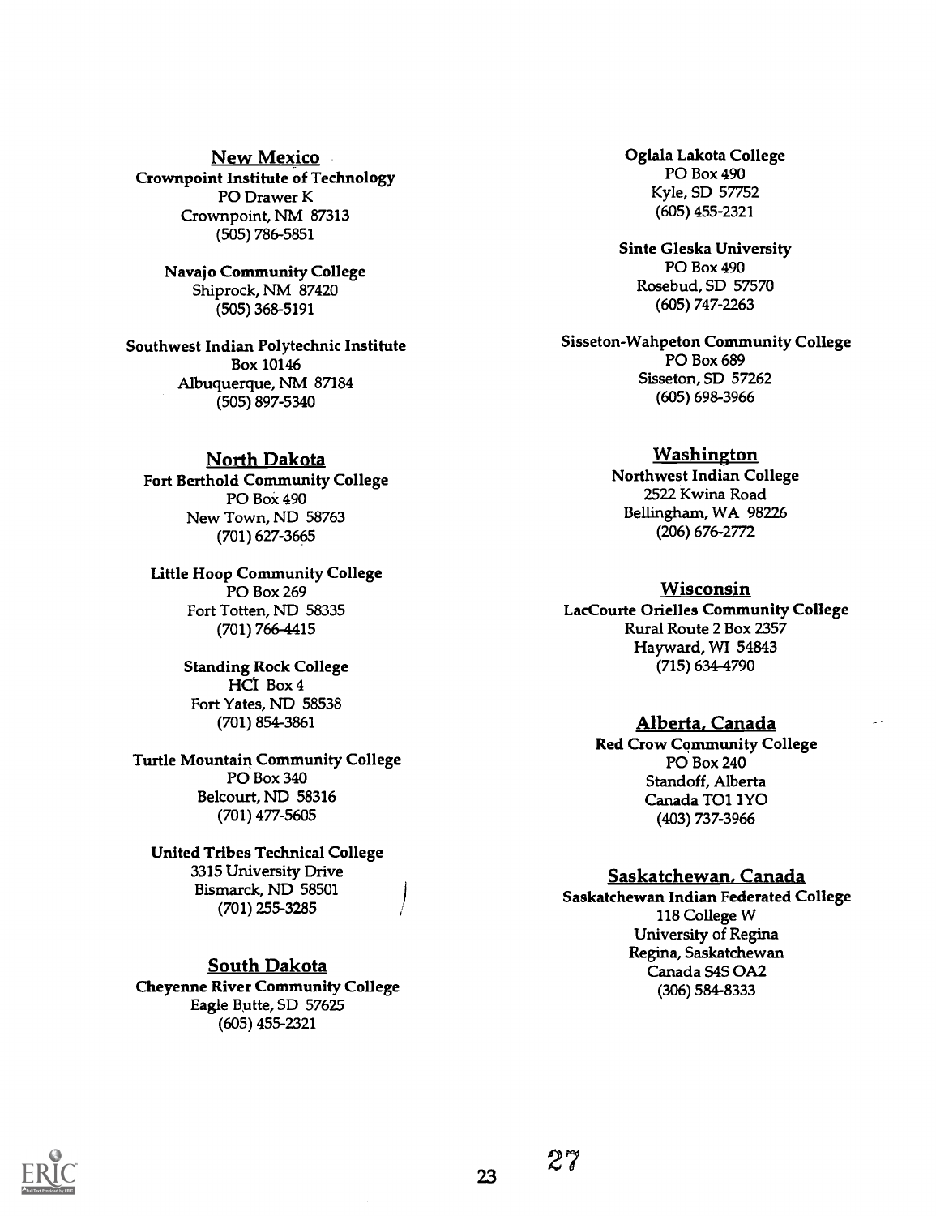## New Mexico

**Crownpoint Institute of Technology**
PO Drawer K
Crownpoint, NM 87313
(505) 786-5851

**Navajo Community College**
Shiprock, NM 87420
(505) 368-5191

**Southwest Indian Polytechnic Institute**
Box 10146
Albuquerque, NM 87184
(505) 897-5340

## North Dakota

**Fort Berthold Community College**
PO Box 490
New Town, ND 58763
(701) 627-3665

**Little Hoop Community College**
PO Box 269
Fort Totten, ND 58335
(701) 766-4415

**Standing Rock College**
HCI Box 4
Fort Yates, ND 58538
(701) 854-3861

**Turtle Mountain Community College**
PO Box 340
Belcourt, ND 58316
(701) 477-5605

**United Tribes Technical College**
3315 University Drive
Bismarck, ND 58501
(701) 255-3285

## South Dakota

**Cheyenne River Community College**
Eagle Butte, SD 57625
(605) 455-2321

**Oglala Lakota College**
PO Box 490
Kyle, SD 57752
(605) 455-2321

**Sinte Gleska University**
PO Box 490
Rosebud, SD 57570
(605) 747-2263

**Sisseton-Wahpeton Community College**
PO Box 689
Sisseton, SD 57262
(605) 698-3966

## Washington

**Northwest Indian College**
2522 Kwina Road
Bellingham, WA 98226
(206) 676-2772

## Wisconsin

**LacCourte Orielles Community College**
Rural Route 2 Box 2357
Hayward, WI 54843
(715) 634-4790

## Alberta, Canada

**Red Crow Community College**
PO Box 240
Standoff, Alberta
Canada TO1 1YO
(403) 737-3966

## Saskatchewan, Canada

**Saskatchewan Indian Federated College**
118 College W
University of Regina
Regina, Saskatchewan
Canada S4S OA2
(306) 584-8333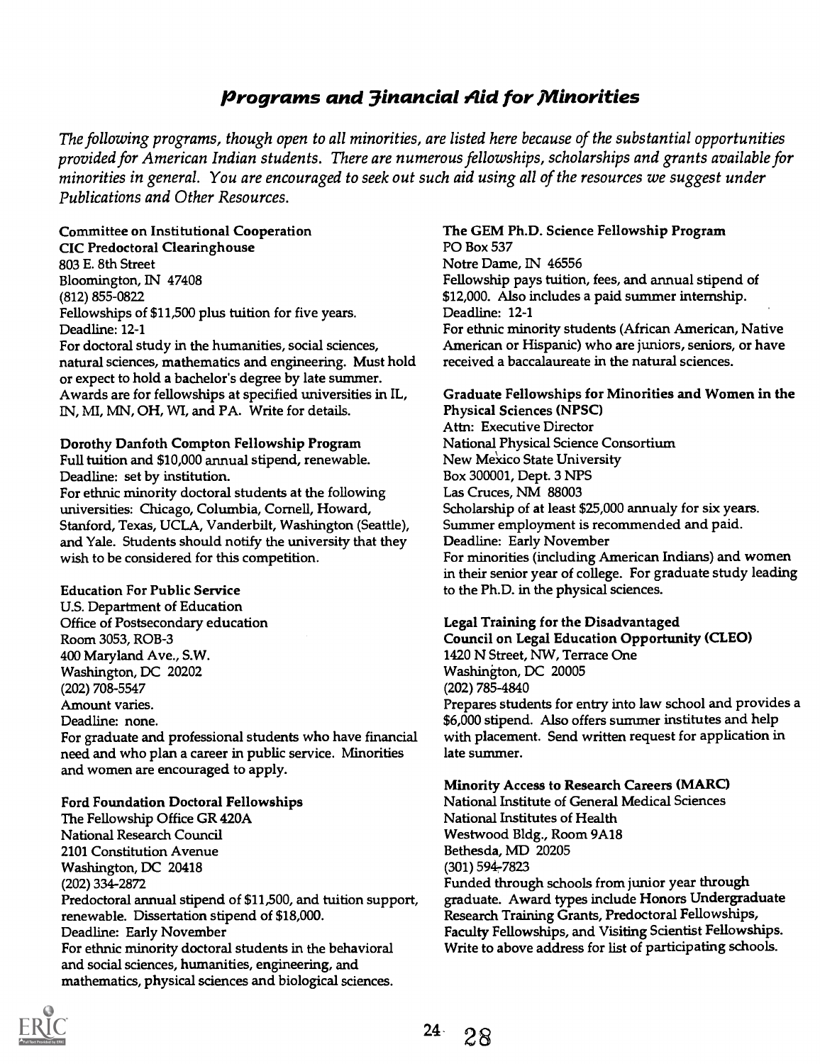## *Programs and Financial Aid for Minorities*

*The following programs, though open to all minorities, are listed here because of the substantial opportunities provided for American Indian students. There are numerous fellowships, scholarships and grants available for minorities in general. You are encouraged to seek out such aid using all of the resources we suggest under Publications and Other Resources.*

**Committee on Institutional Cooperation**
**CIC Predoctoral Clearinghouse**
803 E. 8th Street
Bloomington, IN 47408
(812) 855-0822
Fellowships of $11,500 plus tuition for five years.
Deadline: 12-1
For doctoral study in the humanities, social sciences, natural sciences, mathematics and engineering. Must hold or expect to hold a bachelor's degree by late summer. Awards are for fellowships at specified universities in IL, IN, MI, MN, OH, WI, and PA. Write for details.

**Dorothy Danfoth Compton Fellowship Program**
Full tuition and $10,000 annual stipend, renewable.
Deadline: set by institution.
For ethnic minority doctoral students at the following universities: Chicago, Columbia, Cornell, Howard, Stanford, Texas, UCLA, Vanderbilt, Washington (Seattle), and Yale. Students should notify the university that they wish to be considered for this competition.

**Education For Public Service**
U.S. Department of Education
Office of Postsecondary education
Room 3053, ROB-3
400 Maryland Ave., S.W.
Washington, DC 20202
(202) 708-5547
Amount varies.
Deadline: none.
For graduate and professional students who have financial need and who plan a career in public service. Minorities and women are encouraged to apply.

**Ford Foundation Doctoral Fellowships**
The Fellowship Office GR 420A
National Research Council
2101 Constitution Avenue
Washington, DC 20418
(202) 334-2872
Predoctoral annual stipend of $11,500, and tuition support, renewable. Dissertation stipend of $18,000.
Deadline: Early November
For ethnic minority doctoral students in the behavioral and social sciences, humanities, engineering, and mathematics, physical sciences and biological sciences.

**The GEM Ph.D. Science Fellowship Program**
PO Box 537
Notre Dame, IN 46556
Fellowship pays tuition, fees, and annual stipend of $12,000. Also includes a paid summer internship.
Deadline: 12-1
For ethnic minority students (African American, Native American or Hispanic) who are juniors, seniors, or have received a baccalaureate in the natural sciences.

**Graduate Fellowships for Minorities and Women in the Physical Sciences (NPSC)**
Attn: Executive Director
National Physical Science Consortium
New Mexico State University
Box 300001, Dept. 3 NPS
Las Cruces, NM 88003
Scholarship of at least $25,000 annualy for six years. Summer employment is recommended and paid.
Deadline: Early November
For minorities (including American Indians) and women in their senior year of college. For graduate study leading to the Ph.D. in the physical sciences.

**Legal Training for the Disadvantaged**
**Council on Legal Education Opportunity (CLEO)**
1420 N Street, NW, Terrace One
Washington, DC 20005
(202) 785-4840
Prepares students for entry into law school and provides a $6,000 stipend. Also offers summer institutes and help with placement. Send written request for application in late summer.

**Minority Access to Research Careers (MARC)**
National Institute of General Medical Sciences
National Institutes of Health
Westwood Bldg., Room 9A18
Bethesda, MD 20205
(301) 594-7823
Funded through schools from junior year through graduate. Award types include Honors Undergraduate Research Training Grants, Predoctoral Fellowships, Faculty Fellowships, and Visiting Scientist Fellowships. Write to above address for list of participating schools.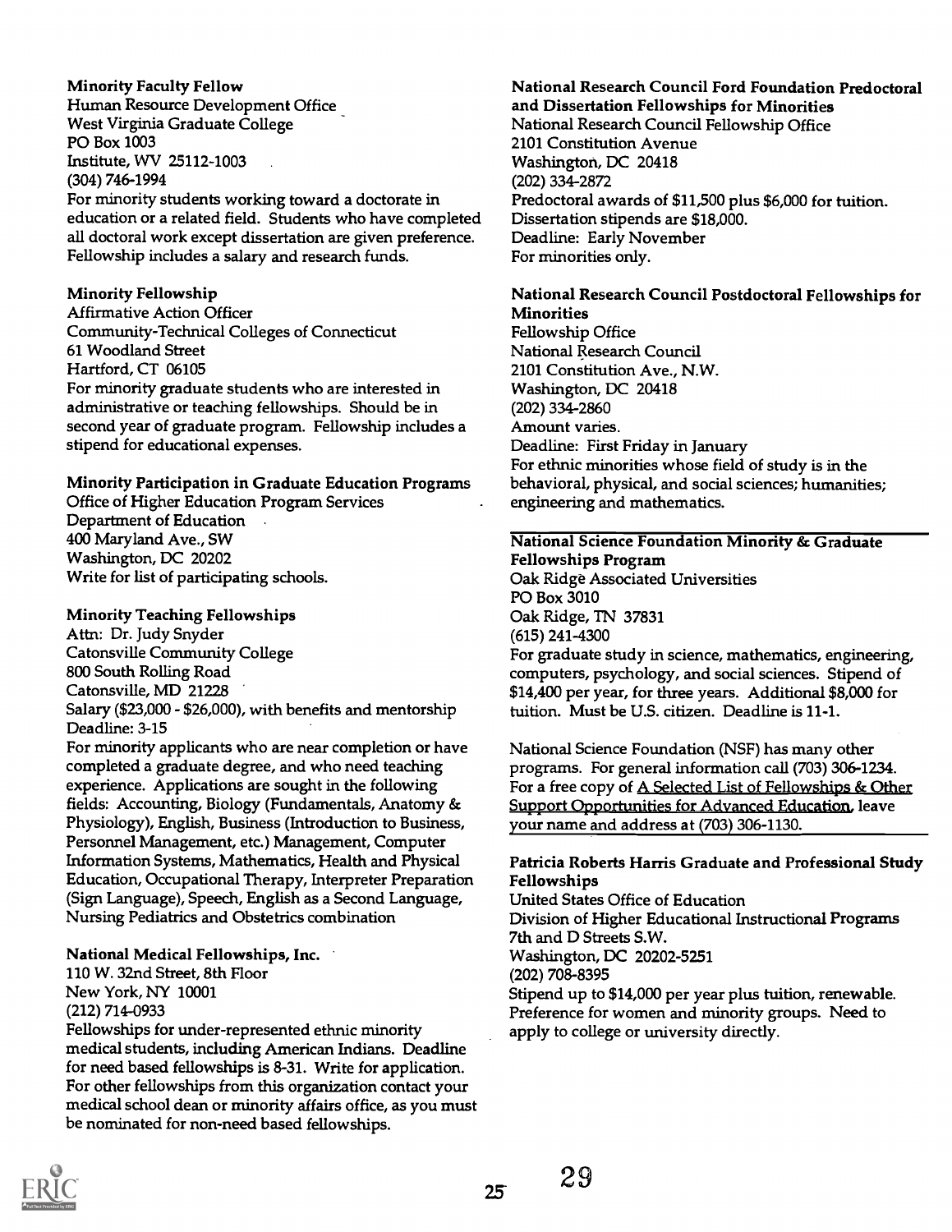**Minority Faculty Fellow**
Human Resource Development Office
West Virginia Graduate College
PO Box 1003
Institute, WV 25112-1003
(304) 746-1994
For minority students working toward a doctorate in education or a related field. Students who have completed all doctoral work except dissertation are given preference. Fellowship includes a salary and research funds.

**Minority Fellowship**
Affirmative Action Officer
Community-Technical Colleges of Connecticut
61 Woodland Street
Hartford, CT 06105
For minority graduate students who are interested in administrative or teaching fellowships. Should be in second year of graduate program. Fellowship includes a stipend for educational expenses.

**Minority Participation in Graduate Education Programs**
Office of Higher Education Program Services
Department of Education
400 Maryland Ave., SW
Washington, DC 20202
Write for list of participating schools.

**Minority Teaching Fellowships**
Attn: Dr. Judy Snyder
Catonsville Community College
800 South Rolling Road
Catonsville, MD 21228
Salary ($23,000 - $26,000), with benefits and mentorship
Deadline: 3-15
For minority applicants who are near completion or have completed a graduate degree, and who need teaching experience. Applications are sought in the following fields: Accounting, Biology (Fundamentals, Anatomy & Physiology), English, Business (Introduction to Business, Personnel Management, etc.) Management, Computer Information Systems, Mathematics, Health and Physical Education, Occupational Therapy, Interpreter Preparation (Sign Language), Speech, English as a Second Language, Nursing Pediatrics and Obstetrics combination

**National Medical Fellowships, Inc.**
110 W. 32nd Street, 8th Floor
New York, NY 10001
(212) 714-0933
Fellowships for under-represented ethnic minority medical students, including American Indians. Deadline for need based fellowships is 8-31. Write for application. For other fellowships from this organization contact your medical school dean or minority affairs office, as you must be nominated for non-need based fellowships.

**National Research Council Ford Foundation Predoctoral and Dissertation Fellowships for Minorities**
National Research Council Fellowship Office
2101 Constitution Avenue
Washington, DC 20418
(202) 334-2872
Predoctoral awards of $11,500 plus $6,000 for tuition. Dissertation stipends are $18,000.
Deadline: Early November
For minorities only.

**National Research Council Postdoctoral Fellowships for Minorities**
Fellowship Office
National Research Council
2101 Constitution Ave., N.W.
Washington, DC 20418
(202) 334-2860
Amount varies.
Deadline: First Friday in January
For ethnic minorities whose field of study is in the behavioral, physical, and social sciences; humanities; engineering and mathematics.

**National Science Foundation Minority & Graduate Fellowships Program**
Oak Ridge Associated Universities
PO Box 3010
Oak Ridge, TN 37831
(615) 241-4300
For graduate study in science, mathematics, engineering, computers, psychology, and social sciences. Stipend of $14,400 per year, for three years. Additional $8,000 for tuition. Must be U.S. citizen. Deadline is 11-1.

National Science Foundation (NSF) has many other programs. For general information call (703) 306-1234. For a free copy of A Selected List of Fellowships & Other Support Opportunities for Advanced Education, leave your name and address at (703) 306-1130.

**Patricia Roberts Harris Graduate and Professional Study Fellowships**
United States Office of Education
Division of Higher Educational Instructional Programs
7th and D Streets S.W.
Washington, DC 20202-5251
(202) 708-8395
Stipend up to $14,000 per year plus tuition, renewable. Preference for women and minority groups. Need to apply to college or university directly.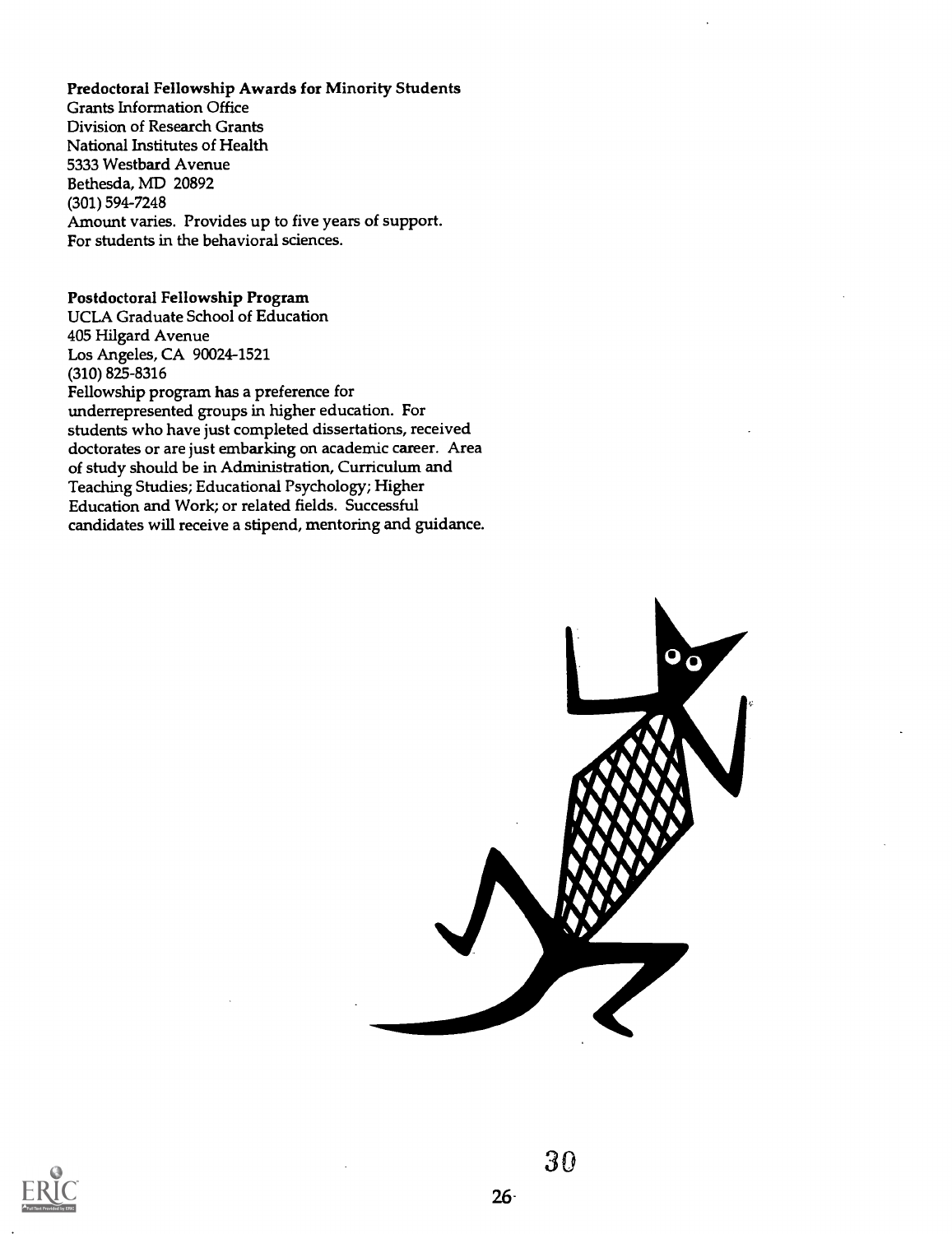**Predoctoral Fellowship Awards for Minority Students**
Grants Information Office
Division of Research Grants
National Institutes of Health
5333 Westbard Avenue
Bethesda, MD 20892
(301) 594-7248
Amount varies. Provides up to five years of support.
For students in the behavioral sciences.

**Postdoctoral Fellowship Program**
UCLA Graduate School of Education
405 Hilgard Avenue
Los Angeles, CA 90024-1521
(310) 825-8316
Fellowship program has a preference for underrepresented groups in higher education. For students who have just completed dissertations, received doctorates or are just embarking on academic career. Area of study should be in Administration, Curriculum and Teaching Studies; Educational Psychology; Higher Education and Work; or related fields. Successful candidates will receive a stipend, mentoring and guidance.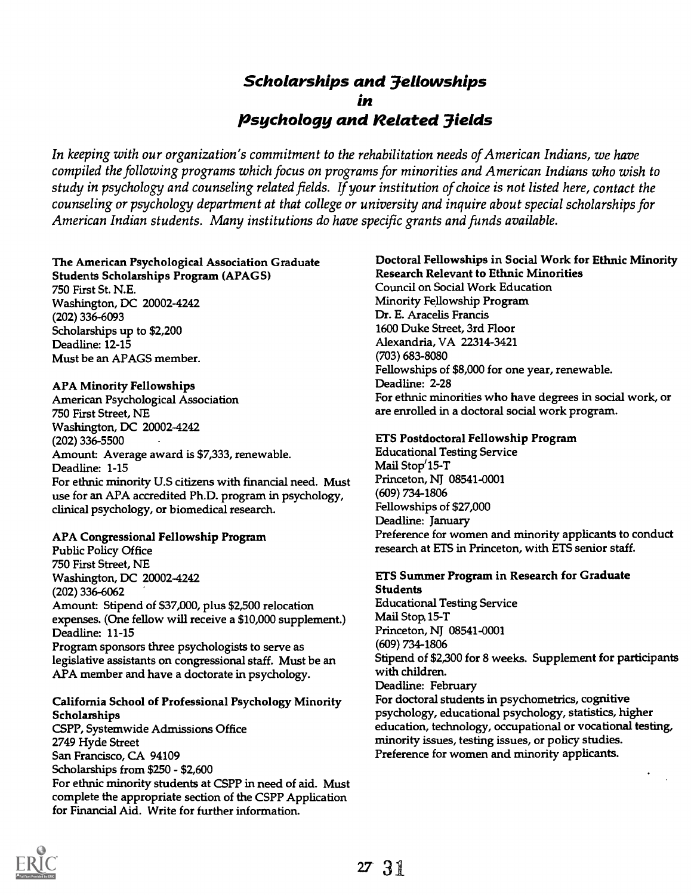# Scholarships and Fellowships in Psychology and Related Fields

*In keeping with our organization's commitment to the rehabilitation needs of American Indians, we have compiled the following programs which focus on programs for minorities and American Indians who wish to study in psychology and counseling related fields. If your institution of choice is not listed here, contact the counseling or psychology department at that college or university and inquire about special scholarships for American Indian students. Many institutions do have specific grants and funds available.*

**The American Psychological Association Graduate Students Scholarships Program (APAGS)**
750 First St. N.E.
Washington, DC 20002-4242
(202) 336-6093
Scholarships up to $2,200
Deadline: 12-15
Must be an APAGS member.

**APA Minority Fellowships**
American Psychological Association
750 First Street, NE
Washington, DC 20002-4242
(202) 336-5500
Amount: Average award is $7,333, renewable.
Deadline: 1-15
For ethnic minority U.S citizens with financial need. Must use for an APA accredited Ph.D. program in psychology, clinical psychology, or biomedical research.

**APA Congressional Fellowship Program**
Public Policy Office
750 First Street, NE
Washington, DC 20002-4242
(202) 336-6062
Amount: Stipend of $37,000, plus $2,500 relocation expenses. (One fellow will receive a $10,000 supplement.)
Deadline: 11-15
Program sponsors three psychologists to serve as legislative assistants on congressional staff. Must be an APA member and have a doctorate in psychology.

**California School of Professional Psychology Minority Scholarships**
CSPP, Systemwide Admissions Office
2749 Hyde Street
San Francisco, CA 94109
Scholarships from $250 - $2,600
For ethnic minority students at CSPP in need of aid. Must complete the appropriate section of the CSPP Application for Financial Aid. Write for further information.

**Doctoral Fellowships in Social Work for Ethnic Minority Research Relevant to Ethnic Minorities**
Council on Social Work Education
Minority Fellowship Program
Dr. E. Aracelis Francis
1600 Duke Street, 3rd Floor
Alexandria, VA 22314-3421
(703) 683-8080
Fellowships of $8,000 for one year, renewable.
Deadline: 2-28
For ethnic minorities who have degrees in social work, or are enrolled in a doctoral social work program.

**ETS Postdoctoral Fellowship Program**
Educational Testing Service
Mail Stop 15-T
Princeton, NJ 08541-0001
(609) 734-1806
Fellowships of $27,000
Deadline: January
Preference for women and minority applicants to conduct research at ETS in Princeton, with ETS senior staff.

**ETS Summer Program in Research for Graduate Students**
Educational Testing Service
Mail Stop 15-T
Princeton, NJ 08541-0001
(609) 734-1806
Stipend of $2,300 for 8 weeks. Supplement for participants with children.
Deadline: February
For doctoral students in psychometrics, cognitive psychology, educational psychology, statistics, higher education, technology, occupational or vocational testing, minority issues, testing issues, or policy studies.
Preference for women and minority applicants.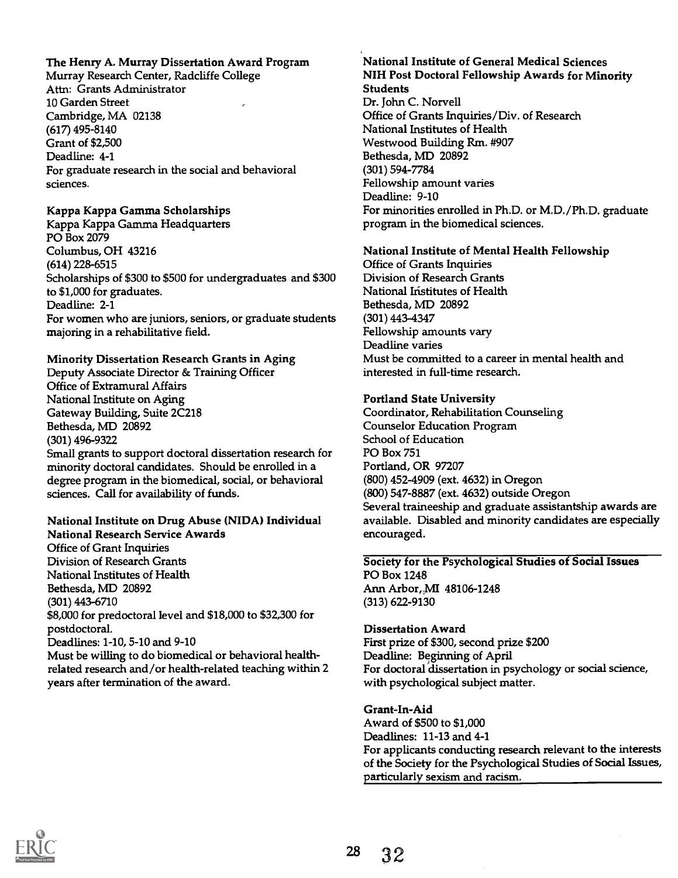**The Henry A. Murray Dissertation Award Program**
Murray Research Center, Radcliffe College
Attn: Grants Administrator
10 Garden Street
Cambridge, MA 02138
(617) 495-8140
Grant of $2,500
Deadline: 4-1
For graduate research in the social and behavioral sciences.

**Kappa Kappa Gamma Scholarships**
Kappa Kappa Gamma Headquarters
PO Box 2079
Columbus, OH 43216
(614) 228-6515
Scholarships of $300 to $500 for undergraduates and $300 to $1,000 for graduates.
Deadline: 2-1
For women who are juniors, seniors, or graduate students majoring in a rehabilitative field.

**Minority Dissertation Research Grants in Aging**
Deputy Associate Director & Training Officer
Office of Extramural Affairs
National Institute on Aging
Gateway Building, Suite 2C218
Bethesda, MD 20892
(301) 496-9322
Small grants to support doctoral dissertation research for minority doctoral candidates. Should be enrolled in a degree program in the biomedical, social, or behavioral sciences. Call for availability of funds.

**National Institute on Drug Abuse (NIDA) Individual National Research Service Awards**
Office of Grant Inquiries
Division of Research Grants
National Institutes of Health
Bethesda, MD 20892
(301) 443-6710
$8,000 for predoctoral level and $18,000 to $32,300 for postdoctoral.
Deadlines: 1-10, 5-10 and 9-10
Must be willing to do biomedical or behavioral health-related research and/or health-related teaching within 2 years after termination of the award.

**National Institute of General Medical Sciences**
**NIH Post Doctoral Fellowship Awards for Minority Students**
Dr. John C. Norvell
Office of Grants Inquiries/Div. of Research
National Institutes of Health
Westwood Building Rm. #907
Bethesda, MD 20892
(301) 594-7784
Fellowship amount varies
Deadline: 9-10
For minorities enrolled in Ph.D. or M.D./Ph.D. graduate program in the biomedical sciences.

**National Institute of Mental Health Fellowship**
Office of Grants Inquiries
Division of Research Grants
National Institutes of Health
Bethesda, MD 20892
(301) 443-4347
Fellowship amounts vary
Deadline varies
Must be committed to a career in mental health and interested in full-time research.

**Portland State University**
Coordinator, Rehabilitation Counseling
Counselor Education Program
School of Education
PO Box 751
Portland, OR 97207
(800) 452-4909 (ext. 4632) in Oregon
(800) 547-8887 (ext. 4632) outside Oregon
Several traineeship and graduate assistantship awards are available. Disabled and minority candidates are especially encouraged.

**Society for the Psychological Studies of Social Issues**
PO Box 1248
Ann Arbor, MI 48106-1248
(313) 622-9130

**Dissertation Award**
First prize of $300, second prize $200
Deadline: Beginning of April
For doctoral dissertation in psychology or social science, with psychological subject matter.

**Grant-In-Aid**
Award of $500 to $1,000
Deadlines: 11-13 and 4-1
For applicants conducting research relevant to the interests of the Society for the Psychological Studies of Social Issues, particularly sexism and racism.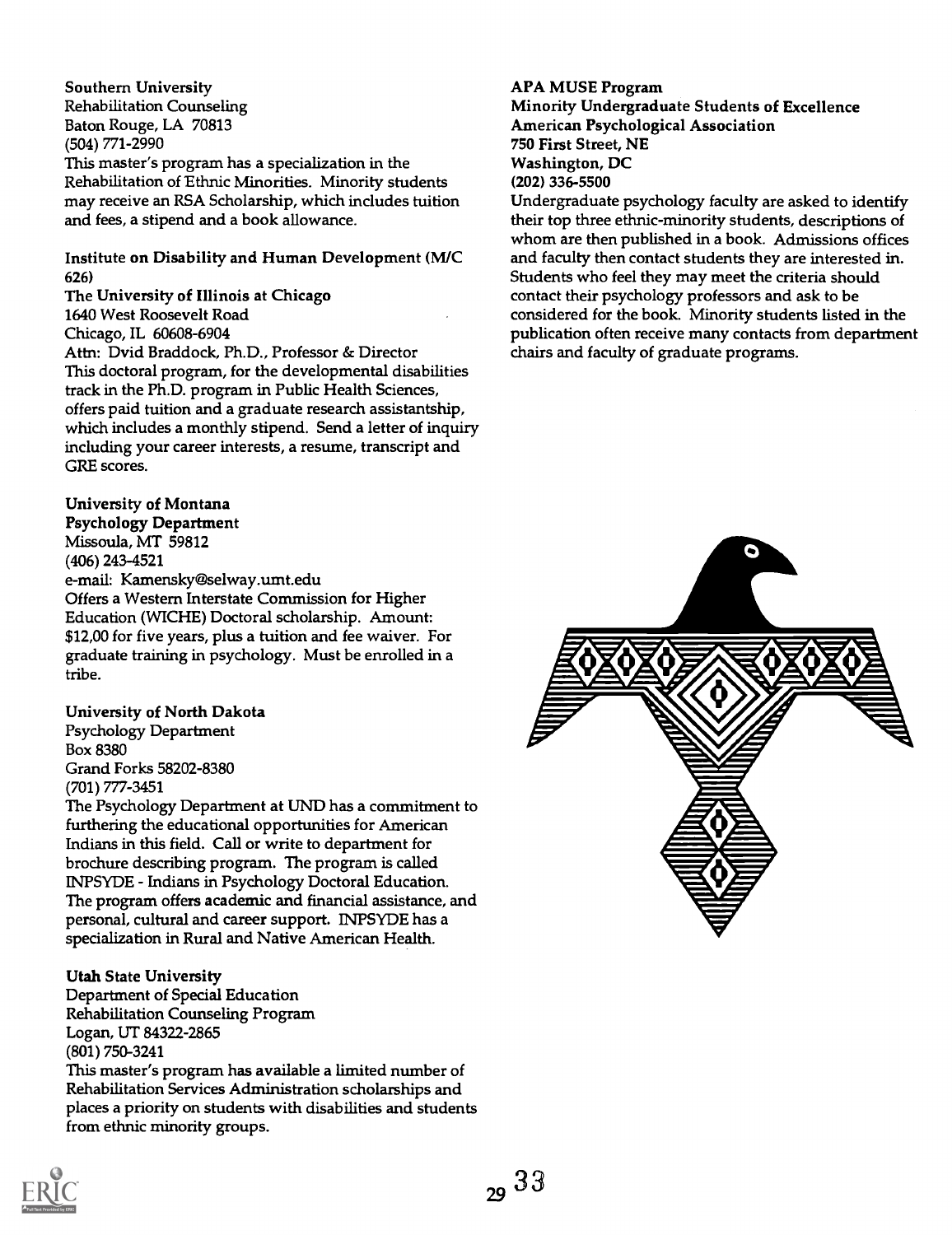**Southern University**
Rehabilitation Counseling
Baton Rouge, LA 70813
(504) 771-2990
This master's program has a specialization in the Rehabilitation of Ethnic Minorities. Minority students may receive an RSA Scholarship, which includes tuition and fees, a stipend and a book allowance.

**Institute on Disability and Human Development (M/C 626)**
**The University of Illinois at Chicago**
1640 West Roosevelt Road
Chicago, IL 60608-6904
Attn: Dvid Braddock, Ph.D., Professor & Director
This doctoral program, for the developmental disabilities track in the Ph.D. program in Public Health Sciences, offers paid tuition and a graduate research assistantship, which includes a monthly stipend. Send a letter of inquiry including your career interests, a resume, transcript and GRE scores.

**University of Montana**
**Psychology Department**
Missoula, MT 59812
(406) 243-4521
e-mail: Kamensky@selway.umt.edu
Offers a Western Interstate Commission for Higher Education (WICHE) Doctoral scholarship. Amount: $12,00 for five years, plus a tuition and fee waiver. For graduate training in psychology. Must be enrolled in a tribe.

**University of North Dakota**
Psychology Department
Box 8380
Grand Forks 58202-8380
(701) 777-3451
The Psychology Department at UND has a commitment to furthering the educational opportunities for American Indians in this field. Call or write to department for brochure describing program. The program is called INPSYDE - Indians in Psychology Doctoral Education. The program offers academic and financial assistance, and personal, cultural and career support. INPSYDE has a specialization in Rural and Native American Health.

**Utah State University**
Department of Special Education
Rehabilitation Counseling Program
Logan, UT 84322-2865
(801) 750-3241
This master's program has available a limited number of Rehabilitation Services Administration scholarships and places a priority on students with disabilities and students from ethnic minority groups.

**APA MUSE Program**
**Minority Undergraduate Students of Excellence**
**American Psychological Association**
**750 First Street, NE**
**Washington, DC**
**(202) 336-5500**
Undergraduate psychology faculty are asked to identify their top three ethnic-minority students, descriptions of whom are then published in a book. Admissions offices and faculty then contact students they are interested in. Students who feel they may meet the criteria should contact their psychology professors and ask to be considered for the book. Minority students listed in the publication often receive many contacts from department chairs and faculty of graduate programs.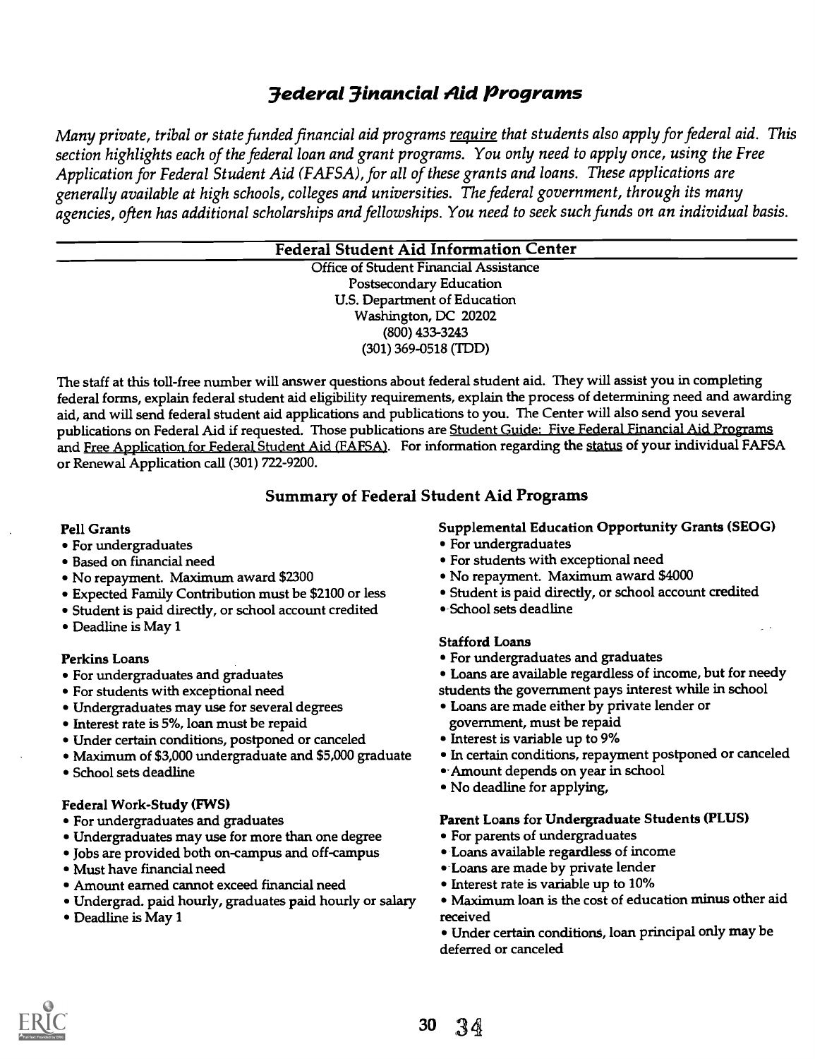# Federal Financial Aid Programs

*Many private, tribal or state funded financial aid programs require that students also apply for federal aid. This section highlights each of the federal loan and grant programs. You only need to apply once, using the Free Application for Federal Student Aid (FAFSA), for all of these grants and loans. These applications are generally available at high schools, colleges and universities. The federal government, through its many agencies, often has additional scholarships and fellowships. You need to seek such funds on an individual basis.*

## Federal Student Aid Information Center

Office of Student Financial Assistance
Postsecondary Education
U.S. Department of Education
Washington, DC 20202
(800) 433-3243
(301) 369-0518 (TDD)

The staff at this toll-free number will answer questions about federal student aid. They will assist you in completing federal forms, explain federal student aid eligibility requirements, explain the process of determining need and awarding aid, and will send federal student aid applications and publications to you. The Center will also send you several publications on Federal Aid if requested. Those publications are Student Guide: Five Federal Financial Aid Programs and Free Application for Federal Student Aid (FAFSA). For information regarding the status of your individual FAFSA or Renewal Application call (301) 722-9200.

## Summary of Federal Student Aid Programs

**Pell Grants**
- For undergraduates
- Based on financial need
- No repayment. Maximum award $2300
- Expected Family Contribution must be $2100 or less
- Student is paid directly, or school account credited
- Deadline is May 1

**Perkins Loans**
- For undergraduates and graduates
- For students with exceptional need
- Undergraduates may use for several degrees
- Interest rate is 5%, loan must be repaid
- Under certain conditions, postponed or canceled
- Maximum of $3,000 undergraduate and $5,000 graduate
- School sets deadline

**Federal Work-Study (FWS)**
- For undergraduates and graduates
- Undergraduates may use for more than one degree
- Jobs are provided both on-campus and off-campus
- Must have financial need
- Amount earned cannot exceed financial need
- Undergrad. paid hourly, graduates paid hourly or salary
- Deadline is May 1

**Supplemental Education Opportunity Grants (SEOG)**
- For undergraduates
- For students with exceptional need
- No repayment. Maximum award $4000
- Student is paid directly, or school account credited
- School sets deadline

**Stafford Loans**
- For undergraduates and graduates
- Loans are available regardless of income, but for needy students the government pays interest while in school
- Loans are made either by private lender or government, must be repaid
- Interest is variable up to 9%
- In certain conditions, repayment postponed or canceled
- Amount depends on year in school
- No deadline for applying,

**Parent Loans for Undergraduate Students (PLUS)**
- For parents of undergraduates
- Loans available regardless of income
- Loans are made by private lender
- Interest rate is variable up to 10%
- Maximum loan is the cost of education minus other aid received
- Under certain conditions, loan principal only may be deferred or canceled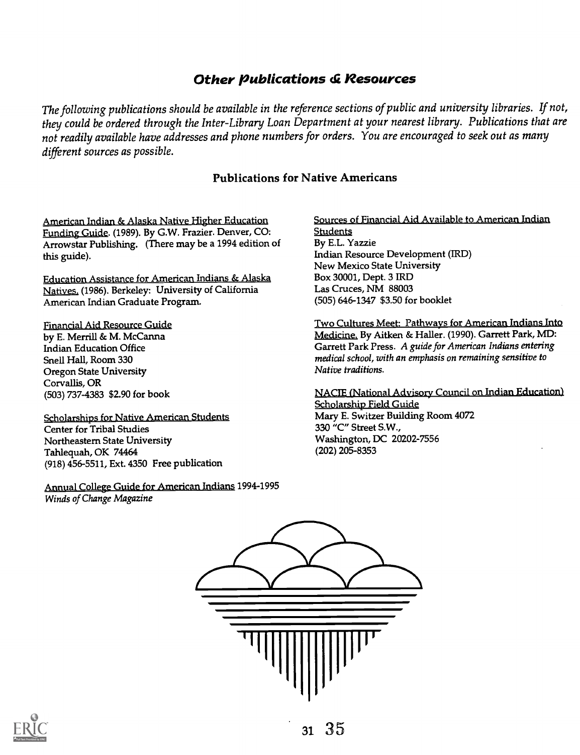## *Other Publications & Resources*

*The following publications should be available in the reference sections of public and university libraries. If not, they could be ordered through the Inter-Library Loan Department at your nearest library. Publications that are not readily available have addresses and phone numbers for orders. You are encouraged to seek out as many different sources as possible.*

### Publications for Native Americans

American Indian & Alaska Native Higher Education Funding Guide. (1989). By G.W. Frazier. Denver, CO: Arrowstar Publishing. (There may be a 1994 edition of this guide).

Education Assistance for American Indians & Alaska Natives. (1986). Berkeley: University of California American Indian Graduate Program.

Financial Aid Resource Guide
by E. Merrill & M. McCanna
Indian Education Office
Snell Hall, Room 330
Oregon State University
Corvallis, OR
(503) 737-4383 $2.90 for book

Scholarships for Native American Students
Center for Tribal Studies
Northeastern State University
Tahlequah, OK 74464
(918) 456-5511, Ext. 4350 Free publication

Annual College Guide for American Indians 1994-1995
*Winds of Change Magazine*

Sources of Financial Aid Available to American Indian Students
By E.L. Yazzie
Indian Resource Development (IRD)
New Mexico State University
Box 30001, Dept. 3 IRD
Las Cruces, NM 88003
(505) 646-1347 $3.50 for booklet

Two Cultures Meet: Pathways for American Indians Into Medicine. By Aitken & Haller. (1990). Garrett Park, MD: Garrett Park Press. *A guide for American Indians entering medical school, with an emphasis on remaining sensitive to Native traditions.*

NACIE (National Advisory Council on Indian Education) Scholarship Field Guide
Mary E. Switzer Building Room 4072
330 "C" Street S.W.,
Washington, DC 20202-7556
(202) 205-8353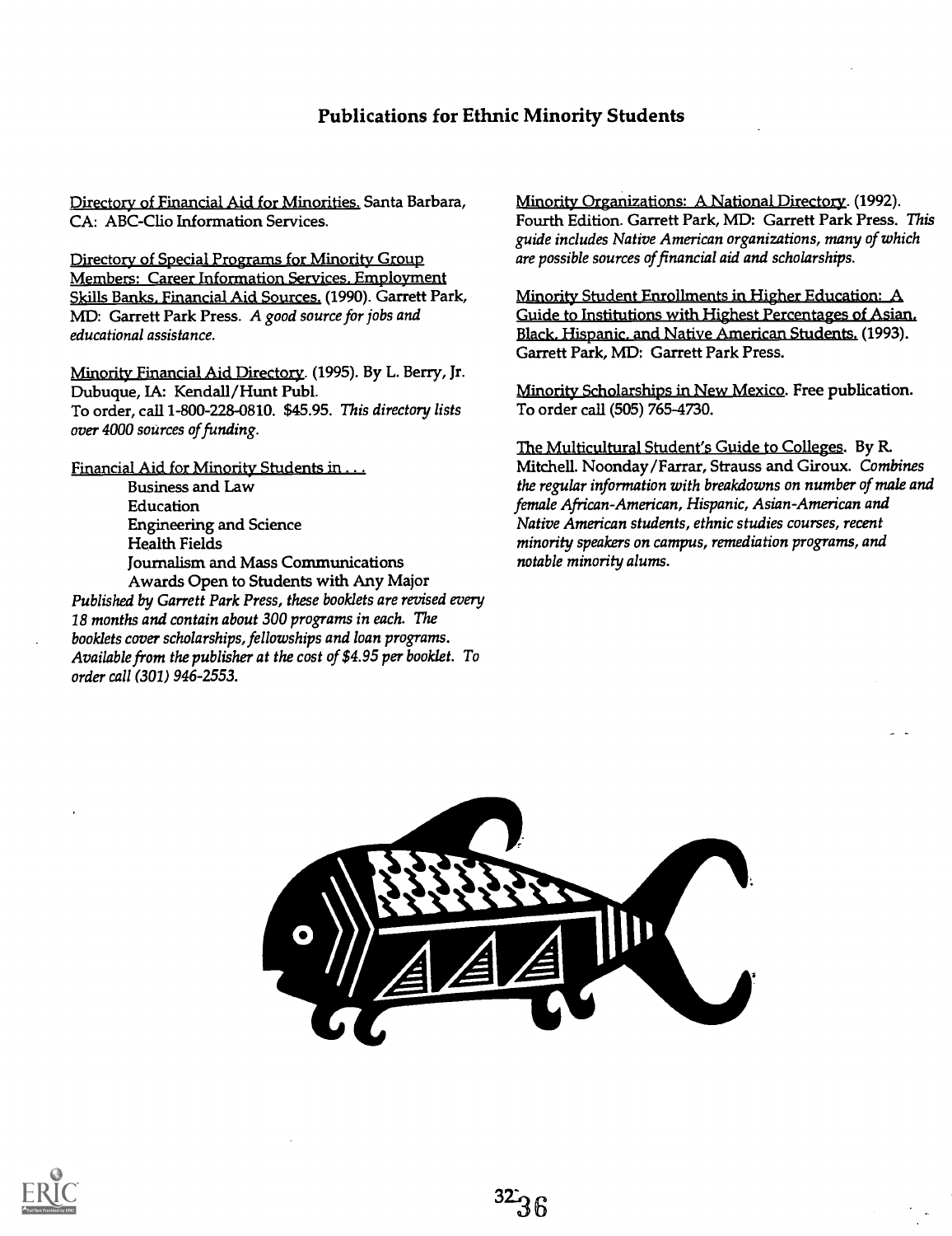## Publications for Ethnic Minority Students

Directory of Financial Aid for Minorities. Santa Barbara, CA: ABC-Clio Information Services.

Directory of Special Programs for Minority Group Members: Career Information Services, Employment Skills Banks, Financial Aid Sources. (1990). Garrett Park, MD: Garrett Park Press. *A good source for jobs and educational assistance.*

Minority Financial Aid Directory. (1995). By L. Berry, Jr. Dubuque, IA: Kendall/Hunt Publ.
To order, call 1-800-228-0810. $45.95. *This directory lists over 4000 sources of funding.*

Financial Aid for Minority Students in . . .

- Business and Law
- Education
- Engineering and Science
- Health Fields
- Journalism and Mass Communications
- Awards Open to Students with Any Major

*Published by Garrett Park Press, these booklets are revised every 18 months and contain about 300 programs in each. The booklets cover scholarships, fellowships and loan programs. Available from the publisher at the cost of $4.95 per booklet. To order call (301) 946-2553.*

Minority Organizations: A National Directory. (1992). Fourth Edition. Garrett Park, MD: Garrett Park Press. *This guide includes Native American organizations, many of which are possible sources of financial aid and scholarships.*

Minority Student Enrollments in Higher Education: A Guide to Institutions with Highest Percentages of Asian, Black, Hispanic, and Native American Students. (1993). Garrett Park, MD: Garrett Park Press.

Minority Scholarships in New Mexico. Free publication. To order call (505) 765-4730.

The Multicultural Student's Guide to Colleges. By R. Mitchell. Noonday/Farrar, Strauss and Giroux. *Combines the regular information with breakdowns on number of male and female African-American, Hispanic, Asian-American and Native American students, ethnic studies courses, recent minority speakers on campus, remediation programs, and notable minority alums.*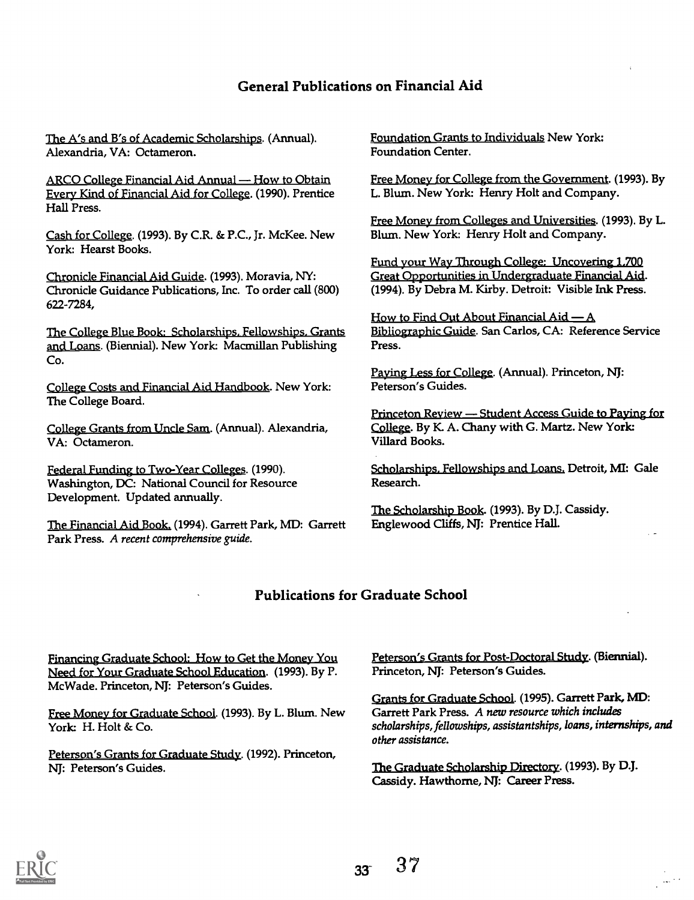## General Publications on Financial Aid

The A's and B's of Academic Scholarships. (Annual). Alexandria, VA: Octameron.

ARCO College Financial Aid Annual — How to Obtain Every Kind of Financial Aid for College. (1990). Prentice Hall Press.

Cash for College. (1993). By C.R. & P.C., Jr. McKee. New York: Hearst Books.

Chronicle Financial Aid Guide. (1993). Moravia, NY: Chronicle Guidance Publications, Inc. To order call (800) 622-7284,

The College Blue Book: Scholarships, Fellowships, Grants and Loans. (Biennial). New York: Macmillan Publishing Co.

College Costs and Financial Aid Handbook. New York: The College Board.

College Grants from Uncle Sam. (Annual). Alexandria, VA: Octameron.

Federal Funding to Two-Year Colleges. (1990). Washington, DC: National Council for Resource Development. Updated annually.

The Financial Aid Book. (1994). Garrett Park, MD: Garrett Park Press. *A recent comprehensive guide.*

Foundation Grants to Individuals New York: Foundation Center.

Free Money for College from the Government. (1993). By L. Blum. New York: Henry Holt and Company.

Free Money from Colleges and Universities. (1993). By L. Blum. New York: Henry Holt and Company.

Fund your Way Through College: Uncovering 1,700 Great Opportunities in Undergraduate Financial Aid. (1994). By Debra M. Kirby. Detroit: Visible Ink Press.

How to Find Out About Financial Aid — A Bibliographic Guide. San Carlos, CA: Reference Service Press.

Paying Less for College. (Annual). Princeton, NJ: Peterson's Guides.

Princeton Review — Student Access Guide to Paying for College. By K. A. Chany with G. Martz. New York: Villard Books.

Scholarships, Fellowships and Loans. Detroit, MI: Gale Research.

The Scholarship Book. (1993). By D.J. Cassidy. Englewood Cliffs, NJ: Prentice Hall.

## Publications for Graduate School

Financing Graduate School: How to Get the Money You Need for Your Graduate School Education. (1993). By P. McWade. Princeton, NJ: Peterson's Guides.

Free Money for Graduate School. (1993). By L. Blum. New York: H. Holt & Co.

Peterson's Grants for Graduate Study. (1992). Princeton, NJ: Peterson's Guides.

Peterson's Grants for Post-Doctoral Study. (Biennial). Princeton, NJ: Peterson's Guides.

Grants for Graduate School. (1995). Garrett Park, MD: Garrett Park Press. *A new resource which includes scholarships, fellowships, assistantships, loans, internships, and other assistance.*

The Graduate Scholarship Directory. (1993). By D.J. Cassidy. Hawthorne, NJ: Career Press.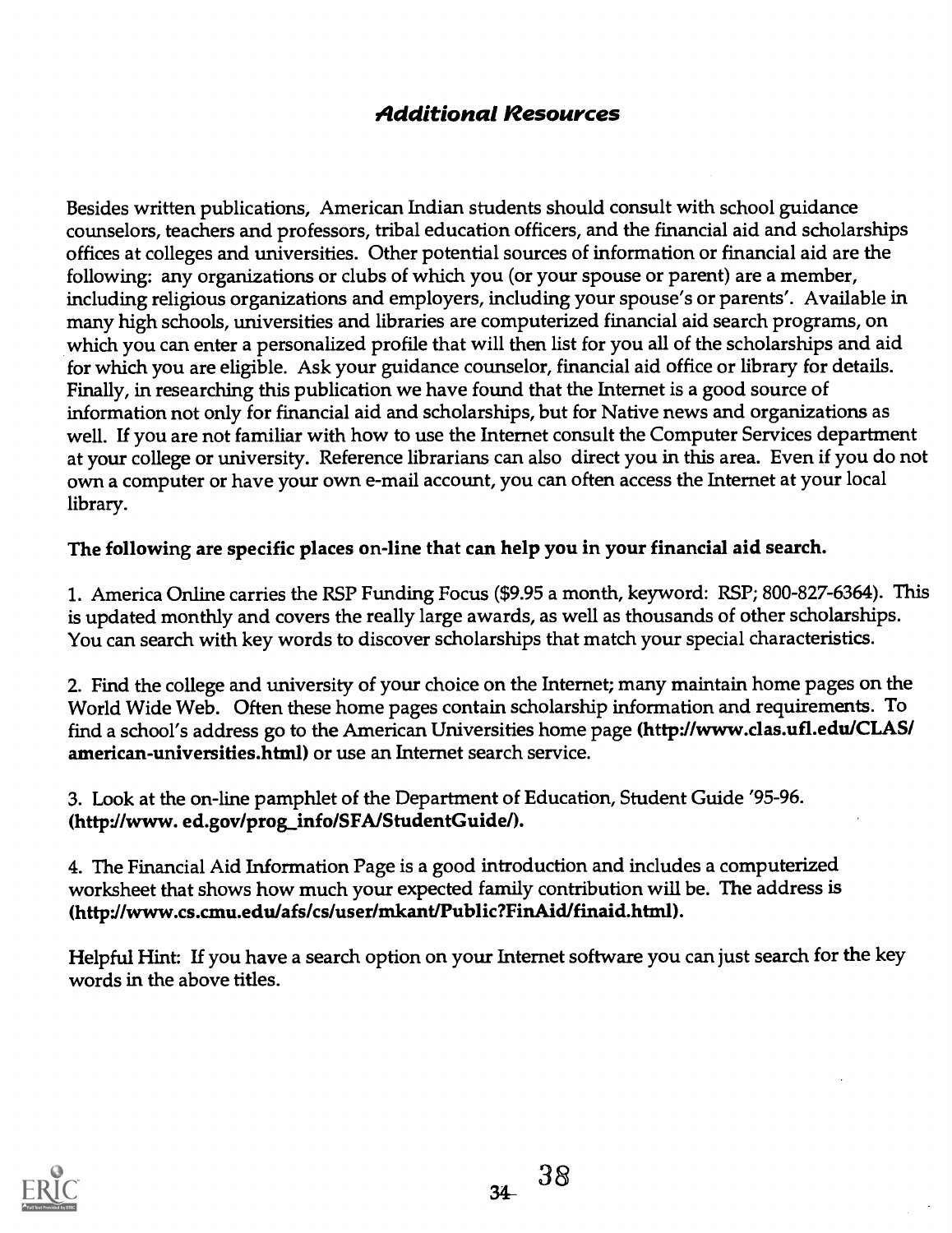## *Additional Resources*

Besides written publications, American Indian students should consult with school guidance counselors, teachers and professors, tribal education officers, and the financial aid and scholarships offices at colleges and universities. Other potential sources of information or financial aid are the following: any organizations or clubs of which you (or your spouse or parent) are a member, including religious organizations and employers, including your spouse's or parents'. Available in many high schools, universities and libraries are computerized financial aid search programs, on which you can enter a personalized profile that will then list for you all of the scholarships and aid for which you are eligible. Ask your guidance counselor, financial aid office or library for details. Finally, in researching this publication we have found that the Internet is a good source of information not only for financial aid and scholarships, but for Native news and organizations as well. If you are not familiar with how to use the Internet consult the Computer Services department at your college or university. Reference librarians can also direct you in this area. Even if you do not own a computer or have your own e-mail account, you can often access the Internet at your local library.

**The following are specific places on-line that can help you in your financial aid search.**

1. America Online carries the RSP Funding Focus ($9.95 a month, keyword: RSP; 800-827-6364). This is updated monthly and covers the really large awards, as well as thousands of other scholarships. You can search with key words to discover scholarships that match your special characteristics.

2. Find the college and university of your choice on the Internet; many maintain home pages on the World Wide Web. Often these home pages contain scholarship information and requirements. To find a school's address go to the American Universities home page **(http://www.clas.ufl.edu/CLAS/american-universities.html)** or use an Internet search service.

3. Look at the on-line pamphlet of the Department of Education, Student Guide '95-96. **(http://www. ed.gov/prog_info/SFA/StudentGuide/).**

4. The Financial Aid Information Page is a good introduction and includes a computerized worksheet that shows how much your expected family contribution will be. The address is **(http://www.cs.cmu.edu/afs/cs/user/mkant/Public?FinAid/finaid.html).**

Helpful Hint: If you have a search option on your Internet software you can just search for the key words in the above titles.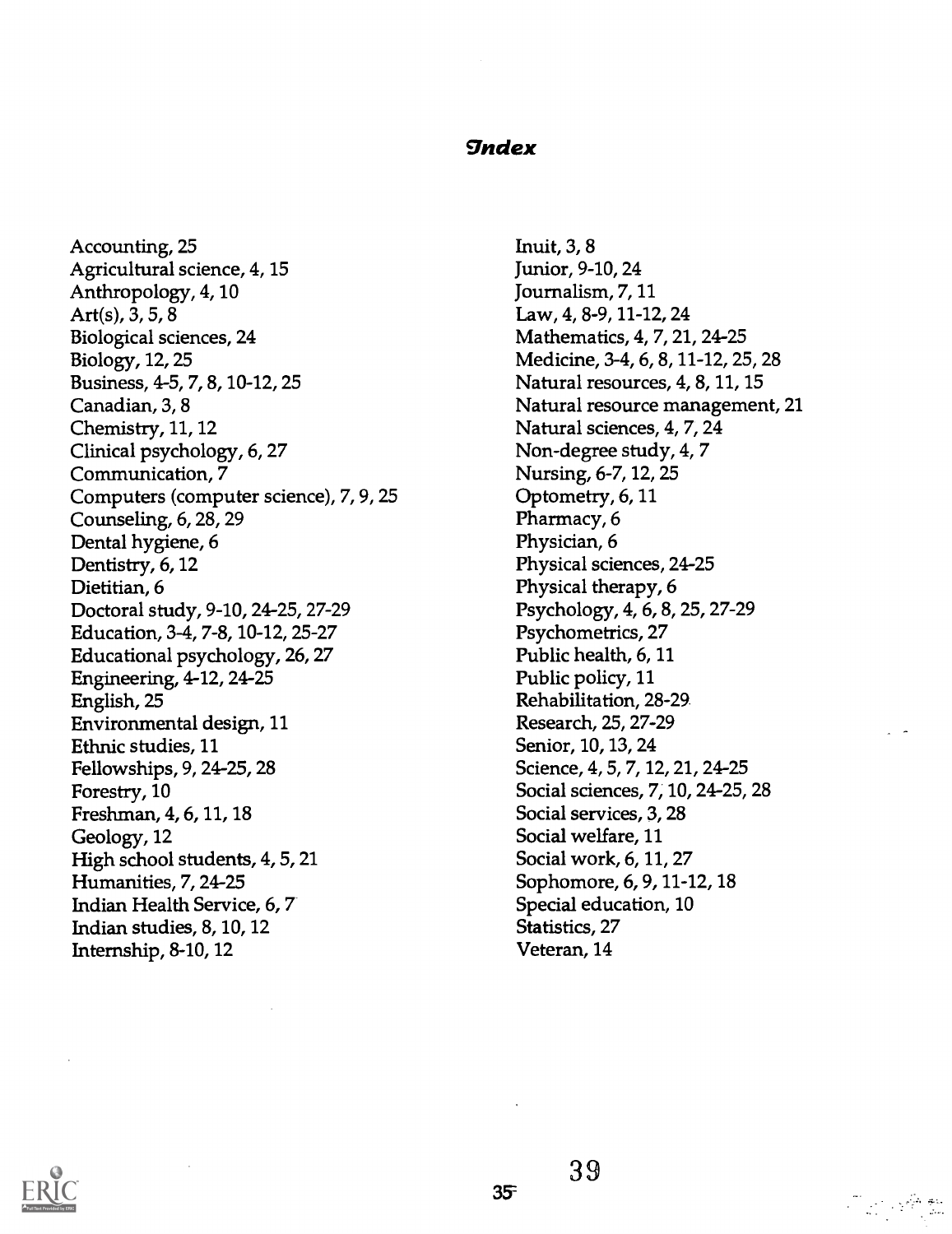# Index

Accounting, 25
Agricultural science, 4, 15
Anthropology, 4, 10
Art(s), 3, 5, 8
Biological sciences, 24
Biology, 12, 25
Business, 4-5, 7, 8, 10-12, 25
Canadian, 3, 8
Chemistry, 11, 12
Clinical psychology, 6, 27
Communication, 7
Computers (computer science), 7, 9, 25
Counseling, 6, 28, 29
Dental hygiene, 6
Dentistry, 6, 12
Dietitian, 6
Doctoral study, 9-10, 24-25, 27-29
Education, 3-4, 7-8, 10-12, 25-27
Educational psychology, 26, 27
Engineering, 4-12, 24-25
English, 25
Environmental design, 11
Ethnic studies, 11
Fellowships, 9, 24-25, 28
Forestry, 10
Freshman, 4, 6, 11, 18
Geology, 12
High school students, 4, 5, 21
Humanities, 7, 24-25
Indian Health Service, 6, 7
Indian studies, 8, 10, 12
Internship, 8-10, 12
Inuit, 3, 8
Junior, 9-10, 24
Journalism, 7, 11
Law, 4, 8-9, 11-12, 24
Mathematics, 4, 7, 21, 24-25
Medicine, 3-4, 6, 8, 11-12, 25, 28
Natural resources, 4, 8, 11, 15
Natural resource management, 21
Natural sciences, 4, 7, 24
Non-degree study, 4, 7
Nursing, 6-7, 12, 25
Optometry, 6, 11
Pharmacy, 6
Physician, 6
Physical sciences, 24-25
Physical therapy, 6
Psychology, 4, 6, 8, 25, 27-29
Psychometrics, 27
Public health, 6, 11
Public policy, 11
Rehabilitation, 28-29
Research, 25, 27-29
Senior, 10, 13, 24
Science, 4, 5, 7, 12, 21, 24-25
Social sciences, 7, 10, 24-25, 28
Social services, 3, 28
Social welfare, 11
Social work, 6, 11, 27
Sophomore, 6, 9, 11-12, 18
Special education, 10
Statistics, 27
Veteran, 14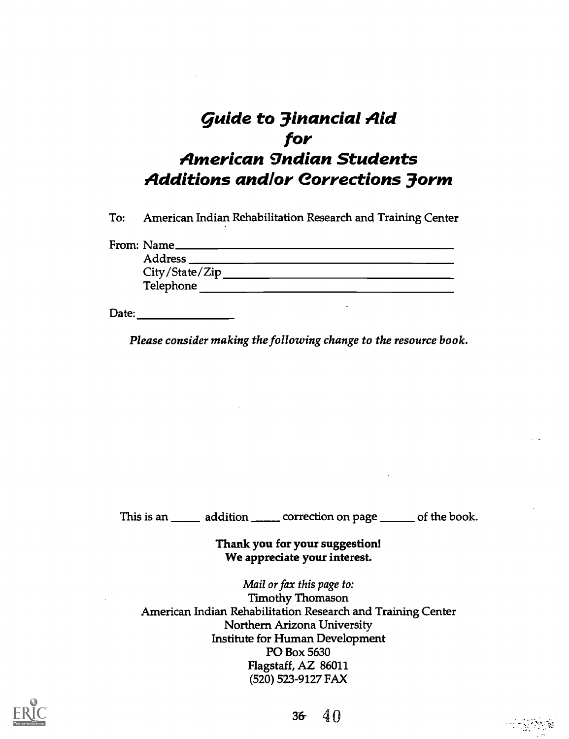# *Guide to Financial Aid for American Indian Students Additions and/or Corrections Form*

To: American Indian Rehabilitation Research and Training Center

From: Name \_\_\_\_\_\_\_\_\_\_\_\_\_\_\_\_\_\_\_\_\_\_\_\_\_\_\_\_\_\_\_\_\_\_\_\_\_\_\_\_

Address \_\_\_\_\_\_\_\_\_\_\_\_\_\_\_\_\_\_\_\_\_\_\_\_\_\_\_\_\_\_\_\_\_\_\_\_\_\_\_\_

City/State/Zip \_\_\_\_\_\_\_\_\_\_\_\_\_\_\_\_\_\_\_\_\_\_\_\_\_\_\_\_\_\_\_\_\_\_\_\_

Telephone \_\_\_\_\_\_\_\_\_\_\_\_\_\_\_\_\_\_\_\_\_\_\_\_\_\_\_\_\_\_\_\_\_\_\_\_\_\_\_\_

Date: \_\_\_\_\_\_\_\_\_\_\_\_\_\_\_\_

*Please consider making the following change to the resource book.*

This is an \_\_\_\_\_ addition \_\_\_\_\_ correction on page \_\_\_\_\_\_ of the book.

**Thank you for your suggestion!**
**We appreciate your interest.**

*Mail or fax this page to:*
Timothy Thomason
American Indian Rehabilitation Research and Training Center
Northern Arizona University
Institute for Human Development
PO Box 5630
Flagstaff, AZ 86011
(520) 523-9127 FAX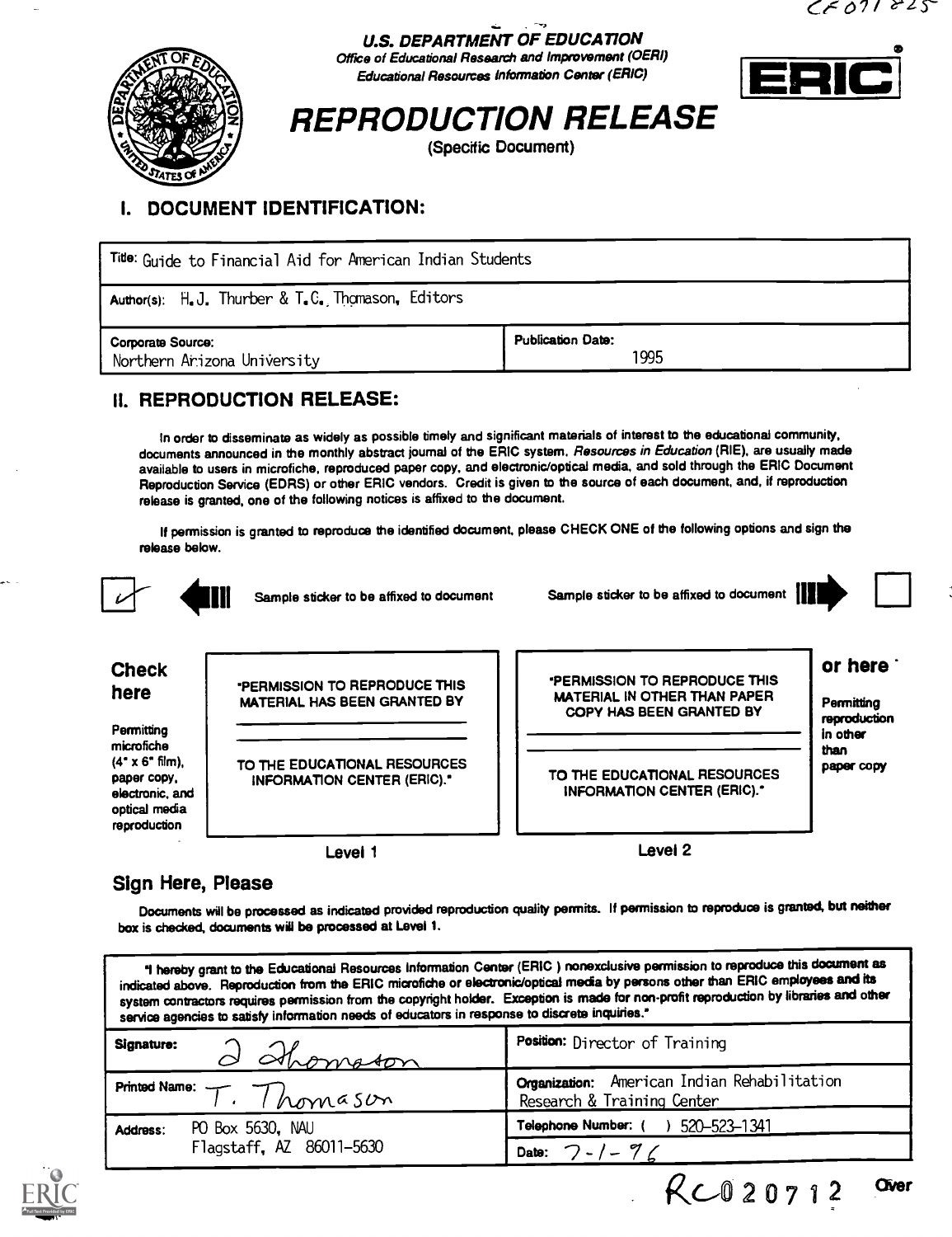CE 071 825

**U.S. DEPARTMENT OF EDUCATION**
*Office of Educational Research and Improvement (OERI)*
*Educational Resources Information Center (ERIC)*

ERIC

# REPRODUCTION RELEASE

(Specific Document)

## I. DOCUMENT IDENTIFICATION:

| | |
|---|---|
| Title: Guide to Financial Aid for American Indian Students | |
| Author(s): H.J. Thurber & T.C. Thomason, Editors | |
| Corporate Source: Northern Arizona University | Publication Date: 1995 |

## II. REPRODUCTION RELEASE:

In order to disseminate as widely as possible timely and significant materials of interest to the educational community, documents announced in the monthly abstract journal of the ERIC system, *Resources in Education* (RIE), are usually made available to users in microfiche, reproduced paper copy, and electronic/optical media, and sold through the ERIC Document Reproduction Service (EDRS) or other ERIC vendors. Credit is given to the source of each document, and, if reproduction release is granted, one of the following notices is affixed to the document.

If permission is granted to reproduce the identified document, please CHECK ONE of the following options and sign the release below.

☑ Sample sticker to be affixed to document | Sample sticker to be affixed to document ☐

**Check here**

Permitting microfiche (4" x 6" film), paper copy, electronic, and optical media reproduction

"PERMISSION TO REPRODUCE THIS MATERIAL HAS BEEN GRANTED BY

TO THE EDUCATIONAL RESOURCES INFORMATION CENTER (ERIC)."

Level 1

**or here**

Permitting reproduction in other than paper copy

"PERMISSION TO REPRODUCE THIS MATERIAL IN OTHER THAN PAPER COPY HAS BEEN GRANTED BY

TO THE EDUCATIONAL RESOURCES INFORMATION CENTER (ERIC)."

Level 2

## Sign Here, Please

Documents will be processed as indicated provided reproduction quality permits. If permission to reproduce is granted, but neither box is checked, documents will be processed at Level 1.

"I hereby grant to the Educational Resources Information Center (ERIC) nonexclusive permission to reproduce this document as indicated above. Reproduction from the ERIC microfiche or electronic/optical media by persons other than ERIC employees and its system contractors requires permission from the copyright holder. Exception is made for non-profit reproduction by libraries and other service agencies to satisfy information needs of educators in response to discrete inquiries."

| | |
|---|---|
| Signature: D Thomason | Position: Director of Training |
| Printed Name: T. Thomason | Organization: American Indian Rehabilitation Research & Training Center |
| Address: PO Box 5630, NAU Flagstaff, AZ 86011-5630 | Telephone Number: ( ) 520-523-1341 |
| | Date: 7-1-96 |

RC020712

Over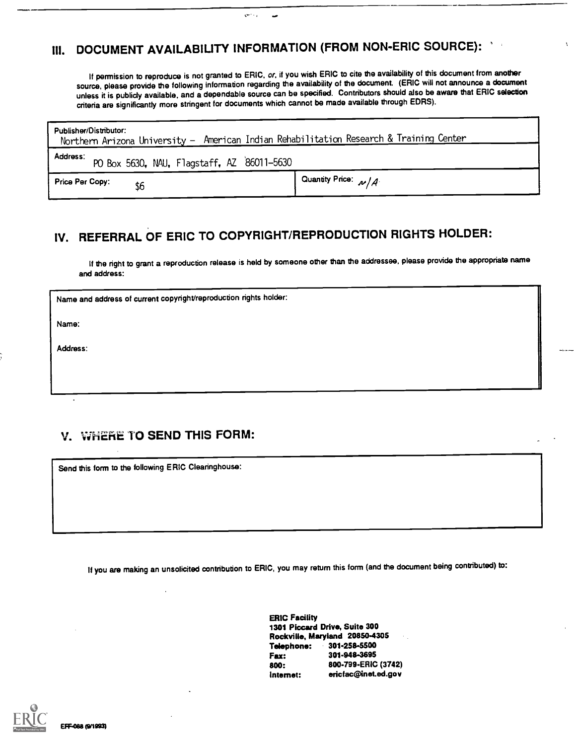## III. DOCUMENT AVAILABILITY INFORMATION (FROM NON-ERIC SOURCE):

If permission to reproduce is not granted to ERIC, *or*, if you wish ERIC to cite the availability of this document from another source, please provide the following information regarding the availability of the document. (ERIC will not announce a document unless it is publicly available, and a dependable source can be specified. Contributors should also be aware that ERIC selection criteria are significantly more stringent for documents which cannot be made available through EDRS).

| | |
|---|---|
| Publisher/Distributor: Northern Arizona University - American Indian Rehabilitation Research & Training Center | |
| Address: PO Box 5630, NAU, Flagstaff, AZ 86011-5630 | |
| Price Per Copy: $6 | Quantity Price: N/A |

## IV. REFERRAL OF ERIC TO COPYRIGHT/REPRODUCTION RIGHTS HOLDER:

If the right to grant a reproduction release is held by someone other than the addressee, please provide the appropriate name and address:

Name and address of current copyright/reproduction rights holder:

Name:

Address:

## V. WHERE TO SEND THIS FORM:

Send this form to the following ERIC Clearinghouse:

If you are making an unsolicited contribution to ERIC, you may return this form (and the document being contributed) to:

**ERIC Facility**
**1301 Piccard Drive, Suite 300**
**Rockville, Maryland 20850-4305**
**Telephone:** 301-258-5500
**Fax:** 301-948-3695
**800:** 800-799-ERIC (3742)
**Internet:** ericfac@inet.ed.gov

EFF-088 (9/1993)